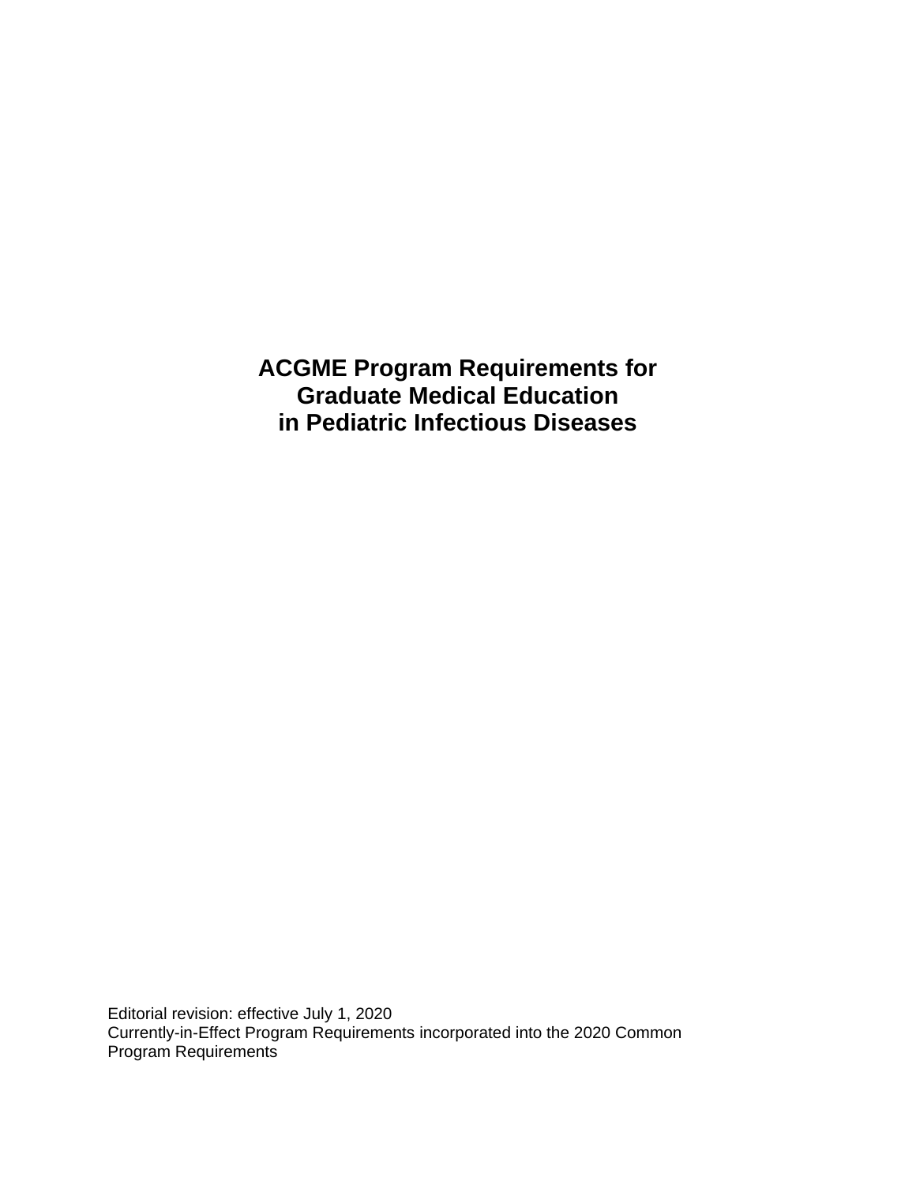# ACGME Program Requirements for Graduate Medical Education in Pediatric Infectious Diseases

Editorial revision: effective July 1, 2020
Currently-in-Effect Program Requirements incorporated into the 2020 Common Program Requirements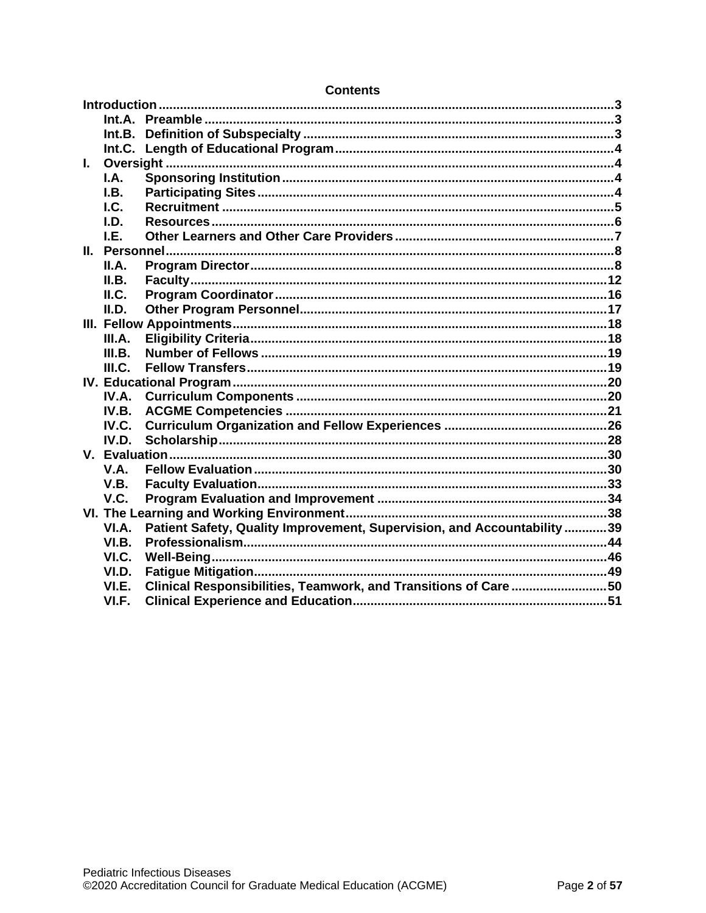**Contents**

**Introduction** ...3
- **Int.A. Preamble** ...3
- **Int.B. Definition of Subspecialty** ...3
- **Int.C. Length of Educational Program** ...4

**I. Oversight** ...4
- **I.A. Sponsoring Institution** ...4
- **I.B. Participating Sites** ...4
- **I.C. Recruitment** ...5
- **I.D. Resources** ...6
- **I.E. Other Learners and Other Care Providers** ...7

**II. Personnel** ...8
- **II.A. Program Director** ...8
- **II.B. Faculty** ...12
- **II.C. Program Coordinator** ...16
- **II.D. Other Program Personnel** ...17

**III. Fellow Appointments** ...18
- **III.A. Eligibility Criteria** ...18
- **III.B. Number of Fellows** ...19
- **III.C. Fellow Transfers** ...19

**IV. Educational Program** ...20
- **IV.A. Curriculum Components** ...20
- **IV.B. ACGME Competencies** ...21
- **IV.C. Curriculum Organization and Fellow Experiences** ...26
- **IV.D. Scholarship** ...28

**V. Evaluation** ...30
- **V.A. Fellow Evaluation** ...30
- **V.B. Faculty Evaluation** ...33
- **V.C. Program Evaluation and Improvement** ...34

**VI. The Learning and Working Environment** ...38
- **VI.A. Patient Safety, Quality Improvement, Supervision, and Accountability** ...39
- **VI.B. Professionalism** ...44
- **VI.C. Well-Being** ...46
- **VI.D. Fatigue Mitigation** ...49
- **VI.E. Clinical Responsibilities, Teamwork, and Transitions of Care** ...50
- **VI.F. Clinical Experience and Education** ...51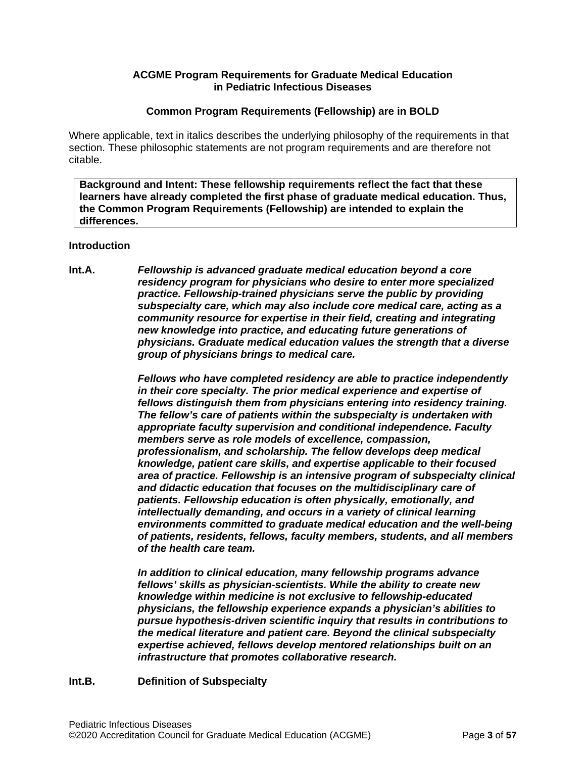**ACGME Program Requirements for Graduate Medical Education in Pediatric Infectious Diseases**

**Common Program Requirements (Fellowship) are in BOLD**

Where applicable, text in italics describes the underlying philosophy of the requirements in that section. These philosophic statements are not program requirements and are therefore not citable.

> **Background and Intent: These fellowship requirements reflect the fact that these learners have already completed the first phase of graduate medical education. Thus, the Common Program Requirements (Fellowship) are intended to explain the differences.**

**Introduction**

**Int.A.** ***Fellowship is advanced graduate medical education beyond a core residency program for physicians who desire to enter more specialized practice. Fellowship-trained physicians serve the public by providing subspecialty care, which may also include core medical care, acting as a community resource for expertise in their field, creating and integrating new knowledge into practice, and educating future generations of physicians. Graduate medical education values the strength that a diverse group of physicians brings to medical care.***

***Fellows who have completed residency are able to practice independently in their core specialty. The prior medical experience and expertise of fellows distinguish them from physicians entering into residency training. The fellow's care of patients within the subspecialty is undertaken with appropriate faculty supervision and conditional independence. Faculty members serve as role models of excellence, compassion, professionalism, and scholarship. The fellow develops deep medical knowledge, patient care skills, and expertise applicable to their focused area of practice. Fellowship is an intensive program of subspecialty clinical and didactic education that focuses on the multidisciplinary care of patients. Fellowship education is often physically, emotionally, and intellectually demanding, and occurs in a variety of clinical learning environments committed to graduate medical education and the well-being of patients, residents, fellows, faculty members, students, and all members of the health care team.***

***In addition to clinical education, many fellowship programs advance fellows' skills as physician-scientists. While the ability to create new knowledge within medicine is not exclusive to fellowship-educated physicians, the fellowship experience expands a physician's abilities to pursue hypothesis-driven scientific inquiry that results in contributions to the medical literature and patient care. Beyond the clinical subspecialty expertise achieved, fellows develop mentored relationships built on an infrastructure that promotes collaborative research.***

**Int.B.** **Definition of Subspecialty**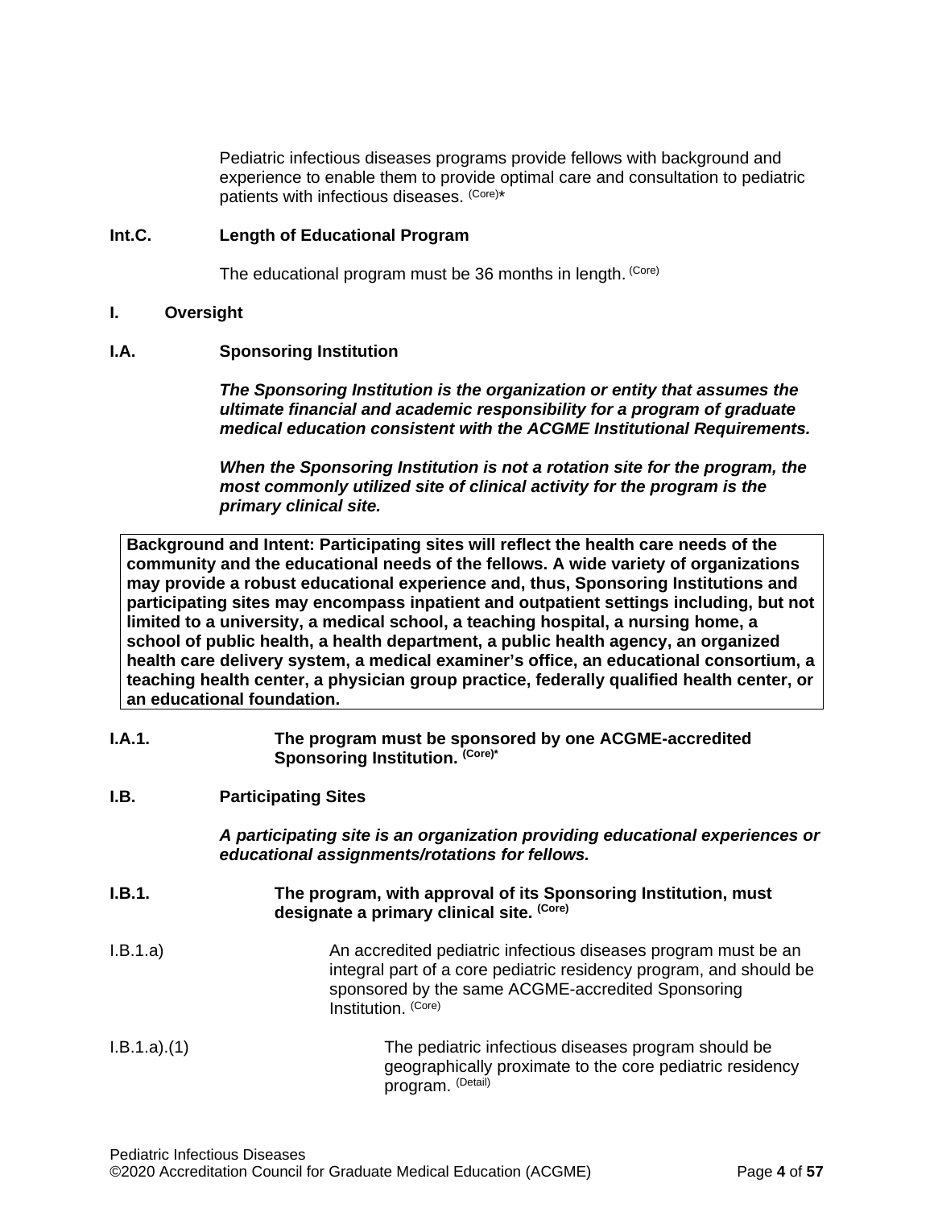Pediatric infectious diseases programs provide fellows with background and experience to enable them to provide optimal care and consultation to pediatric patients with infectious diseases. (Core)*

**Int.C. Length of Educational Program**

The educational program must be 36 months in length. (Core)

**I. Oversight**

**I.A. Sponsoring Institution**

***The Sponsoring Institution is the organization or entity that assumes the ultimate financial and academic responsibility for a program of graduate medical education consistent with the ACGME Institutional Requirements.***

***When the Sponsoring Institution is not a rotation site for the program, the most commonly utilized site of clinical activity for the program is the primary clinical site.***

> **Background and Intent: Participating sites will reflect the health care needs of the community and the educational needs of the fellows. A wide variety of organizations may provide a robust educational experience and, thus, Sponsoring Institutions and participating sites may encompass inpatient and outpatient settings including, but not limited to a university, a medical school, a teaching hospital, a nursing home, a school of public health, a health department, a public health agency, an organized health care delivery system, a medical examiner's office, an educational consortium, a teaching health center, a physician group practice, federally qualified health center, or an educational foundation.**

**I.A.1. The program must be sponsored by one ACGME-accredited Sponsoring Institution. (Core)***

**I.B. Participating Sites**

***A participating site is an organization providing educational experiences or educational assignments/rotations for fellows.***

**I.B.1. The program, with approval of its Sponsoring Institution, must designate a primary clinical site. (Core)**

I.B.1.a) An accredited pediatric infectious diseases program must be an integral part of a core pediatric residency program, and should be sponsored by the same ACGME-accredited Sponsoring Institution. (Core)

I.B.1.a).(1) The pediatric infectious diseases program should be geographically proximate to the core pediatric residency program. (Detail)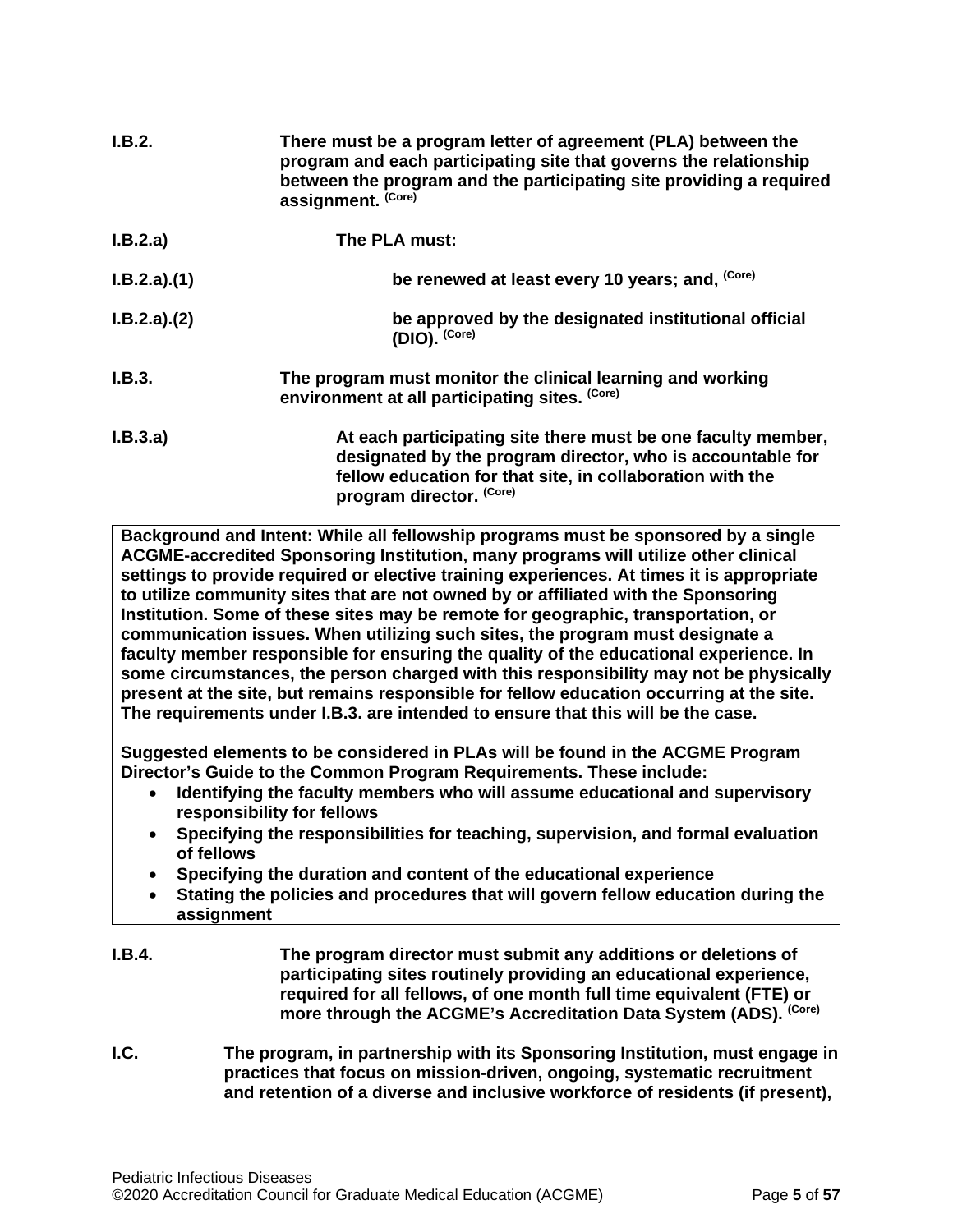**I.B.2.** **There must be a program letter of agreement (PLA) between the program and each participating site that governs the relationship between the program and the participating site providing a required assignment.** (Core)

**I.B.2.a)** **The PLA must:**

**I.B.2.a).(1)** **be renewed at least every 10 years; and,** (Core)

**I.B.2.a).(2)** **be approved by the designated institutional official (DIO).** (Core)

**I.B.3.** **The program must monitor the clinical learning and working environment at all participating sites.** (Core)

**I.B.3.a)** **At each participating site there must be one faculty member, designated by the program director, who is accountable for fellow education for that site, in collaboration with the program director.** (Core)

> **Background and Intent:** While all fellowship programs must be sponsored by a single ACGME-accredited Sponsoring Institution, many programs will utilize other clinical settings to provide required or elective training experiences. At times it is appropriate to utilize community sites that are not owned by or affiliated with the Sponsoring Institution. Some of these sites may be remote for geographic, transportation, or communication issues. When utilizing such sites, the program must designate a faculty member responsible for ensuring the quality of the educational experience. In some circumstances, the person charged with this responsibility may not be physically present at the site, but remains responsible for fellow education occurring at the site. The requirements under I.B.3. are intended to ensure that this will be the case.
>
> Suggested elements to be considered in PLAs will be found in the ACGME Program Director's Guide to the Common Program Requirements. These include:
>
> - Identifying the faculty members who will assume educational and supervisory responsibility for fellows
> - Specifying the responsibilities for teaching, supervision, and formal evaluation of fellows
> - Specifying the duration and content of the educational experience
> - Stating the policies and procedures that will govern fellow education during the assignment

**I.B.4.** **The program director must submit any additions or deletions of participating sites routinely providing an educational experience, required for all fellows, of one month full time equivalent (FTE) or more through the ACGME's Accreditation Data System (ADS).** (Core)

**I.C.** **The program, in partnership with its Sponsoring Institution, must engage in practices that focus on mission-driven, ongoing, systematic recruitment and retention of a diverse and inclusive workforce of residents (if present),**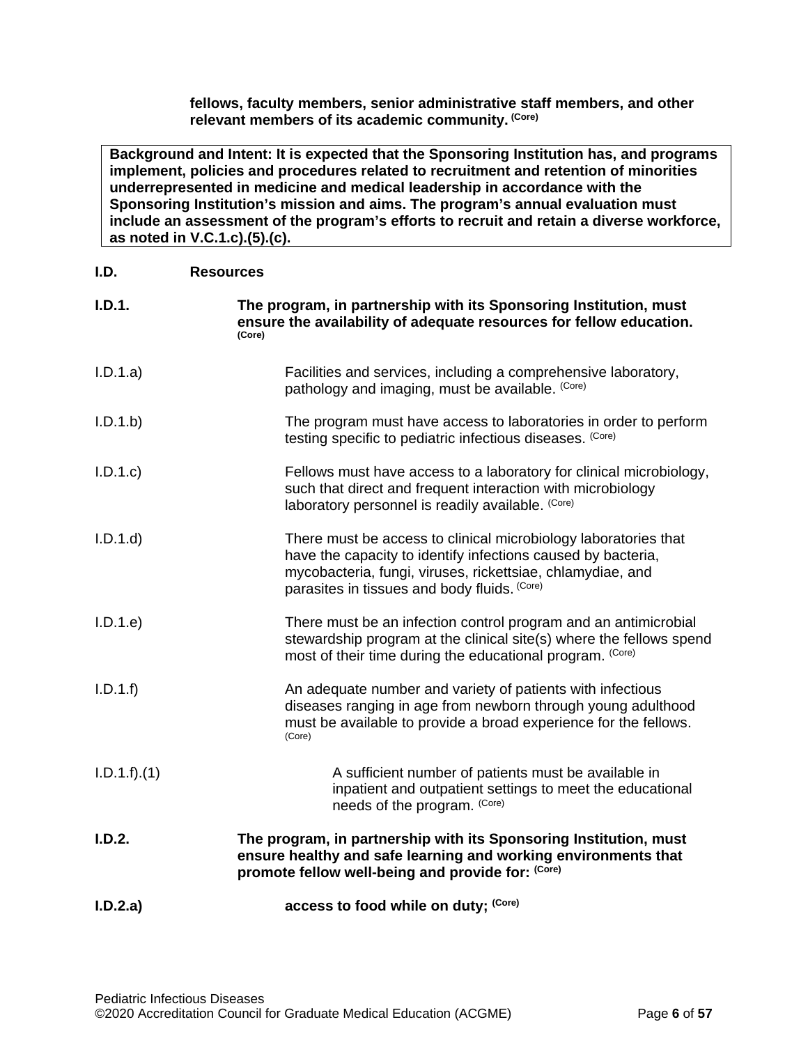**fellows, faculty members, senior administrative staff members, and other relevant members of its academic community.** **(Core)**

> **Background and Intent: It is expected that the Sponsoring Institution has, and programs implement, policies and procedures related to recruitment and retention of minorities underrepresented in medicine and medical leadership in accordance with the Sponsoring Institution's mission and aims. The program's annual evaluation must include an assessment of the program's efforts to recruit and retain a diverse workforce, as noted in V.C.1.c).(5).(c).**

**I.D. Resources**

**I.D.1. The program, in partnership with its Sponsoring Institution, must ensure the availability of adequate resources for fellow education.** **(Core)**

I.D.1.a) Facilities and services, including a comprehensive laboratory, pathology and imaging, must be available. (Core)

I.D.1.b) The program must have access to laboratories in order to perform testing specific to pediatric infectious diseases. (Core)

I.D.1.c) Fellows must have access to a laboratory for clinical microbiology, such that direct and frequent interaction with microbiology laboratory personnel is readily available. (Core)

I.D.1.d) There must be access to clinical microbiology laboratories that have the capacity to identify infections caused by bacteria, mycobacteria, fungi, viruses, rickettsiae, chlamydiae, and parasites in tissues and body fluids. (Core)

I.D.1.e) There must be an infection control program and an antimicrobial stewardship program at the clinical site(s) where the fellows spend most of their time during the educational program. (Core)

I.D.1.f) An adequate number and variety of patients with infectious diseases ranging in age from newborn through young adulthood must be available to provide a broad experience for the fellows. (Core)

I.D.1.f).(1) A sufficient number of patients must be available in inpatient and outpatient settings to meet the educational needs of the program. (Core)

**I.D.2. The program, in partnership with its Sponsoring Institution, must ensure healthy and safe learning and working environments that promote fellow well-being and provide for:** **(Core)**

**I.D.2.a) access to food while on duty;** **(Core)**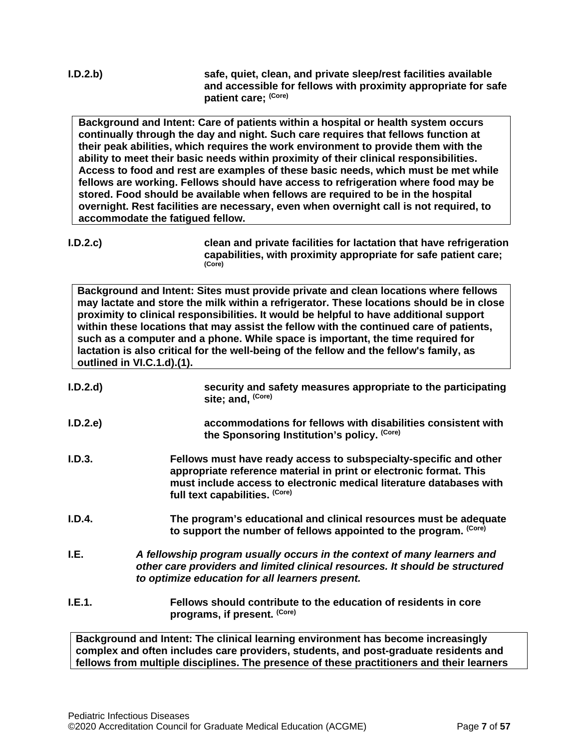**I.D.2.b)** **safe, quiet, clean, and private sleep/rest facilities available and accessible for fellows with proximity appropriate for safe patient care;** (Core)

> **Background and Intent: Care of patients within a hospital or health system occurs continually through the day and night. Such care requires that fellows function at their peak abilities, which requires the work environment to provide them with the ability to meet their basic needs within proximity of their clinical responsibilities. Access to food and rest are examples of these basic needs, which must be met while fellows are working. Fellows should have access to refrigeration where food may be stored. Food should be available when fellows are required to be in the hospital overnight. Rest facilities are necessary, even when overnight call is not required, to accommodate the fatigued fellow.**

**I.D.2.c)** **clean and private facilities for lactation that have refrigeration capabilities, with proximity appropriate for safe patient care;** (Core)

> **Background and Intent: Sites must provide private and clean locations where fellows may lactate and store the milk within a refrigerator. These locations should be in close proximity to clinical responsibilities. It would be helpful to have additional support within these locations that may assist the fellow with the continued care of patients, such as a computer and a phone. While space is important, the time required for lactation is also critical for the well-being of the fellow and the fellow's family, as outlined in VI.C.1.d).(1).**

**I.D.2.d)** **security and safety measures appropriate to the participating site; and,** (Core)

**I.D.2.e)** **accommodations for fellows with disabilities consistent with the Sponsoring Institution's policy.** (Core)

**I.D.3.** **Fellows must have ready access to subspecialty-specific and other appropriate reference material in print or electronic format. This must include access to electronic medical literature databases with full text capabilities.** (Core)

**I.D.4.** **The program's educational and clinical resources must be adequate to support the number of fellows appointed to the program.** (Core)

**I.E.** ***A fellowship program usually occurs in the context of many learners and other care providers and limited clinical resources. It should be structured to optimize education for all learners present.***

**I.E.1.** **Fellows should contribute to the education of residents in core programs, if present.** (Core)

> **Background and Intent: The clinical learning environment has become increasingly complex and often includes care providers, students, and post-graduate residents and fellows from multiple disciplines. The presence of these practitioners and their learners**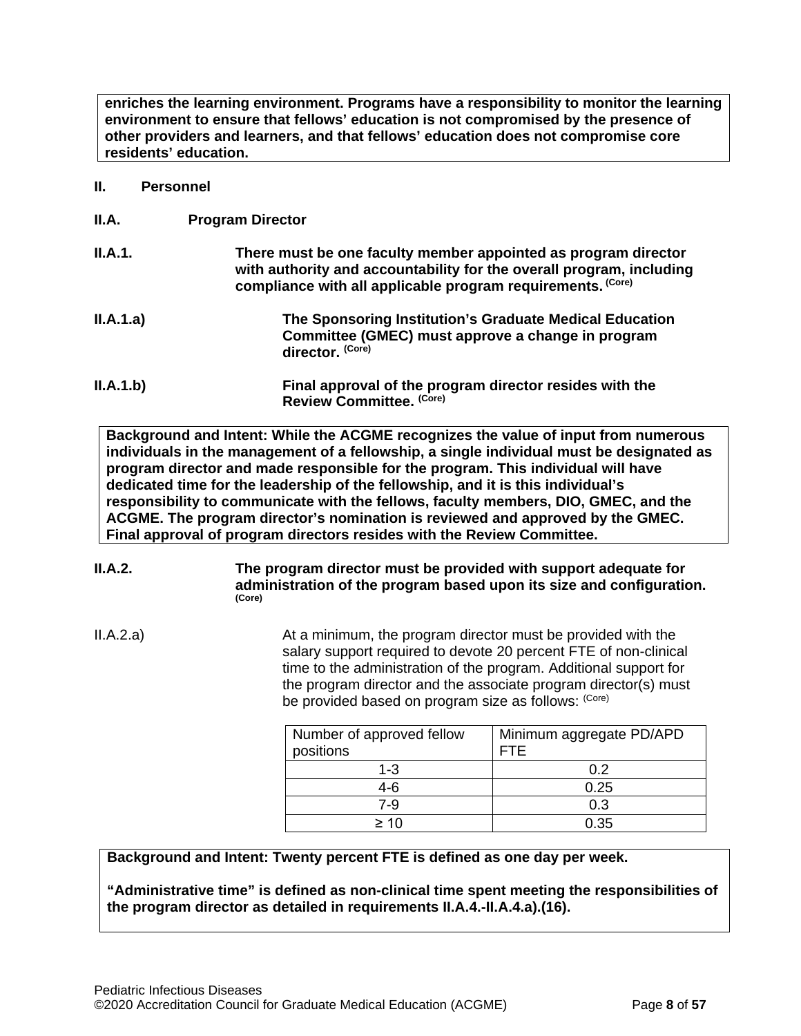**enriches the learning environment. Programs have a responsibility to monitor the learning environment to ensure that fellows' education is not compromised by the presence of other providers and learners, and that fellows' education does not compromise core residents' education.**

## II. Personnel

### II.A. Program Director

**II.A.1.** **There must be one faculty member appointed as program director with authority and accountability for the overall program, including compliance with all applicable program requirements.** (Core)

**II.A.1.a)** **The Sponsoring Institution's Graduate Medical Education Committee (GMEC) must approve a change in program director.** (Core)

**II.A.1.b)** **Final approval of the program director resides with the Review Committee.** (Core)

**Background and Intent: While the ACGME recognizes the value of input from numerous individuals in the management of a fellowship, a single individual must be designated as program director and made responsible for the program. This individual will have dedicated time for the leadership of the fellowship, and it is this individual's responsibility to communicate with the fellows, faculty members, DIO, GMEC, and the ACGME. The program director's nomination is reviewed and approved by the GMEC. Final approval of program directors resides with the Review Committee.**

**II.A.2.** **The program director must be provided with support adequate for administration of the program based upon its size and configuration.** (Core)

II.A.2.a) At a minimum, the program director must be provided with the salary support required to devote 20 percent FTE of non-clinical time to the administration of the program. Additional support for the program director and the associate program director(s) must be provided based on program size as follows: (Core)

| Number of approved fellow positions | Minimum aggregate PD/APD FTE |
|---|---|
| 1-3 | 0.2 |
| 4-6 | 0.25 |
| 7-9 | 0.3 |
| ≥ 10 | 0.35 |

**Background and Intent: Twenty percent FTE is defined as one day per week.**

**"Administrative time" is defined as non-clinical time spent meeting the responsibilities of the program director as detailed in requirements II.A.4.-II.A.4.a).(16).**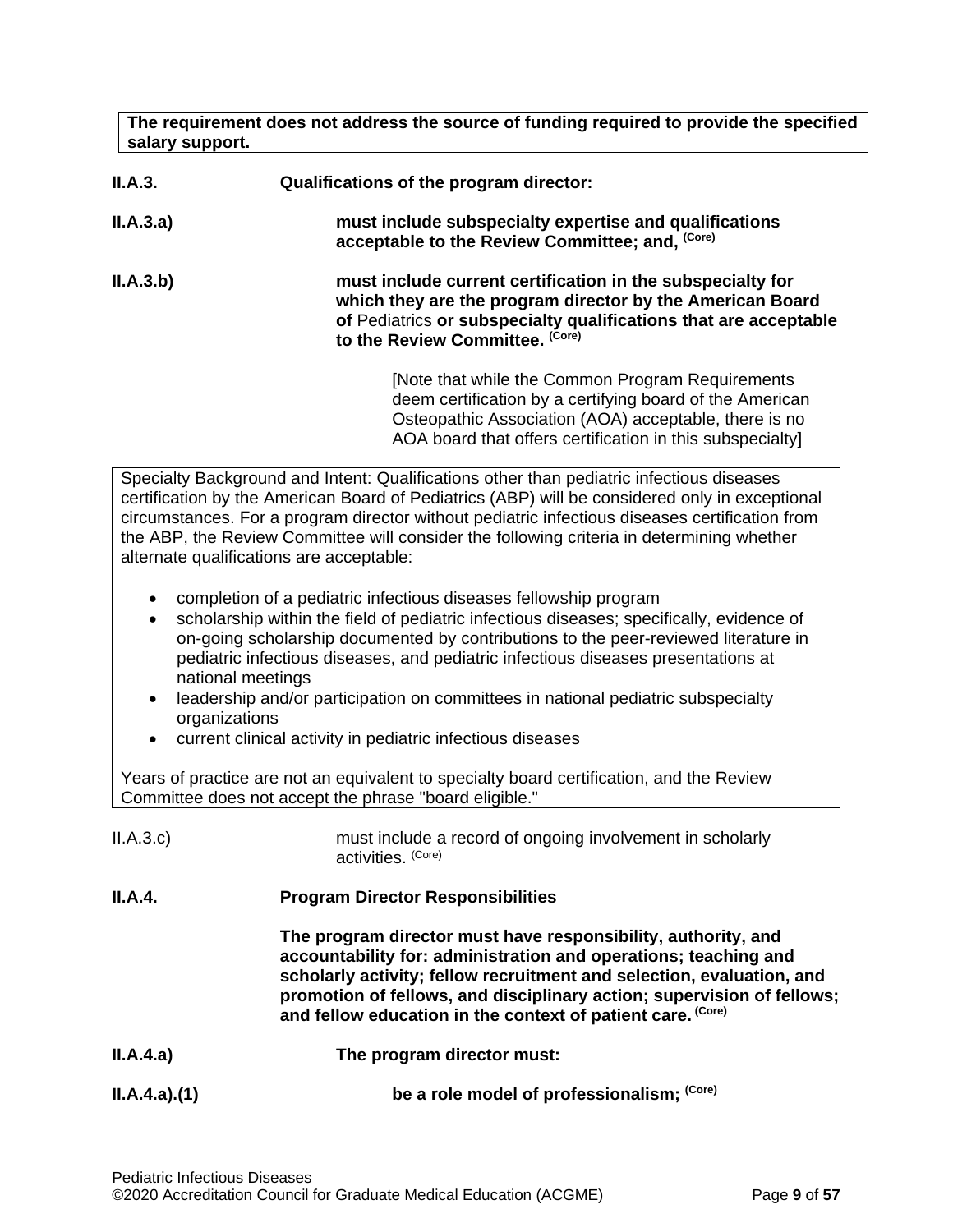**The requirement does not address the source of funding required to provide the specified salary support.**

**II.A.3.** **Qualifications of the program director:**

**II.A.3.a)** **must include subspecialty expertise and qualifications acceptable to the Review Committee; and,** (Core)

**II.A.3.b)** **must include current certification in the subspecialty for which they are the program director by the American Board of** Pediatrics **or subspecialty qualifications that are acceptable to the Review Committee.** (Core)

[Note that while the Common Program Requirements deem certification by a certifying board of the American Osteopathic Association (AOA) acceptable, there is no AOA board that offers certification in this subspecialty]

Specialty Background and Intent: Qualifications other than pediatric infectious diseases certification by the American Board of Pediatrics (ABP) will be considered only in exceptional circumstances. For a program director without pediatric infectious diseases certification from the ABP, the Review Committee will consider the following criteria in determining whether alternate qualifications are acceptable:

- completion of a pediatric infectious diseases fellowship program
- scholarship within the field of pediatric infectious diseases; specifically, evidence of on-going scholarship documented by contributions to the peer-reviewed literature in pediatric infectious diseases, and pediatric infectious diseases presentations at national meetings
- leadership and/or participation on committees in national pediatric subspecialty organizations
- current clinical activity in pediatric infectious diseases

Years of practice are not an equivalent to specialty board certification, and the Review Committee does not accept the phrase "board eligible."

II.A.3.c) must include a record of ongoing involvement in scholarly activities. (Core)

**II.A.4.** **Program Director Responsibilities**

**The program director must have responsibility, authority, and accountability for: administration and operations; teaching and scholarly activity; fellow recruitment and selection, evaluation, and promotion of fellows, and disciplinary action; supervision of fellows; and fellow education in the context of patient care.** (Core)

**II.A.4.a)** **The program director must:**

**II.A.4.a).(1)** **be a role model of professionalism;** (Core)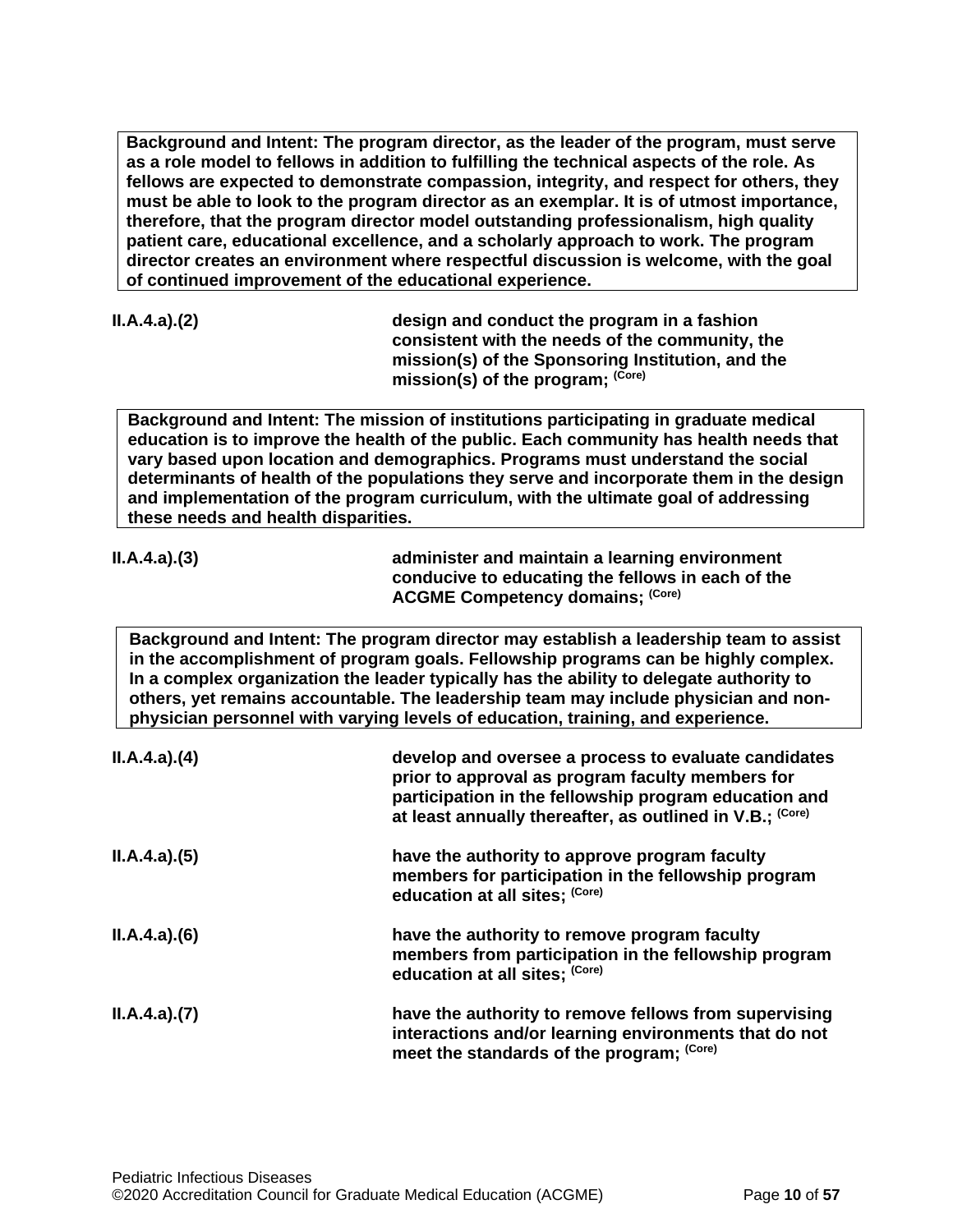**Background and Intent: The program director, as the leader of the program, must serve as a role model to fellows in addition to fulfilling the technical aspects of the role. As fellows are expected to demonstrate compassion, integrity, and respect for others, they must be able to look to the program director as an exemplar. It is of utmost importance, therefore, that the program director model outstanding professionalism, high quality patient care, educational excellence, and a scholarly approach to work. The program director creates an environment where respectful discussion is welcome, with the goal of continued improvement of the educational experience.**

**II.A.4.a).(2)** **design and conduct the program in a fashion consistent with the needs of the community, the mission(s) of the Sponsoring Institution, and the mission(s) of the program; (Core)**

**Background and Intent: The mission of institutions participating in graduate medical education is to improve the health of the public. Each community has health needs that vary based upon location and demographics. Programs must understand the social determinants of health of the populations they serve and incorporate them in the design and implementation of the program curriculum, with the ultimate goal of addressing these needs and health disparities.**

**II.A.4.a).(3)** **administer and maintain a learning environment conducive to educating the fellows in each of the ACGME Competency domains; (Core)**

**Background and Intent: The program director may establish a leadership team to assist in the accomplishment of program goals. Fellowship programs can be highly complex. In a complex organization the leader typically has the ability to delegate authority to others, yet remains accountable. The leadership team may include physician and non-physician personnel with varying levels of education, training, and experience.**

**II.A.4.a).(4)** **develop and oversee a process to evaluate candidates prior to approval as program faculty members for participation in the fellowship program education and at least annually thereafter, as outlined in V.B.; (Core)**

**II.A.4.a).(5)** **have the authority to approve program faculty members for participation in the fellowship program education at all sites; (Core)**

**II.A.4.a).(6)** **have the authority to remove program faculty members from participation in the fellowship program education at all sites; (Core)**

**II.A.4.a).(7)** **have the authority to remove fellows from supervising interactions and/or learning environments that do not meet the standards of the program; (Core)**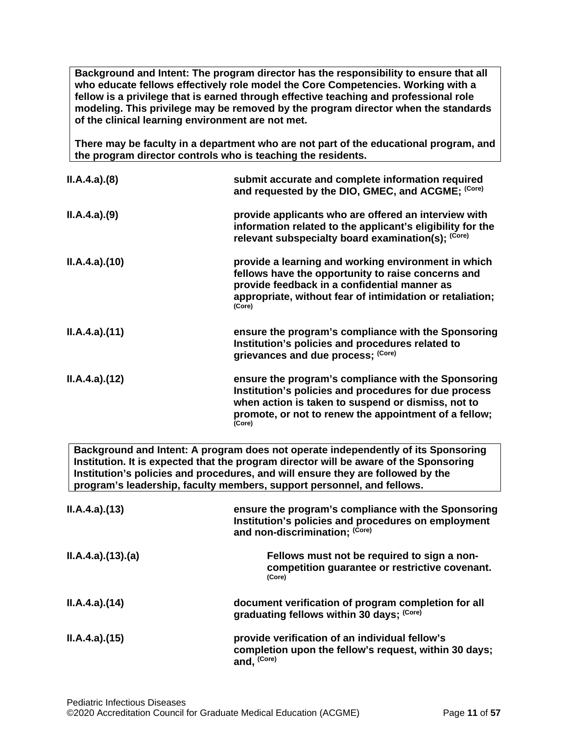> **Background and Intent: The program director has the responsibility to ensure that all who educate fellows effectively role model the Core Competencies. Working with a fellow is a privilege that is earned through effective teaching and professional role modeling. This privilege may be removed by the program director when the standards of the clinical learning environment are not met.**
>
> **There may be faculty in a department who are not part of the educational program, and the program director controls who is teaching the residents.**

**II.A.4.a).(8)** **submit accurate and complete information required and requested by the DIO, GMEC, and ACGME;** (Core)

**II.A.4.a).(9)** **provide applicants who are offered an interview with information related to the applicant's eligibility for the relevant subspecialty board examination(s);** (Core)

**II.A.4.a).(10)** **provide a learning and working environment in which fellows have the opportunity to raise concerns and provide feedback in a confidential manner as appropriate, without fear of intimidation or retaliation;** (Core)

**II.A.4.a).(11)** **ensure the program's compliance with the Sponsoring Institution's policies and procedures related to grievances and due process;** (Core)

**II.A.4.a).(12)** **ensure the program's compliance with the Sponsoring Institution's policies and procedures for due process when action is taken to suspend or dismiss, not to promote, or not to renew the appointment of a fellow;** (Core)

> **Background and Intent: A program does not operate independently of its Sponsoring Institution. It is expected that the program director will be aware of the Sponsoring Institution's policies and procedures, and will ensure they are followed by the program's leadership, faculty members, support personnel, and fellows.**

**II.A.4.a).(13)** **ensure the program's compliance with the Sponsoring Institution's policies and procedures on employment and non-discrimination;** (Core)

**II.A.4.a).(13).(a)** **Fellows must not be required to sign a non-competition guarantee or restrictive covenant.** (Core)

**II.A.4.a).(14)** **document verification of program completion for all graduating fellows within 30 days;** (Core)

**II.A.4.a).(15)** **provide verification of an individual fellow's completion upon the fellow's request, within 30 days; and,** (Core)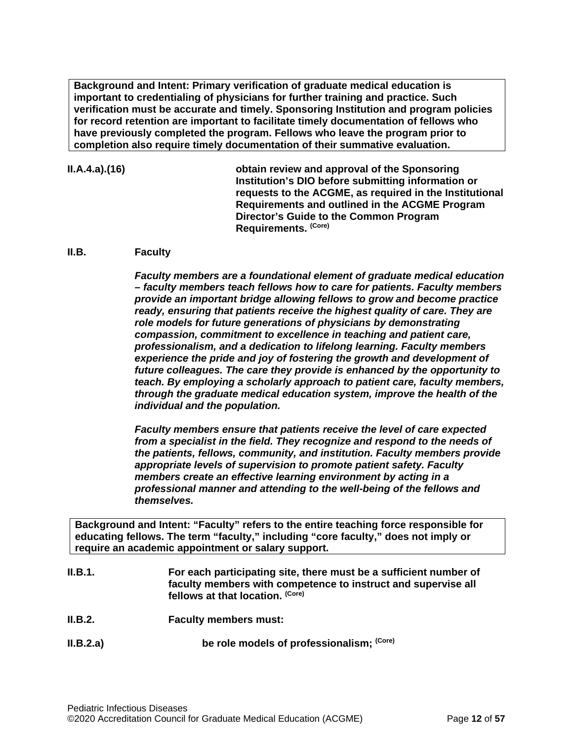**Background and Intent: Primary verification of graduate medical education is important to credentialing of physicians for further training and practice. Such verification must be accurate and timely. Sponsoring Institution and program policies for record retention are important to facilitate timely documentation of fellows who have previously completed the program. Fellows who leave the program prior to completion also require timely documentation of their summative evaluation.**

**II.A.4.a).(16)** **obtain review and approval of the Sponsoring Institution's DIO before submitting information or requests to the ACGME, as required in the Institutional Requirements and outlined in the ACGME Program Director's Guide to the Common Program Requirements.** (Core)

**II.B. Faculty**

***Faculty members are a foundational element of graduate medical education – faculty members teach fellows how to care for patients. Faculty members provide an important bridge allowing fellows to grow and become practice ready, ensuring that patients receive the highest quality of care. They are role models for future generations of physicians by demonstrating compassion, commitment to excellence in teaching and patient care, professionalism, and a dedication to lifelong learning. Faculty members experience the pride and joy of fostering the growth and development of future colleagues. The care they provide is enhanced by the opportunity to teach. By employing a scholarly approach to patient care, faculty members, through the graduate medical education system, improve the health of the individual and the population.***

***Faculty members ensure that patients receive the level of care expected from a specialist in the field. They recognize and respond to the needs of the patients, fellows, community, and institution. Faculty members provide appropriate levels of supervision to promote patient safety. Faculty members create an effective learning environment by acting in a professional manner and attending to the well-being of the fellows and themselves.***

**Background and Intent: "Faculty" refers to the entire teaching force responsible for educating fellows. The term "faculty," including "core faculty," does not imply or require an academic appointment or salary support.**

**II.B.1.** **For each participating site, there must be a sufficient number of faculty members with competence to instruct and supervise all fellows at that location.** (Core)

**II.B.2.** **Faculty members must:**

**II.B.2.a)** **be role models of professionalism;** (Core)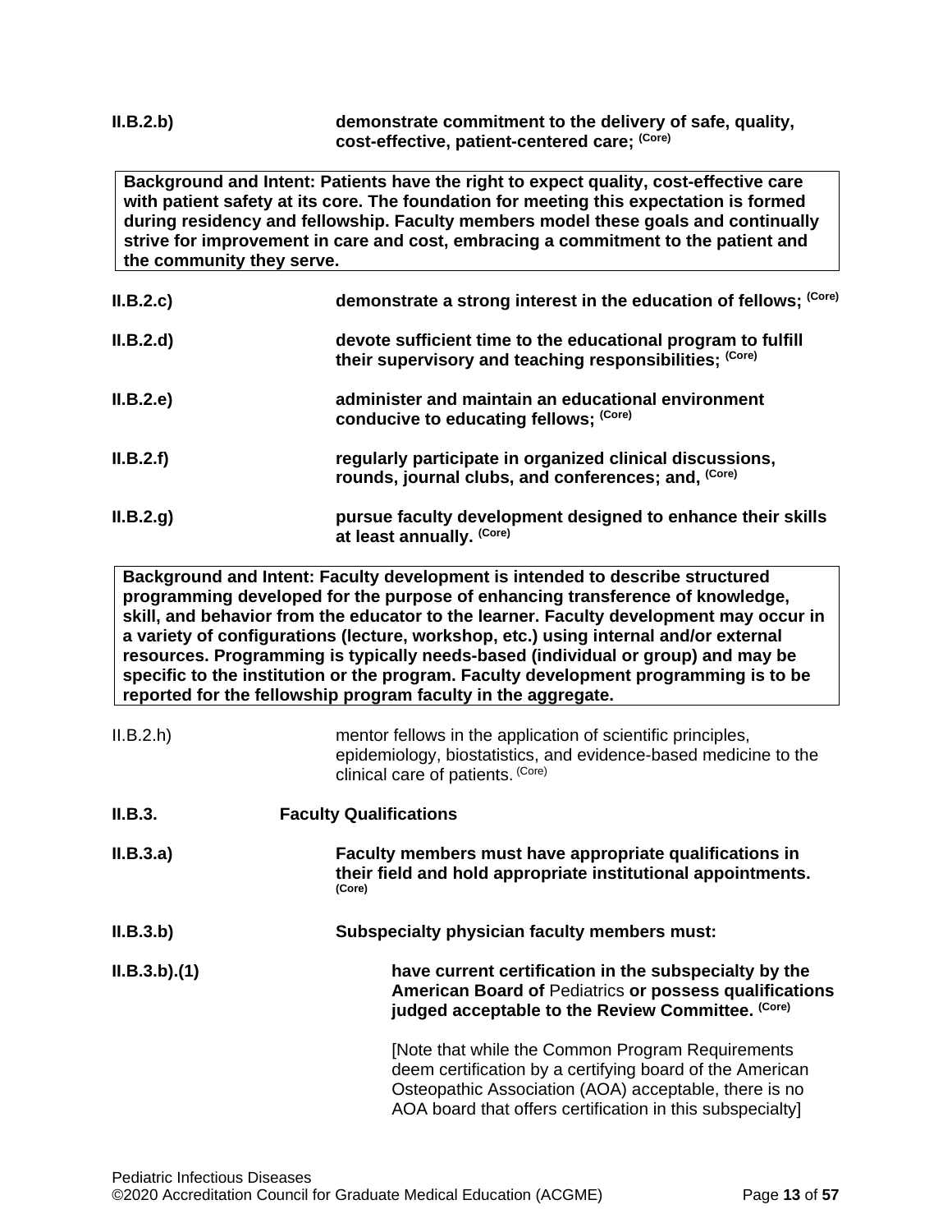**II.B.2.b)** **demonstrate commitment to the delivery of safe, quality, cost-effective, patient-centered care;** **(Core)**

> **Background and Intent: Patients have the right to expect quality, cost-effective care with patient safety at its core. The foundation for meeting this expectation is formed during residency and fellowship. Faculty members model these goals and continually strive for improvement in care and cost, embracing a commitment to the patient and the community they serve.**

**II.B.2.c)** **demonstrate a strong interest in the education of fellows;** **(Core)**

**II.B.2.d)** **devote sufficient time to the educational program to fulfill their supervisory and teaching responsibilities;** **(Core)**

**II.B.2.e)** **administer and maintain an educational environment conducive to educating fellows;** **(Core)**

**II.B.2.f)** **regularly participate in organized clinical discussions, rounds, journal clubs, and conferences; and,** **(Core)**

**II.B.2.g)** **pursue faculty development designed to enhance their skills at least annually.** **(Core)**

> **Background and Intent: Faculty development is intended to describe structured programming developed for the purpose of enhancing transference of knowledge, skill, and behavior from the educator to the learner. Faculty development may occur in a variety of configurations (lecture, workshop, etc.) using internal and/or external resources. Programming is typically needs-based (individual or group) and may be specific to the institution or the program. Faculty development programming is to be reported for the fellowship program faculty in the aggregate.**

II.B.2.h) mentor fellows in the application of scientific principles, epidemiology, biostatistics, and evidence-based medicine to the clinical care of patients. (Core)

**II.B.3.** **Faculty Qualifications**

**II.B.3.a)** **Faculty members must have appropriate qualifications in their field and hold appropriate institutional appointments.** **(Core)**

**II.B.3.b)** **Subspecialty physician faculty members must:**

**II.B.3.b).(1)** **have current certification in the subspecialty by the American Board of** Pediatrics **or possess qualifications judged acceptable to the Review Committee.** **(Core)**

[Note that while the Common Program Requirements deem certification by a certifying board of the American Osteopathic Association (AOA) acceptable, there is no AOA board that offers certification in this subspecialty]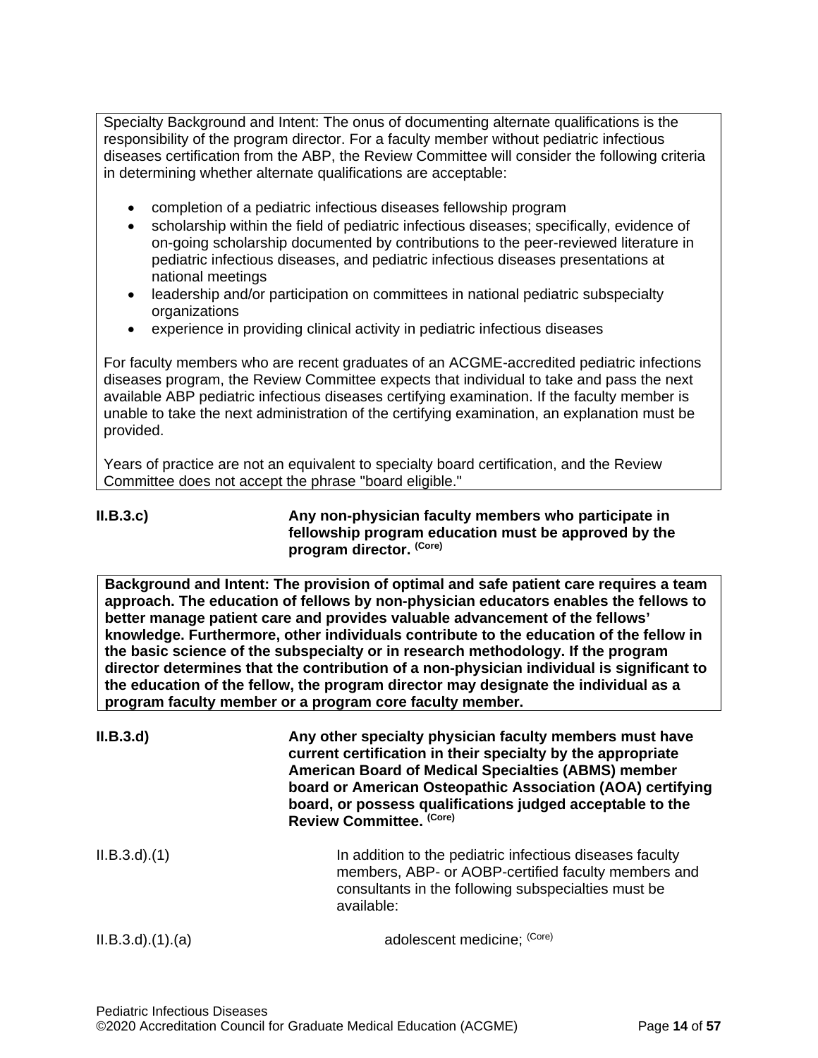Specialty Background and Intent: The onus of documenting alternate qualifications is the responsibility of the program director. For a faculty member without pediatric infectious diseases certification from the ABP, the Review Committee will consider the following criteria in determining whether alternate qualifications are acceptable:

- completion of a pediatric infectious diseases fellowship program
- scholarship within the field of pediatric infectious diseases; specifically, evidence of on-going scholarship documented by contributions to the peer-reviewed literature in pediatric infectious diseases, and pediatric infectious diseases presentations at national meetings
- leadership and/or participation on committees in national pediatric subspecialty organizations
- experience in providing clinical activity in pediatric infectious diseases

For faculty members who are recent graduates of an ACGME-accredited pediatric infections diseases program, the Review Committee expects that individual to take and pass the next available ABP pediatric infectious diseases certifying examination. If the faculty member is unable to take the next administration of the certifying examination, an explanation must be provided.

Years of practice are not an equivalent to specialty board certification, and the Review Committee does not accept the phrase "board eligible."

**II.B.3.c)** **Any non-physician faculty members who participate in fellowship program education must be approved by the program director.** **(Core)**

**Background and Intent: The provision of optimal and safe patient care requires a team approach. The education of fellows by non-physician educators enables the fellows to better manage patient care and provides valuable advancement of the fellows' knowledge. Furthermore, other individuals contribute to the education of the fellow in the basic science of the subspecialty or in research methodology. If the program director determines that the contribution of a non-physician individual is significant to the education of the fellow, the program director may designate the individual as a program faculty member or a program core faculty member.**

**II.B.3.d)** **Any other specialty physician faculty members must have current certification in their specialty by the appropriate American Board of Medical Specialties (ABMS) member board or American Osteopathic Association (AOA) certifying board, or possess qualifications judged acceptable to the Review Committee.** **(Core)**

II.B.3.d).(1) In addition to the pediatric infectious diseases faculty members, ABP- or AOBP-certified faculty members and consultants in the following subspecialties must be available:

II.B.3.d).(1).(a) adolescent medicine; (Core)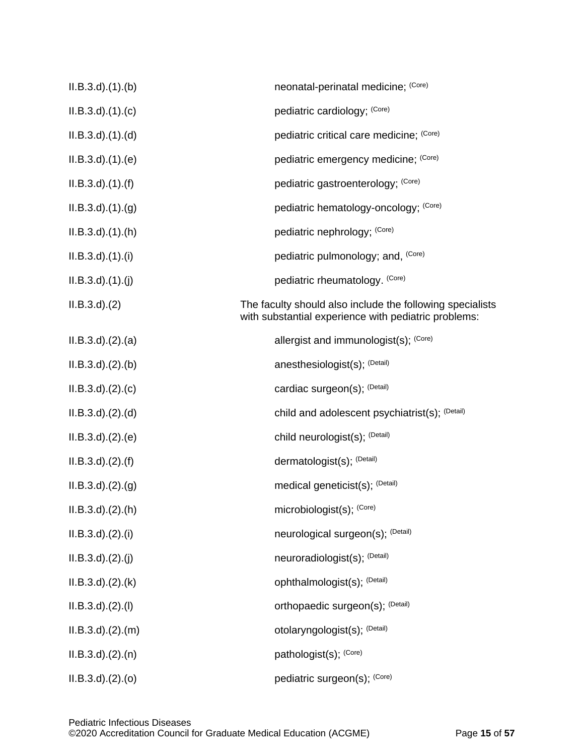| | |
|---|---|
| II.B.3.d).(1).(b) | neonatal-perinatal medicine; (Core) |
| II.B.3.d).(1).(c) | pediatric cardiology; (Core) |
| II.B.3.d).(1).(d) | pediatric critical care medicine; (Core) |
| II.B.3.d).(1).(e) | pediatric emergency medicine; (Core) |
| II.B.3.d).(1).(f) | pediatric gastroenterology; (Core) |
| II.B.3.d).(1).(g) | pediatric hematology-oncology; (Core) |
| II.B.3.d).(1).(h) | pediatric nephrology; (Core) |
| II.B.3.d).(1).(i) | pediatric pulmonology; and, (Core) |
| II.B.3.d).(1).(j) | pediatric rheumatology. (Core) |
| II.B.3.d).(2) | The faculty should also include the following specialists with substantial experience with pediatric problems: |
| II.B.3.d).(2).(a) | allergist and immunologist(s); (Core) |
| II.B.3.d).(2).(b) | anesthesiologist(s); (Detail) |
| II.B.3.d).(2).(c) | cardiac surgeon(s); (Detail) |
| II.B.3.d).(2).(d) | child and adolescent psychiatrist(s); (Detail) |
| II.B.3.d).(2).(e) | child neurologist(s); (Detail) |
| II.B.3.d).(2).(f) | dermatologist(s); (Detail) |
| II.B.3.d).(2).(g) | medical geneticist(s); (Detail) |
| II.B.3.d).(2).(h) | microbiologist(s); (Core) |
| II.B.3.d).(2).(i) | neurological surgeon(s); (Detail) |
| II.B.3.d).(2).(j) | neuroradiologist(s); (Detail) |
| II.B.3.d).(2).(k) | ophthalmologist(s); (Detail) |
| II.B.3.d).(2).(l) | orthopaedic surgeon(s); (Detail) |
| II.B.3.d).(2).(m) | otolaryngologist(s); (Detail) |
| II.B.3.d).(2).(n) | pathologist(s); (Core) |
| II.B.3.d).(2).(o) | pediatric surgeon(s); (Core) |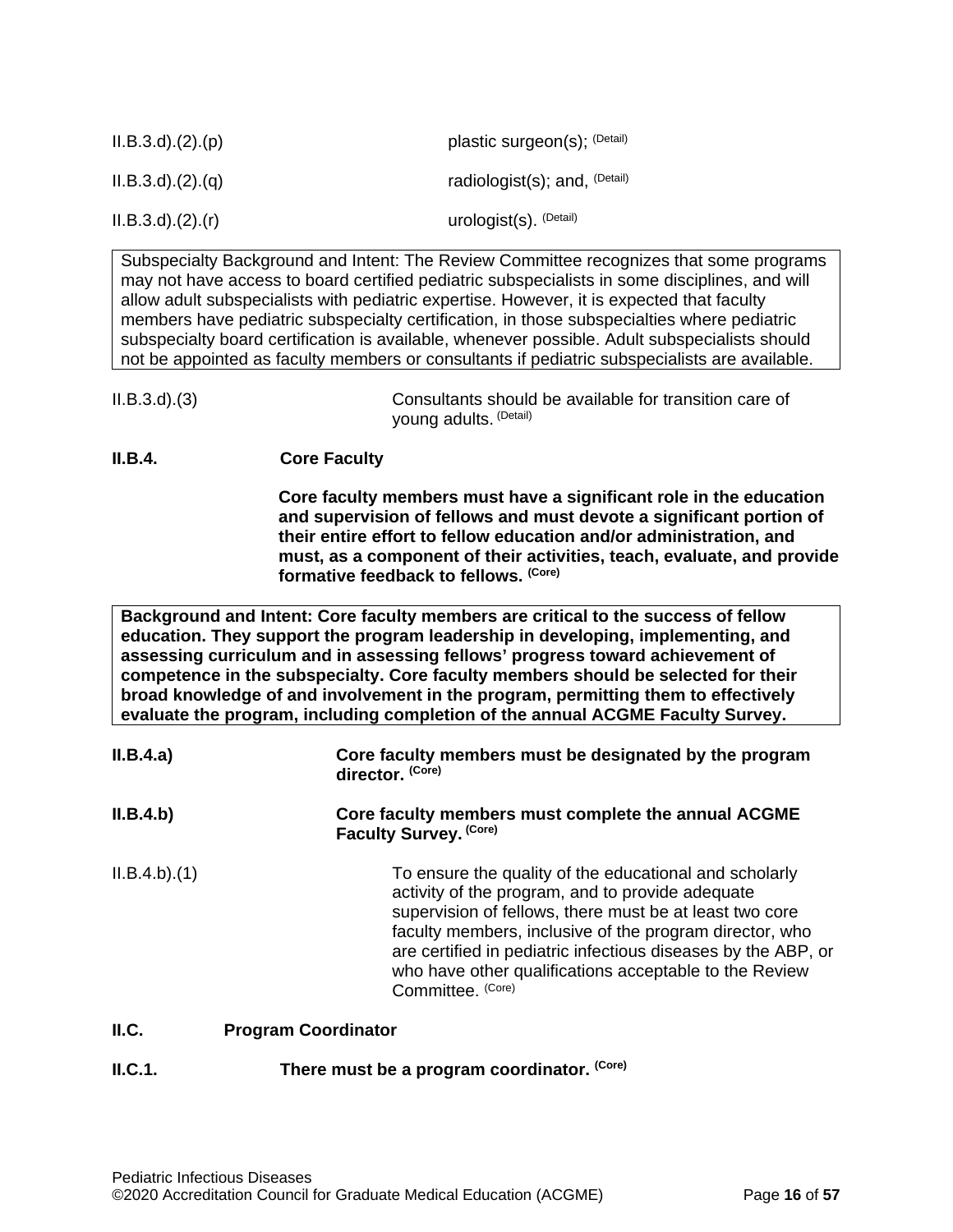II.B.3.d).(2).(p) plastic surgeon(s); (Detail)

II.B.3.d).(2).(q) radiologist(s); and, (Detail)

II.B.3.d).(2).(r) urologist(s). (Detail)

> Subspecialty Background and Intent: The Review Committee recognizes that some programs may not have access to board certified pediatric subspecialists in some disciplines, and will allow adult subspecialists with pediatric expertise. However, it is expected that faculty members have pediatric subspecialty certification, in those subspecialties where pediatric subspecialty board certification is available, whenever possible. Adult subspecialists should not be appointed as faculty members or consultants if pediatric subspecialists are available.

II.B.3.d).(3) Consultants should be available for transition care of young adults. (Detail)

**II.B.4. Core Faculty**

**Core faculty members must have a significant role in the education and supervision of fellows and must devote a significant portion of their entire effort to fellow education and/or administration, and must, as a component of their activities, teach, evaluate, and provide formative feedback to fellows. (Core)**

> **Background and Intent: Core faculty members are critical to the success of fellow education. They support the program leadership in developing, implementing, and assessing curriculum and in assessing fellows' progress toward achievement of competence in the subspecialty. Core faculty members should be selected for their broad knowledge of and involvement in the program, permitting them to effectively evaluate the program, including completion of the annual ACGME Faculty Survey.**

**II.B.4.a) Core faculty members must be designated by the program director. (Core)**

**II.B.4.b) Core faculty members must complete the annual ACGME Faculty Survey. (Core)**

II.B.4.b).(1) To ensure the quality of the educational and scholarly activity of the program, and to provide adequate supervision of fellows, there must be at least two core faculty members, inclusive of the program director, who are certified in pediatric infectious diseases by the ABP, or who have other qualifications acceptable to the Review Committee. (Core)

**II.C. Program Coordinator**

**II.C.1. There must be a program coordinator. (Core)**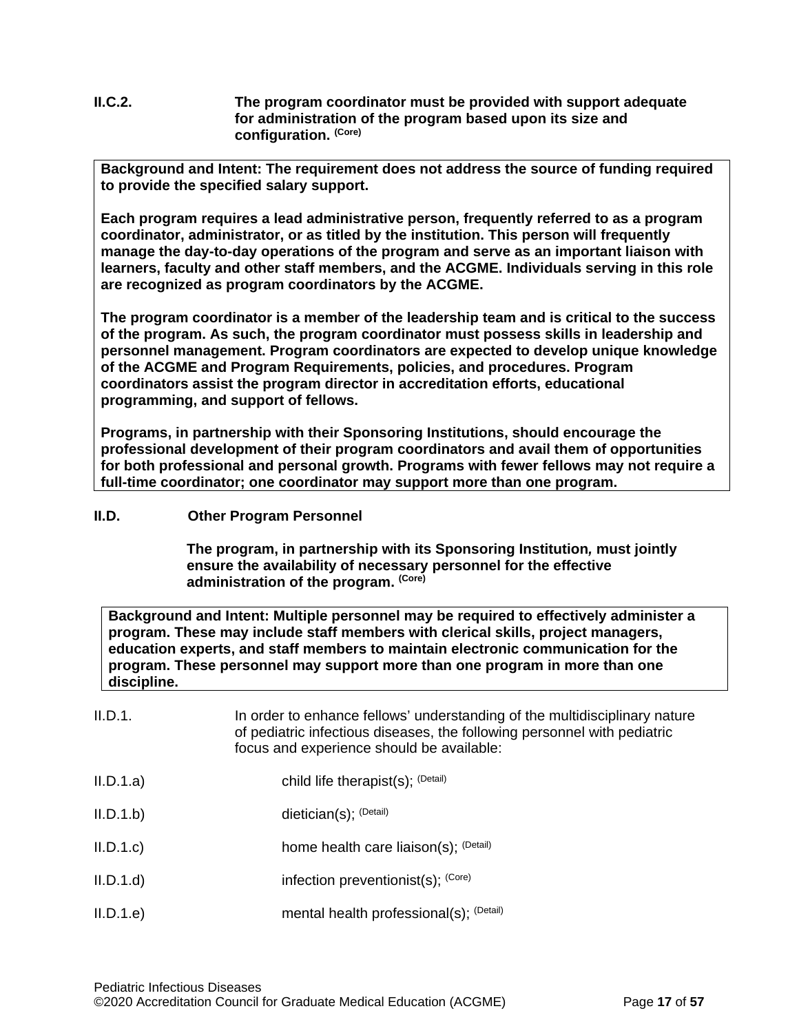**II.C.2.** **The program coordinator must be provided with support adequate for administration of the program based upon its size and configuration.** (Core)

> **Background and Intent: The requirement does not address the source of funding required to provide the specified salary support.**
>
> **Each program requires a lead administrative person, frequently referred to as a program coordinator, administrator, or as titled by the institution. This person will frequently manage the day-to-day operations of the program and serve as an important liaison with learners, faculty and other staff members, and the ACGME. Individuals serving in this role are recognized as program coordinators by the ACGME.**
>
> **The program coordinator is a member of the leadership team and is critical to the success of the program. As such, the program coordinator must possess skills in leadership and personnel management. Program coordinators are expected to develop unique knowledge of the ACGME and Program Requirements, policies, and procedures. Program coordinators assist the program director in accreditation efforts, educational programming, and support of fellows.**
>
> **Programs, in partnership with their Sponsoring Institutions, should encourage the professional development of their program coordinators and avail them of opportunities for both professional and personal growth. Programs with fewer fellows may not require a full-time coordinator; one coordinator may support more than one program.**

**II.D.** **Other Program Personnel**

**The program, in partnership with its Sponsoring Institution, must jointly ensure the availability of necessary personnel for the effective administration of the program.** (Core)

> **Background and Intent: Multiple personnel may be required to effectively administer a program. These may include staff members with clerical skills, project managers, education experts, and staff members to maintain electronic communication for the program. These personnel may support more than one program in more than one discipline.**

II.D.1. In order to enhance fellows' understanding of the multidisciplinary nature of pediatric infectious diseases, the following personnel with pediatric focus and experience should be available:

II.D.1.a) child life therapist(s); (Detail)

II.D.1.b) dietician(s); (Detail)

II.D.1.c) home health care liaison(s); (Detail)

II.D.1.d) infection preventionist(s); (Core)

II.D.1.e) mental health professional(s); (Detail)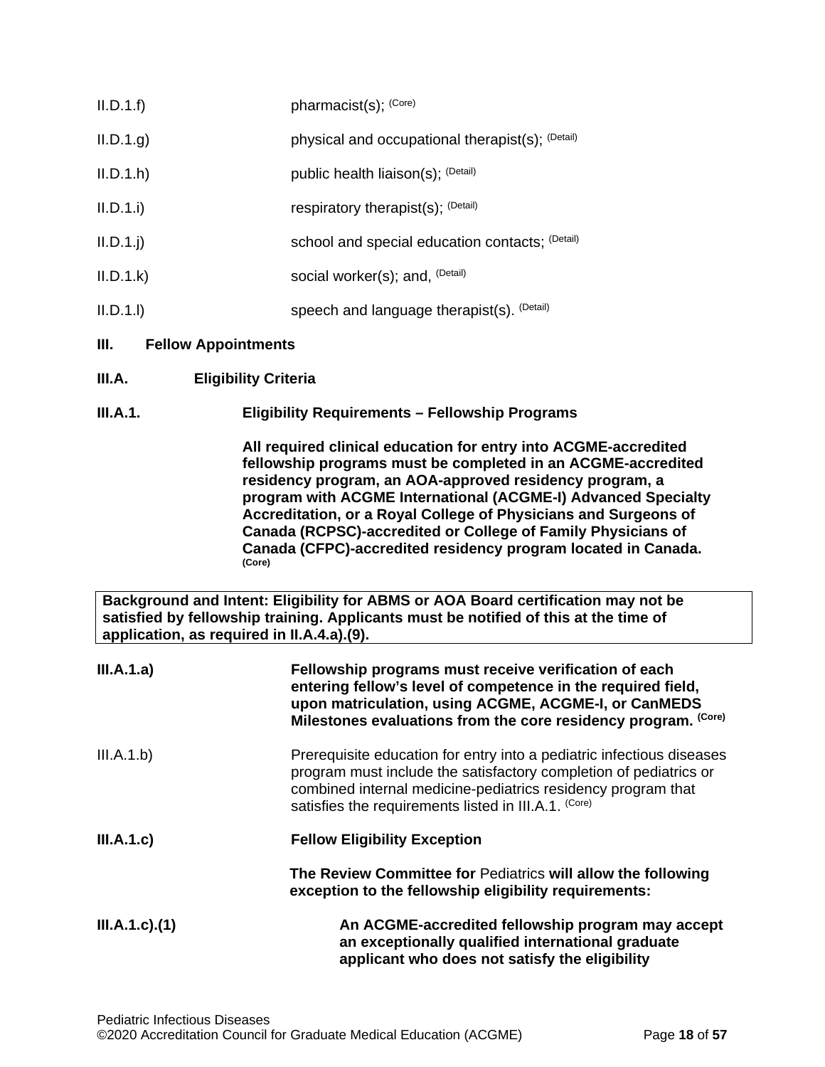II.D.1.f) pharmacist(s); (Core)

II.D.1.g) physical and occupational therapist(s); (Detail)

II.D.1.h) public health liaison(s); (Detail)

II.D.1.i) respiratory therapist(s); (Detail)

II.D.1.j) school and special education contacts; (Detail)

II.D.1.k) social worker(s); and, (Detail)

II.D.1.l) speech and language therapist(s). (Detail)

## III. Fellow Appointments

### III.A. Eligibility Criteria

#### III.A.1. Eligibility Requirements – Fellowship Programs

**All required clinical education for entry into ACGME-accredited fellowship programs must be completed in an ACGME-accredited residency program, an AOA-approved residency program, a program with ACGME International (ACGME-I) Advanced Specialty Accreditation, or a Royal College of Physicians and Surgeons of Canada (RCPSC)-accredited or College of Family Physicians of Canada (CFPC)-accredited residency program located in Canada. (Core)**

> **Background and Intent: Eligibility for ABMS or AOA Board certification may not be satisfied by fellowship training. Applicants must be notified of this at the time of application, as required in II.A.4.a).(9).**

**III.A.1.a) Fellowship programs must receive verification of each entering fellow's level of competence in the required field, upon matriculation, using ACGME, ACGME-I, or CanMEDS Milestones evaluations from the core residency program. (Core)**

III.A.1.b) Prerequisite education for entry into a pediatric infectious diseases program must include the satisfactory completion of pediatrics or combined internal medicine-pediatrics residency program that satisfies the requirements listed in III.A.1. (Core)

**III.A.1.c) Fellow Eligibility Exception**

**The Review Committee for** Pediatrics **will allow the following exception to the fellowship eligibility requirements:**

**III.A.1.c).(1) An ACGME-accredited fellowship program may accept an exceptionally qualified international graduate applicant who does not satisfy the eligibility**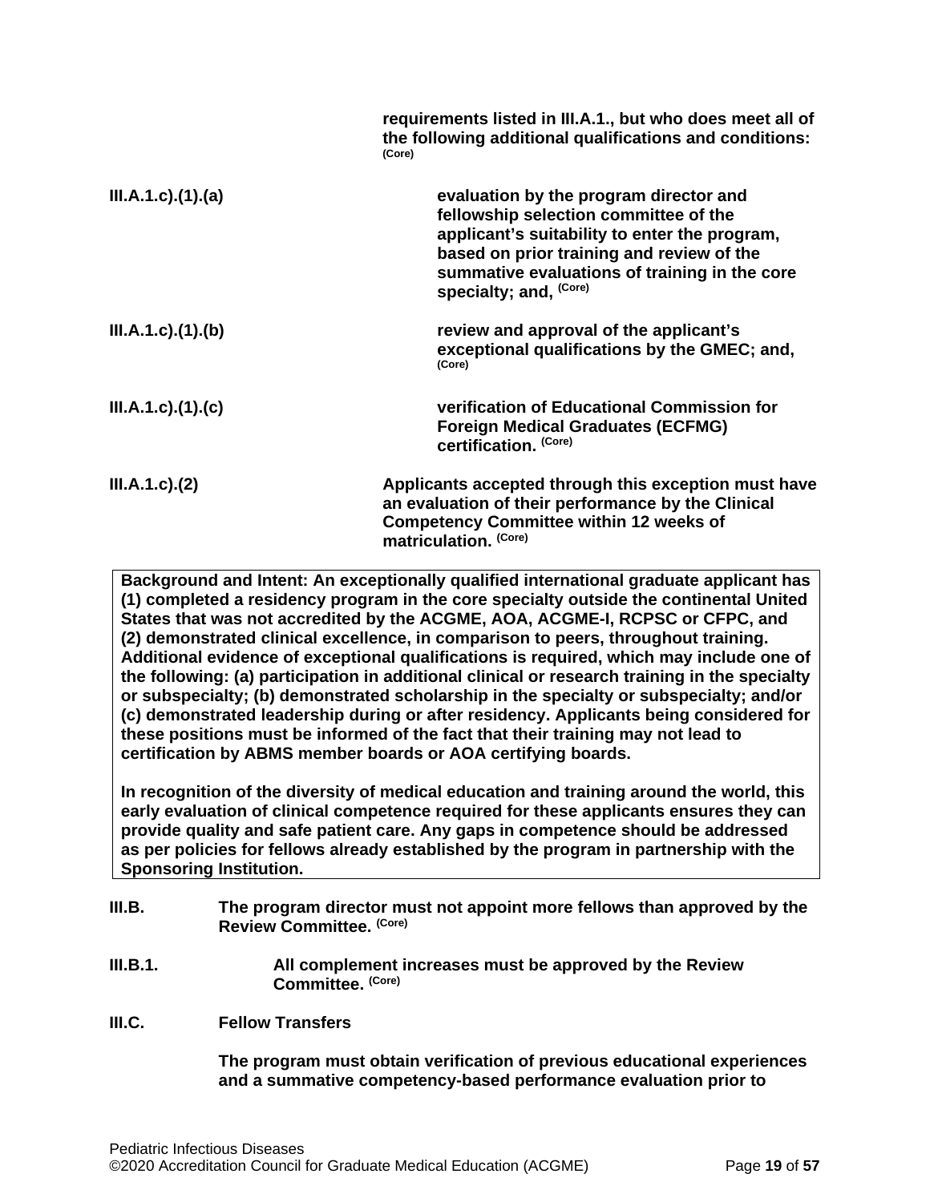**requirements listed in III.A.1., but who does meet all of the following additional qualifications and conditions:** (Core)

| | |
|---|---|
| III.A.1.c).(1).(a) | **evaluation by the program director and fellowship selection committee of the applicant's suitability to enter the program, based on prior training and review of the summative evaluations of training in the core specialty; and,** (Core) |
| III.A.1.c).(1).(b) | **review and approval of the applicant's exceptional qualifications by the GMEC; and,** (Core) |
| III.A.1.c).(1).(c) | **verification of Educational Commission for Foreign Medical Graduates (ECFMG) certification.** (Core) |
| III.A.1.c).(2) | **Applicants accepted through this exception must have an evaluation of their performance by the Clinical Competency Committee within 12 weeks of matriculation.** (Core) |

> **Background and Intent:** An exceptionally qualified international graduate applicant has (1) completed a residency program in the core specialty outside the continental United States that was not accredited by the ACGME, AOA, ACGME-I, RCPSC or CFPC, and (2) demonstrated clinical excellence, in comparison to peers, throughout training. Additional evidence of exceptional qualifications is required, which may include one of the following: (a) participation in additional clinical or research training in the specialty or subspecialty; (b) demonstrated scholarship in the specialty or subspecialty; and/or (c) demonstrated leadership during or after residency. Applicants being considered for these positions must be informed of the fact that their training may not lead to certification by ABMS member boards or AOA certifying boards.
>
> In recognition of the diversity of medical education and training around the world, this early evaluation of clinical competence required for these applicants ensures they can provide quality and safe patient care. Any gaps in competence should be addressed as per policies for fellows already established by the program in partnership with the Sponsoring Institution.

**III.B.** **The program director must not appoint more fellows than approved by the Review Committee.** (Core)

**III.B.1.** **All complement increases must be approved by the Review Committee.** (Core)

**III.C.** **Fellow Transfers**

**The program must obtain verification of previous educational experiences and a summative competency-based performance evaluation prior to**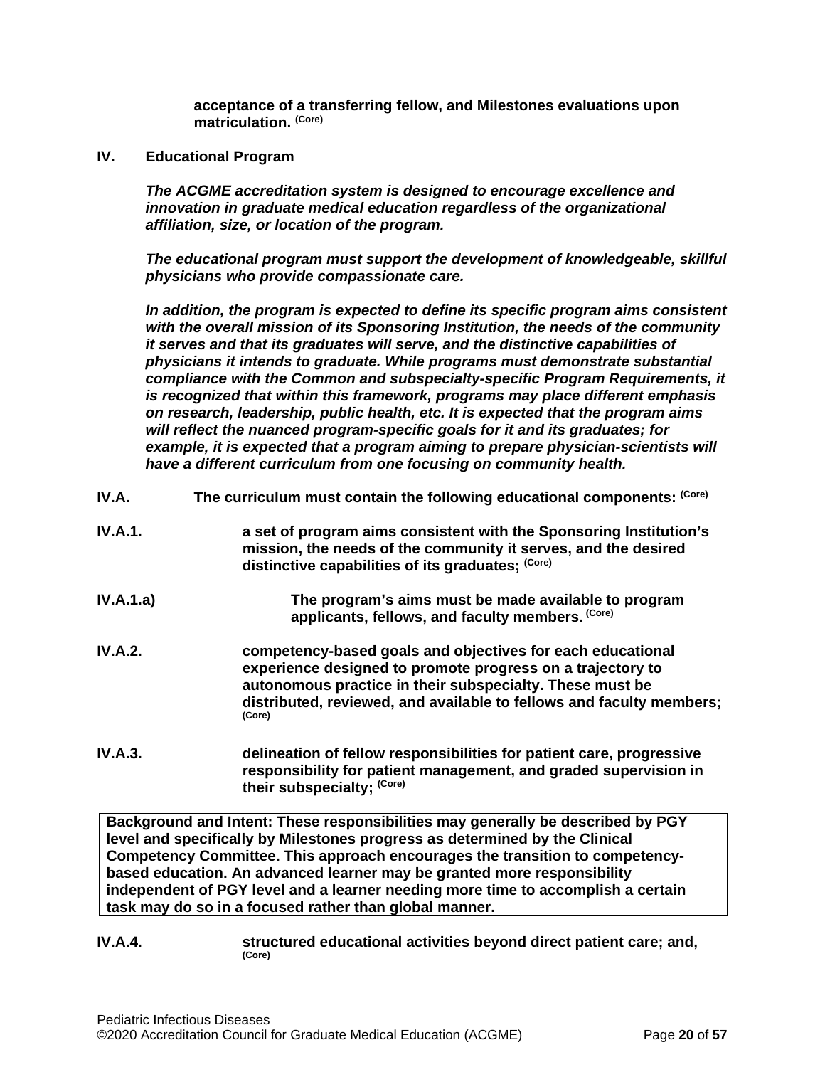**acceptance of a transferring fellow, and Milestones evaluations upon matriculation.** **(Core)**

**IV. Educational Program**

***The ACGME accreditation system is designed to encourage excellence and innovation in graduate medical education regardless of the organizational affiliation, size, or location of the program.***

***The educational program must support the development of knowledgeable, skillful physicians who provide compassionate care.***

***In addition, the program is expected to define its specific program aims consistent with the overall mission of its Sponsoring Institution, the needs of the community it serves and that its graduates will serve, and the distinctive capabilities of physicians it intends to graduate. While programs must demonstrate substantial compliance with the Common and subspecialty-specific Program Requirements, it is recognized that within this framework, programs may place different emphasis on research, leadership, public health, etc. It is expected that the program aims will reflect the nuanced program-specific goals for it and its graduates; for example, it is expected that a program aiming to prepare physician-scientists will have a different curriculum from one focusing on community health.***

**IV.A. The curriculum must contain the following educational components:** **(Core)**

**IV.A.1. a set of program aims consistent with the Sponsoring Institution's mission, the needs of the community it serves, and the desired distinctive capabilities of its graduates;** **(Core)**

**IV.A.1.a) The program's aims must be made available to program applicants, fellows, and faculty members.** **(Core)**

**IV.A.2. competency-based goals and objectives for each educational experience designed to promote progress on a trajectory to autonomous practice in their subspecialty. These must be distributed, reviewed, and available to fellows and faculty members;** **(Core)**

**IV.A.3. delineation of fellow responsibilities for patient care, progressive responsibility for patient management, and graded supervision in their subspecialty;** **(Core)**

| **Background and Intent: These responsibilities may generally be described by PGY level and specifically by Milestones progress as determined by the Clinical Competency Committee. This approach encourages the transition to competency-based education. An advanced learner may be granted more responsibility independent of PGY level and a learner needing more time to accomplish a certain task may do so in a focused rather than global manner.** |
|---|

**IV.A.4. structured educational activities beyond direct patient care; and,** **(Core)**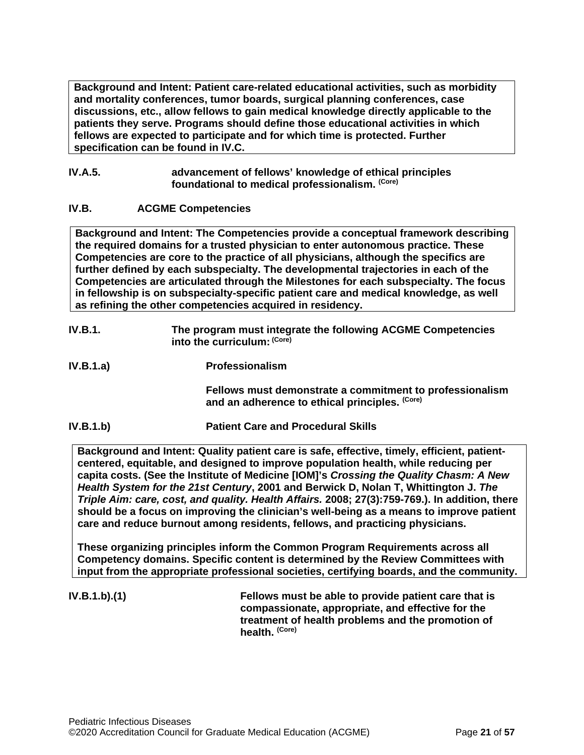**Background and Intent: Patient care-related educational activities, such as morbidity and mortality conferences, tumor boards, surgical planning conferences, case discussions, etc., allow fellows to gain medical knowledge directly applicable to the patients they serve. Programs should define those educational activities in which fellows are expected to participate and for which time is protected. Further specification can be found in IV.C.**

**IV.A.5.** **advancement of fellows' knowledge of ethical principles foundational to medical professionalism.** **(Core)**

**IV.B.** **ACGME Competencies**

**Background and Intent: The Competencies provide a conceptual framework describing the required domains for a trusted physician to enter autonomous practice. These Competencies are core to the practice of all physicians, although the specifics are further defined by each subspecialty. The developmental trajectories in each of the Competencies are articulated through the Milestones for each subspecialty. The focus in fellowship is on subspecialty-specific patient care and medical knowledge, as well as refining the other competencies acquired in residency.**

**IV.B.1.** **The program must integrate the following ACGME Competencies into the curriculum:** **(Core)**

**IV.B.1.a)** **Professionalism**

**Fellows must demonstrate a commitment to professionalism and an adherence to ethical principles.** **(Core)**

**IV.B.1.b)** **Patient Care and Procedural Skills**

**Background and Intent: Quality patient care is safe, effective, timely, efficient, patient-centered, equitable, and designed to improve population health, while reducing per capita costs. (See the Institute of Medicine [IOM]'s *Crossing the Quality Chasm: A New Health System for the 21st Century*, 2001 and Berwick D, Nolan T, Whittington J. *The Triple Aim: care, cost, and quality. Health Affairs.* 2008; 27(3):759-769.). In addition, there should be a focus on improving the clinician's well-being as a means to improve patient care and reduce burnout among residents, fellows, and practicing physicians.**

**These organizing principles inform the Common Program Requirements across all Competency domains. Specific content is determined by the Review Committees with input from the appropriate professional societies, certifying boards, and the community.**

**IV.B.1.b).(1)** **Fellows must be able to provide patient care that is compassionate, appropriate, and effective for the treatment of health problems and the promotion of health.** **(Core)**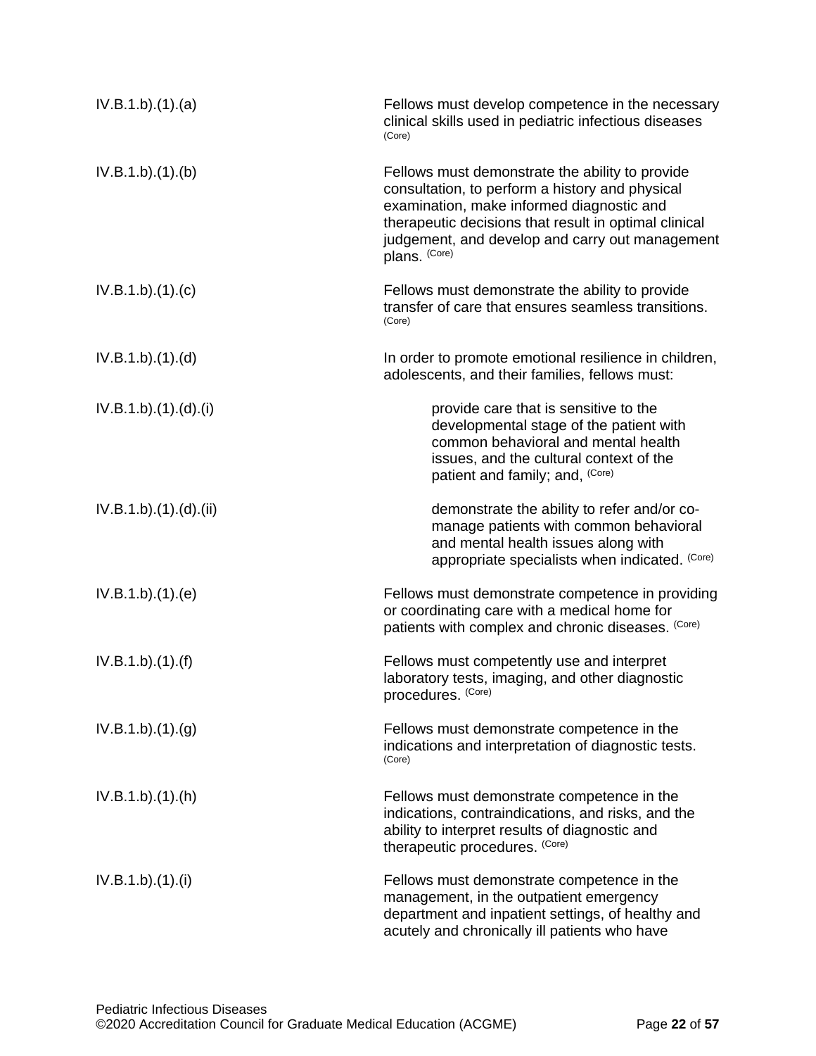| | |
|---|---|
| IV.B.1.b).(1).(a) | Fellows must develop competence in the necessary clinical skills used in pediatric infectious diseases (Core) |
| IV.B.1.b).(1).(b) | Fellows must demonstrate the ability to provide consultation, to perform a history and physical examination, make informed diagnostic and therapeutic decisions that result in optimal clinical judgement, and develop and carry out management plans. (Core) |
| IV.B.1.b).(1).(c) | Fellows must demonstrate the ability to provide transfer of care that ensures seamless transitions. (Core) |
| IV.B.1.b).(1).(d) | In order to promote emotional resilience in children, adolescents, and their families, fellows must: |
| IV.B.1.b).(1).(d).(i) | provide care that is sensitive to the developmental stage of the patient with common behavioral and mental health issues, and the cultural context of the patient and family; and, (Core) |
| IV.B.1.b).(1).(d).(ii) | demonstrate the ability to refer and/or co-manage patients with common behavioral and mental health issues along with appropriate specialists when indicated. (Core) |
| IV.B.1.b).(1).(e) | Fellows must demonstrate competence in providing or coordinating care with a medical home for patients with complex and chronic diseases. (Core) |
| IV.B.1.b).(1).(f) | Fellows must competently use and interpret laboratory tests, imaging, and other diagnostic procedures. (Core) |
| IV.B.1.b).(1).(g) | Fellows must demonstrate competence in the indications and interpretation of diagnostic tests. (Core) |
| IV.B.1.b).(1).(h) | Fellows must demonstrate competence in the indications, contraindications, and risks, and the ability to interpret results of diagnostic and therapeutic procedures. (Core) |
| IV.B.1.b).(1).(i) | Fellows must demonstrate competence in the management, in the outpatient emergency department and inpatient settings, of healthy and acutely and chronically ill patients who have |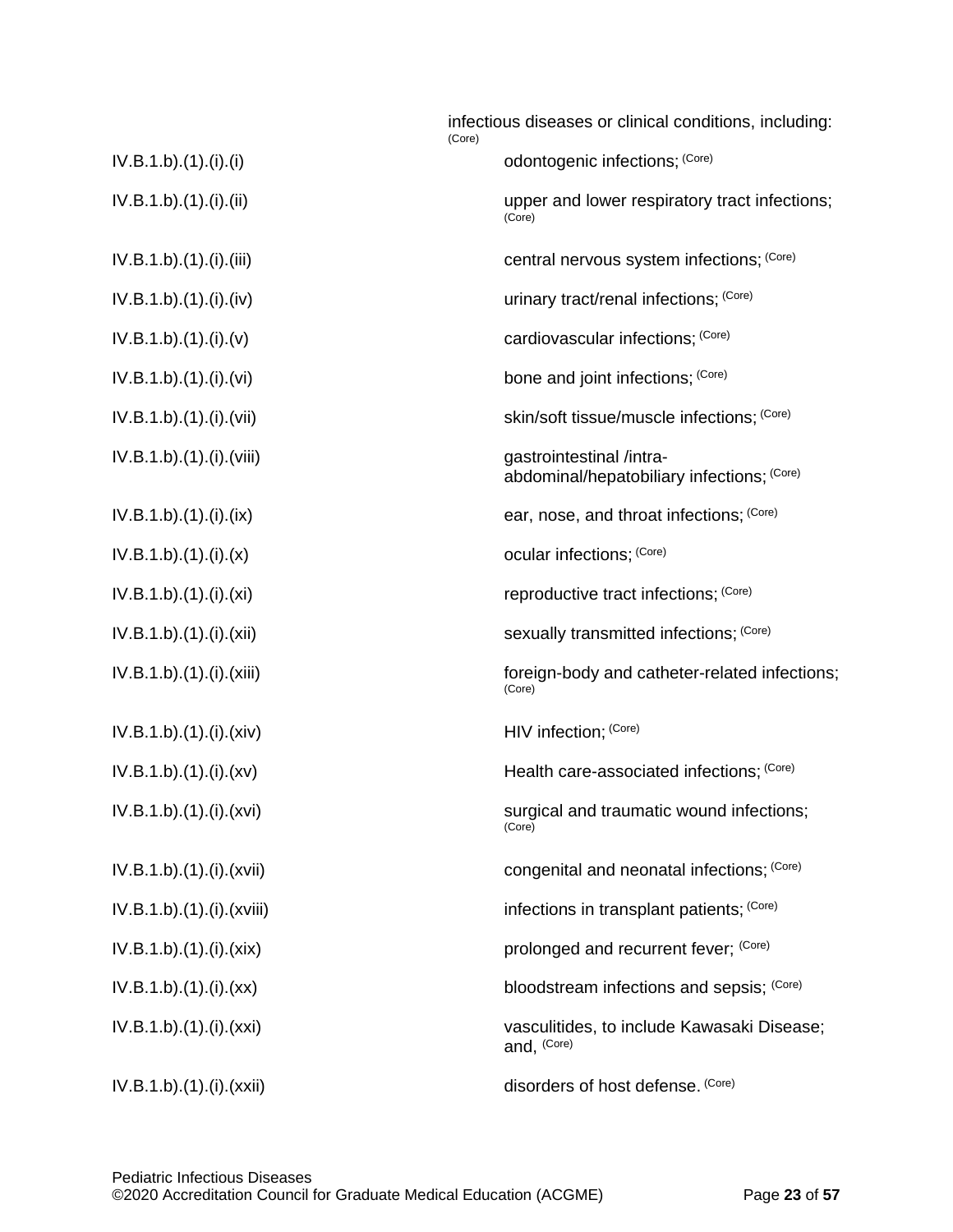infectious diseases or clinical conditions, including: (Core)

IV.B.1.b).(1).(i).(i) odontogenic infections; (Core)

IV.B.1.b).(1).(i).(ii) upper and lower respiratory tract infections; (Core)

IV.B.1.b).(1).(i).(iii) central nervous system infections; (Core)

IV.B.1.b).(1).(i).(iv) urinary tract/renal infections; (Core)

IV.B.1.b).(1).(i).(v) cardiovascular infections; (Core)

IV.B.1.b).(1).(i).(vi) bone and joint infections; (Core)

IV.B.1.b).(1).(i).(vii) skin/soft tissue/muscle infections; (Core)

IV.B.1.b).(1).(i).(viii) gastrointestinal /intra-abdominal/hepatobiliary infections; (Core)

IV.B.1.b).(1).(i).(ix) ear, nose, and throat infections; (Core)

IV.B.1.b).(1).(i).(x) ocular infections; (Core)

IV.B.1.b).(1).(i).(xi) reproductive tract infections; (Core)

IV.B.1.b).(1).(i).(xii) sexually transmitted infections; (Core)

IV.B.1.b).(1).(i).(xiii) foreign-body and catheter-related infections; (Core)

IV.B.1.b).(1).(i).(xiv) HIV infection; (Core)

IV.B.1.b).(1).(i).(xv) Health care-associated infections; (Core)

IV.B.1.b).(1).(i).(xvi) surgical and traumatic wound infections; (Core)

IV.B.1.b).(1).(i).(xvii) congenital and neonatal infections; (Core)

IV.B.1.b).(1).(i).(xviii) infections in transplant patients; (Core)

IV.B.1.b).(1).(i).(xix) prolonged and recurrent fever; (Core)

IV.B.1.b).(1).(i).(xx) bloodstream infections and sepsis; (Core)

IV.B.1.b).(1).(i).(xxi) vasculitides, to include Kawasaki Disease; and, (Core)

IV.B.1.b).(1).(i).(xxii) disorders of host defense. (Core)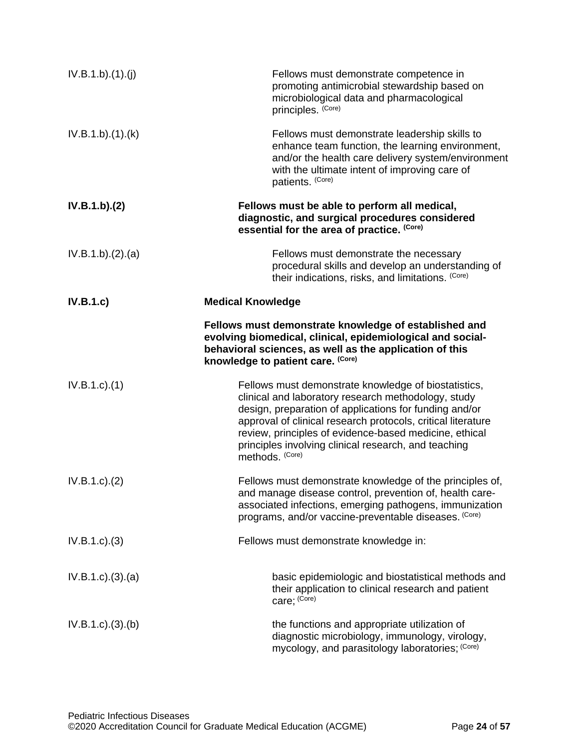IV.B.1.b).(1).(j) Fellows must demonstrate competence in promoting antimicrobial stewardship based on microbiological data and pharmacological principles. (Core)

IV.B.1.b).(1).(k) Fellows must demonstrate leadership skills to enhance team function, the learning environment, and/or the health care delivery system/environment with the ultimate intent of improving care of patients. (Core)

**IV.B.1.b).(2) Fellows must be able to perform all medical, diagnostic, and surgical procedures considered essential for the area of practice. (Core)**

IV.B.1.b).(2).(a) Fellows must demonstrate the necessary procedural skills and develop an understanding of their indications, risks, and limitations. (Core)

**IV.B.1.c) Medical Knowledge**

**Fellows must demonstrate knowledge of established and evolving biomedical, clinical, epidemiological and social-behavioral sciences, as well as the application of this knowledge to patient care. (Core)**

IV.B.1.c).(1) Fellows must demonstrate knowledge of biostatistics, clinical and laboratory research methodology, study design, preparation of applications for funding and/or approval of clinical research protocols, critical literature review, principles of evidence-based medicine, ethical principles involving clinical research, and teaching methods. (Core)

IV.B.1.c).(2) Fellows must demonstrate knowledge of the principles of, and manage disease control, prevention of, health care-associated infections, emerging pathogens, immunization programs, and/or vaccine-preventable diseases. (Core)

IV.B.1.c).(3) Fellows must demonstrate knowledge in:

IV.B.1.c).(3).(a) basic epidemiologic and biostatistical methods and their application to clinical research and patient care; (Core)

IV.B.1.c).(3).(b) the functions and appropriate utilization of diagnostic microbiology, immunology, virology, mycology, and parasitology laboratories; (Core)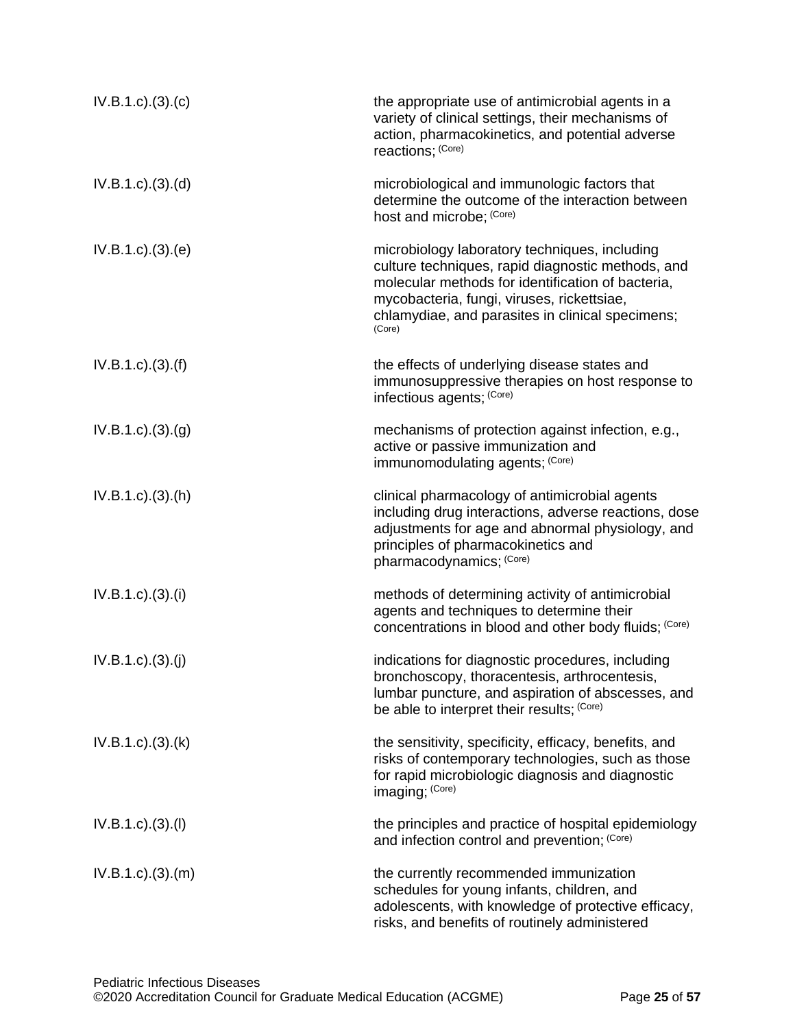| | |
|---|---|
| IV.B.1.c).(3).(c) | the appropriate use of antimicrobial agents in a variety of clinical settings, their mechanisms of action, pharmacokinetics, and potential adverse reactions; (Core) |
| IV.B.1.c).(3).(d) | microbiological and immunologic factors that determine the outcome of the interaction between host and microbe; (Core) |
| IV.B.1.c).(3).(e) | microbiology laboratory techniques, including culture techniques, rapid diagnostic methods, and molecular methods for identification of bacteria, mycobacteria, fungi, viruses, rickettsiae, chlamydiae, and parasites in clinical specimens; (Core) |
| IV.B.1.c).(3).(f) | the effects of underlying disease states and immunosuppressive therapies on host response to infectious agents; (Core) |
| IV.B.1.c).(3).(g) | mechanisms of protection against infection, e.g., active or passive immunization and immunomodulating agents; (Core) |
| IV.B.1.c).(3).(h) | clinical pharmacology of antimicrobial agents including drug interactions, adverse reactions, dose adjustments for age and abnormal physiology, and principles of pharmacokinetics and pharmacodynamics; (Core) |
| IV.B.1.c).(3).(i) | methods of determining activity of antimicrobial agents and techniques to determine their concentrations in blood and other body fluids; (Core) |
| IV.B.1.c).(3).(j) | indications for diagnostic procedures, including bronchoscopy, thoracentesis, arthrocentesis, lumbar puncture, and aspiration of abscesses, and be able to interpret their results; (Core) |
| IV.B.1.c).(3).(k) | the sensitivity, specificity, efficacy, benefits, and risks of contemporary technologies, such as those for rapid microbiologic diagnosis and diagnostic imaging; (Core) |
| IV.B.1.c).(3).(l) | the principles and practice of hospital epidemiology and infection control and prevention; (Core) |
| IV.B.1.c).(3).(m) | the currently recommended immunization schedules for young infants, children, and adolescents, with knowledge of protective efficacy, risks, and benefits of routinely administered |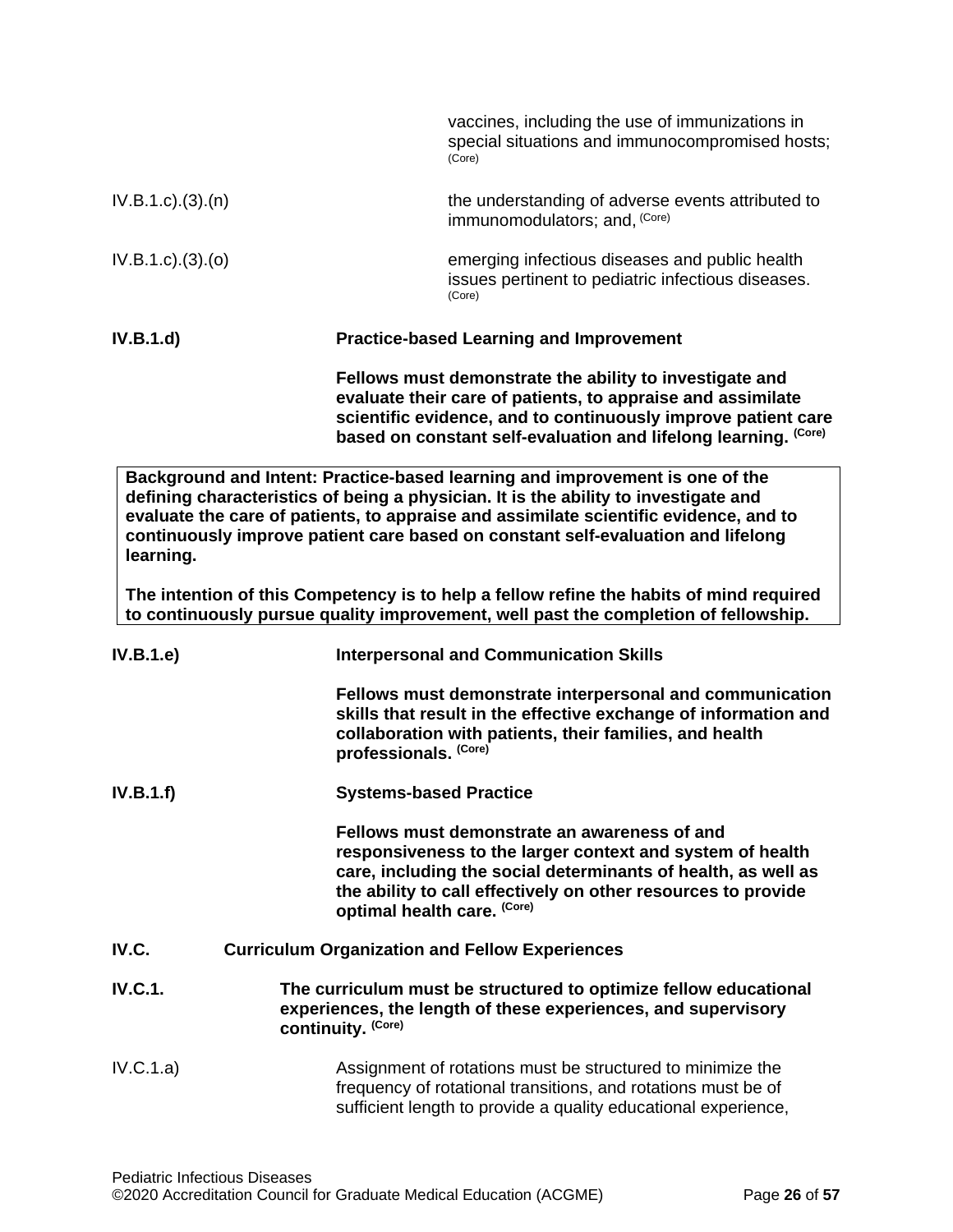vaccines, including the use of immunizations in special situations and immunocompromised hosts; (Core)

IV.B.1.c).(3).(n) the understanding of adverse events attributed to immunomodulators; and, (Core)

IV.B.1.c).(3).(o) emerging infectious diseases and public health issues pertinent to pediatric infectious diseases. (Core)

**IV.B.1.d) Practice-based Learning and Improvement**

**Fellows must demonstrate the ability to investigate and evaluate their care of patients, to appraise and assimilate scientific evidence, and to continuously improve patient care based on constant self-evaluation and lifelong learning. (Core)**

> **Background and Intent: Practice-based learning and improvement is one of the defining characteristics of being a physician. It is the ability to investigate and evaluate the care of patients, to appraise and assimilate scientific evidence, and to continuously improve patient care based on constant self-evaluation and lifelong learning.**
>
> **The intention of this Competency is to help a fellow refine the habits of mind required to continuously pursue quality improvement, well past the completion of fellowship.**

**IV.B.1.e) Interpersonal and Communication Skills**

**Fellows must demonstrate interpersonal and communication skills that result in the effective exchange of information and collaboration with patients, their families, and health professionals. (Core)**

**IV.B.1.f) Systems-based Practice**

**Fellows must demonstrate an awareness of and responsiveness to the larger context and system of health care, including the social determinants of health, as well as the ability to call effectively on other resources to provide optimal health care. (Core)**

**IV.C. Curriculum Organization and Fellow Experiences**

**IV.C.1. The curriculum must be structured to optimize fellow educational experiences, the length of these experiences, and supervisory continuity. (Core)**

IV.C.1.a) Assignment of rotations must be structured to minimize the frequency of rotational transitions, and rotations must be of sufficient length to provide a quality educational experience,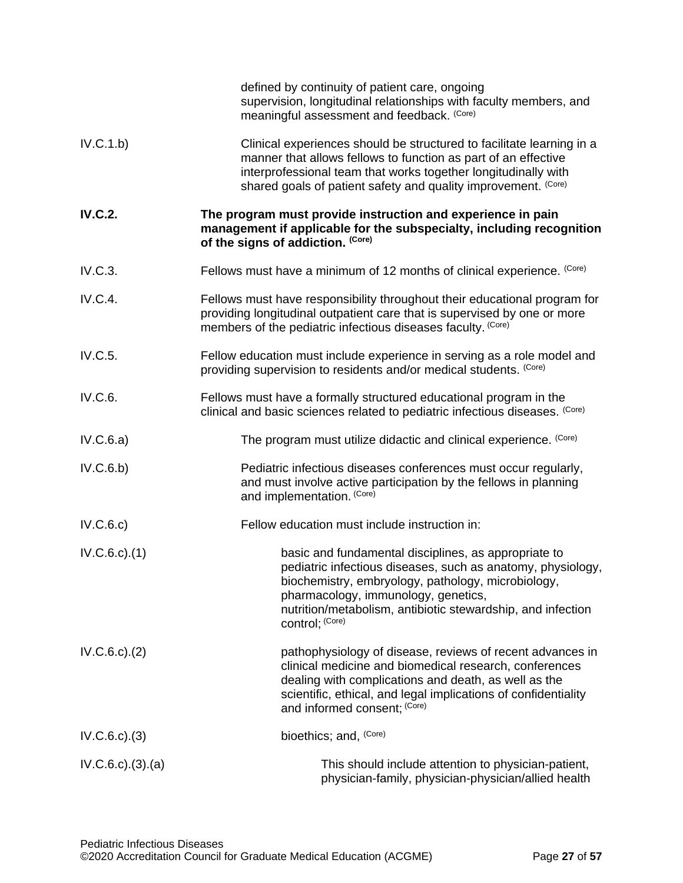defined by continuity of patient care, ongoing supervision, longitudinal relationships with faculty members, and meaningful assessment and feedback. (Core)

IV.C.1.b) Clinical experiences should be structured to facilitate learning in a manner that allows fellows to function as part of an effective interprofessional team that works together longitudinally with shared goals of patient safety and quality improvement. (Core)

**IV.C.2. The program must provide instruction and experience in pain management if applicable for the subspecialty, including recognition of the signs of addiction. (Core)**

IV.C.3. Fellows must have a minimum of 12 months of clinical experience. (Core)

IV.C.4. Fellows must have responsibility throughout their educational program for providing longitudinal outpatient care that is supervised by one or more members of the pediatric infectious diseases faculty. (Core)

IV.C.5. Fellow education must include experience in serving as a role model and providing supervision to residents and/or medical students. (Core)

IV.C.6. Fellows must have a formally structured educational program in the clinical and basic sciences related to pediatric infectious diseases. (Core)

IV.C.6.a) The program must utilize didactic and clinical experience. (Core)

IV.C.6.b) Pediatric infectious diseases conferences must occur regularly, and must involve active participation by the fellows in planning and implementation. (Core)

IV.C.6.c) Fellow education must include instruction in:

IV.C.6.c).(1) basic and fundamental disciplines, as appropriate to pediatric infectious diseases, such as anatomy, physiology, biochemistry, embryology, pathology, microbiology, pharmacology, immunology, genetics, nutrition/metabolism, antibiotic stewardship, and infection control; (Core)

IV.C.6.c).(2) pathophysiology of disease, reviews of recent advances in clinical medicine and biomedical research, conferences dealing with complications and death, as well as the scientific, ethical, and legal implications of confidentiality and informed consent; (Core)

IV.C.6.c).(3) bioethics; and, (Core)

IV.C.6.c).(3).(a) This should include attention to physician-patient, physician-family, physician-physician/allied health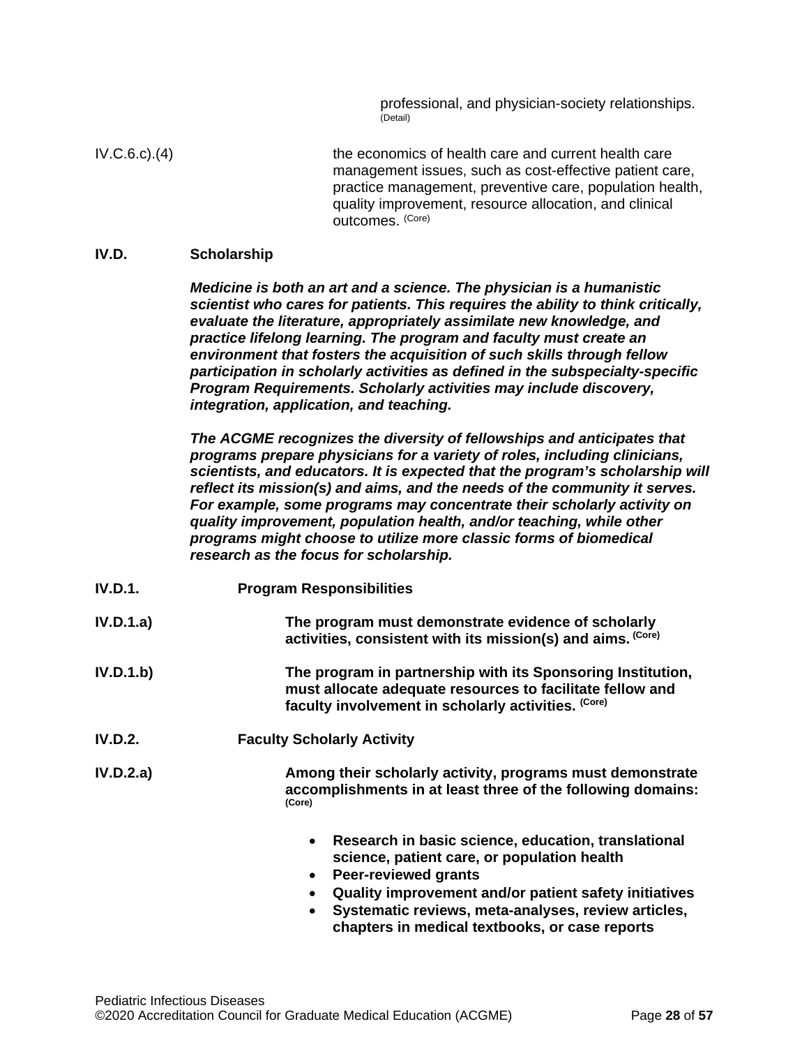professional, and physician-society relationships. (Detail)

IV.C.6.c).(4) the economics of health care and current health care management issues, such as cost-effective patient care, practice management, preventive care, population health, quality improvement, resource allocation, and clinical outcomes. (Core)

**IV.D. Scholarship**

***Medicine is both an art and a science. The physician is a humanistic scientist who cares for patients. This requires the ability to think critically, evaluate the literature, appropriately assimilate new knowledge, and practice lifelong learning. The program and faculty must create an environment that fosters the acquisition of such skills through fellow participation in scholarly activities as defined in the subspecialty-specific Program Requirements. Scholarly activities may include discovery, integration, application, and teaching.***

***The ACGME recognizes the diversity of fellowships and anticipates that programs prepare physicians for a variety of roles, including clinicians, scientists, and educators. It is expected that the program's scholarship will reflect its mission(s) and aims, and the needs of the community it serves. For example, some programs may concentrate their scholarly activity on quality improvement, population health, and/or teaching, while other programs might choose to utilize more classic forms of biomedical research as the focus for scholarship.***

**IV.D.1. Program Responsibilities**

**IV.D.1.a) The program must demonstrate evidence of scholarly activities, consistent with its mission(s) and aims. (Core)**

**IV.D.1.b) The program in partnership with its Sponsoring Institution, must allocate adequate resources to facilitate fellow and faculty involvement in scholarly activities. (Core)**

**IV.D.2. Faculty Scholarly Activity**

**IV.D.2.a) Among their scholarly activity, programs must demonstrate accomplishments in at least three of the following domains: (Core)**

- **Research in basic science, education, translational science, patient care, or population health**
- **Peer-reviewed grants**
- **Quality improvement and/or patient safety initiatives**
- **Systematic reviews, meta-analyses, review articles, chapters in medical textbooks, or case reports**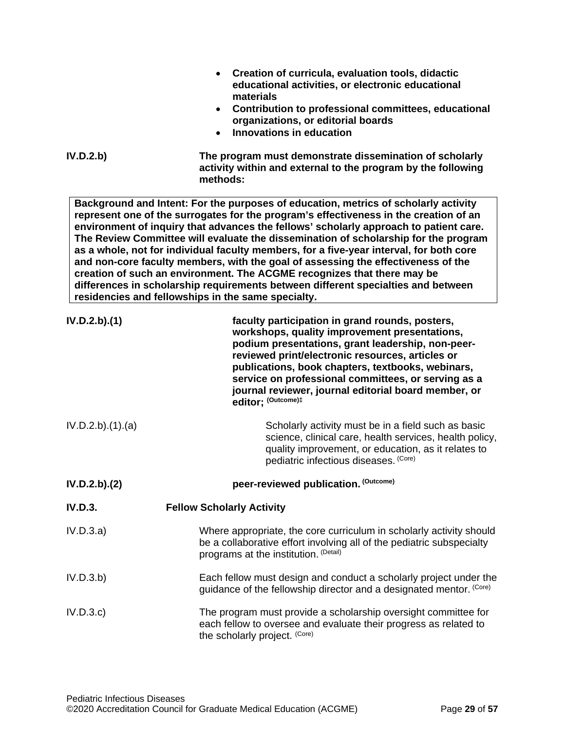- **Creation of curricula, evaluation tools, didactic educational activities, or electronic educational materials**
- **Contribution to professional committees, educational organizations, or editorial boards**
- **Innovations in education**

**IV.D.2.b)** **The program must demonstrate dissemination of scholarly activity within and external to the program by the following methods:**

> **Background and Intent: For the purposes of education, metrics of scholarly activity represent one of the surrogates for the program's effectiveness in the creation of an environment of inquiry that advances the fellows' scholarly approach to patient care. The Review Committee will evaluate the dissemination of scholarship for the program as a whole, not for individual faculty members, for a five-year interval, for both core and non-core faculty members, with the goal of assessing the effectiveness of the creation of such an environment. The ACGME recognizes that there may be differences in scholarship requirements between different specialties and between residencies and fellowships in the same specialty.**

**IV.D.2.b).(1)** **faculty participation in grand rounds, posters, workshops, quality improvement presentations, podium presentations, grant leadership, non-peer-reviewed print/electronic resources, articles or publications, book chapters, textbooks, webinars, service on professional committees, or serving as a journal reviewer, journal editorial board member, or editor; (Outcome)‡**

IV.D.2.b).(1).(a) Scholarly activity must be in a field such as basic science, clinical care, health services, health policy, quality improvement, or education, as it relates to pediatric infectious diseases. (Core)

**IV.D.2.b).(2)** **peer-reviewed publication. (Outcome)**

**IV.D.3.** **Fellow Scholarly Activity**

IV.D.3.a) Where appropriate, the core curriculum in scholarly activity should be a collaborative effort involving all of the pediatric subspecialty programs at the institution. (Detail)

IV.D.3.b) Each fellow must design and conduct a scholarly project under the guidance of the fellowship director and a designated mentor. (Core)

IV.D.3.c) The program must provide a scholarship oversight committee for each fellow to oversee and evaluate their progress as related to the scholarly project. (Core)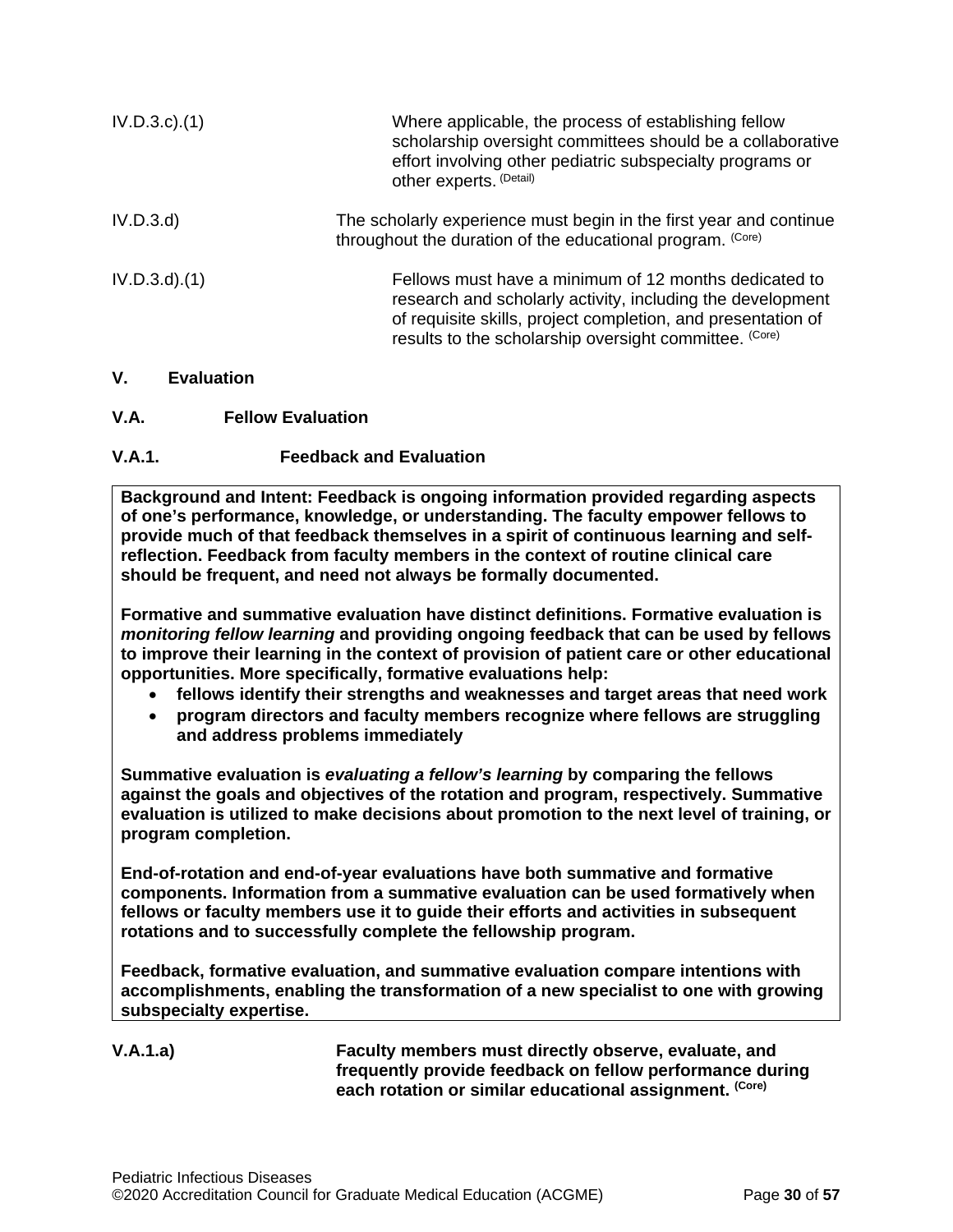IV.D.3.c).(1) Where applicable, the process of establishing fellow scholarship oversight committees should be a collaborative effort involving other pediatric subspecialty programs or other experts. (Detail)

IV.D.3.d) The scholarly experience must begin in the first year and continue throughout the duration of the educational program. (Core)

IV.D.3.d).(1) Fellows must have a minimum of 12 months dedicated to research and scholarly activity, including the development of requisite skills, project completion, and presentation of results to the scholarship oversight committee. (Core)

## V. Evaluation

### V.A. Fellow Evaluation

### V.A.1. Feedback and Evaluation

**Background and Intent: Feedback is ongoing information provided regarding aspects of one's performance, knowledge, or understanding. The faculty empower fellows to provide much of that feedback themselves in a spirit of continuous learning and self-reflection. Feedback from faculty members in the context of routine clinical care should be frequent, and need not always be formally documented.**

**Formative and summative evaluation have distinct definitions. Formative evaluation is *monitoring fellow learning* and providing ongoing feedback that can be used by fellows to improve their learning in the context of provision of patient care or other educational opportunities. More specifically, formative evaluations help:**

- **fellows identify their strengths and weaknesses and target areas that need work**
- **program directors and faculty members recognize where fellows are struggling and address problems immediately**

**Summative evaluation is *evaluating a fellow's learning* by comparing the fellows against the goals and objectives of the rotation and program, respectively. Summative evaluation is utilized to make decisions about promotion to the next level of training, or program completion.**

**End-of-rotation and end-of-year evaluations have both summative and formative components. Information from a summative evaluation can be used formatively when fellows or faculty members use it to guide their efforts and activities in subsequent rotations and to successfully complete the fellowship program.**

**Feedback, formative evaluation, and summative evaluation compare intentions with accomplishments, enabling the transformation of a new specialist to one with growing subspecialty expertise.**

**V.A.1.a) Faculty members must directly observe, evaluate, and frequently provide feedback on fellow performance during each rotation or similar educational assignment. (Core)**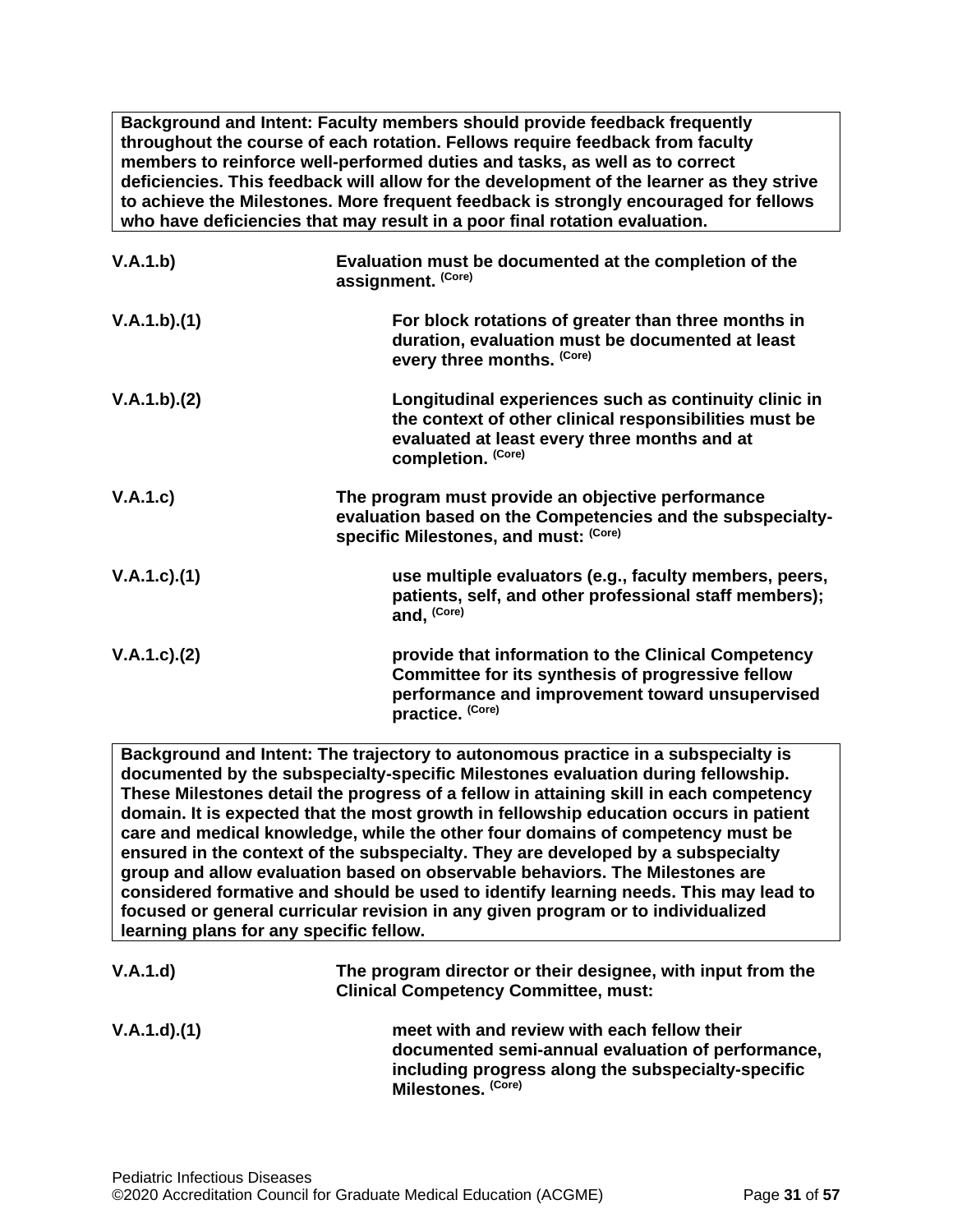**Background and Intent: Faculty members should provide feedback frequently throughout the course of each rotation. Fellows require feedback from faculty members to reinforce well-performed duties and tasks, as well as to correct deficiencies. This feedback will allow for the development of the learner as they strive to achieve the Milestones. More frequent feedback is strongly encouraged for fellows who have deficiencies that may result in a poor final rotation evaluation.**

**V.A.1.b)** **Evaluation must be documented at the completion of the assignment.** (Core)

**V.A.1.b).(1)** **For block rotations of greater than three months in duration, evaluation must be documented at least every three months.** (Core)

**V.A.1.b).(2)** **Longitudinal experiences such as continuity clinic in the context of other clinical responsibilities must be evaluated at least every three months and at completion.** (Core)

**V.A.1.c)** **The program must provide an objective performance evaluation based on the Competencies and the subspecialty-specific Milestones, and must:** (Core)

**V.A.1.c).(1)** **use multiple evaluators (e.g., faculty members, peers, patients, self, and other professional staff members); and,** (Core)

**V.A.1.c).(2)** **provide that information to the Clinical Competency Committee for its synthesis of progressive fellow performance and improvement toward unsupervised practice.** (Core)

**Background and Intent: The trajectory to autonomous practice in a subspecialty is documented by the subspecialty-specific Milestones evaluation during fellowship. These Milestones detail the progress of a fellow in attaining skill in each competency domain. It is expected that the most growth in fellowship education occurs in patient care and medical knowledge, while the other four domains of competency must be ensured in the context of the subspecialty. They are developed by a subspecialty group and allow evaluation based on observable behaviors. The Milestones are considered formative and should be used to identify learning needs. This may lead to focused or general curricular revision in any given program or to individualized learning plans for any specific fellow.**

**V.A.1.d)** **The program director or their designee, with input from the Clinical Competency Committee, must:**

**V.A.1.d).(1)** **meet with and review with each fellow their documented semi-annual evaluation of performance, including progress along the subspecialty-specific Milestones.** (Core)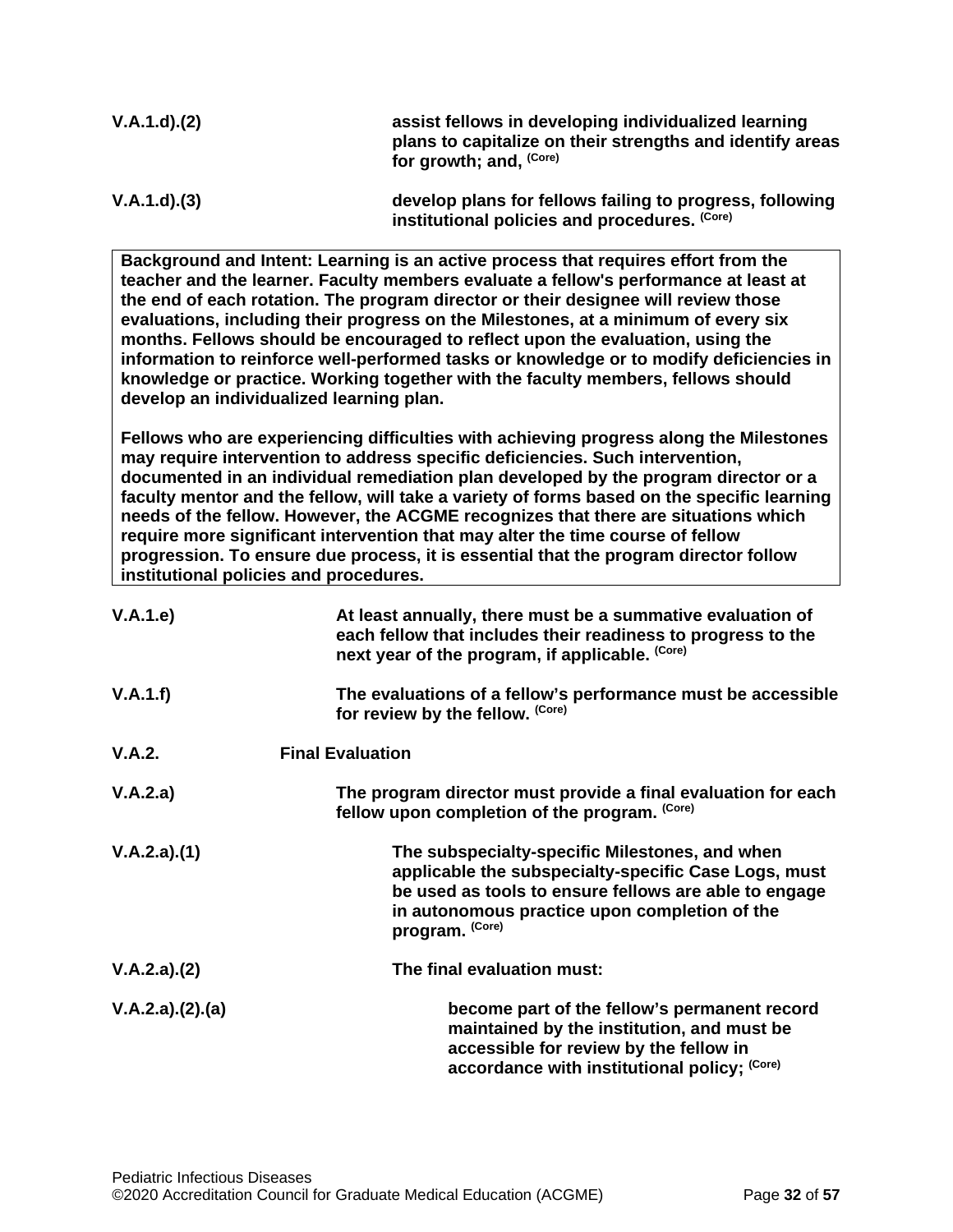| | |
|---|---|
| V.A.1.d).(2) | **assist fellows in developing individualized learning plans to capitalize on their strengths and identify areas for growth; and,** (Core) |
| V.A.1.d).(3) | **develop plans for fellows failing to progress, following institutional policies and procedures.** (Core) |

> **Background and Intent:** Learning is an active process that requires effort from the teacher and the learner. Faculty members evaluate a fellow's performance at least at the end of each rotation. The program director or their designee will review those evaluations, including their progress on the Milestones, at a minimum of every six months. Fellows should be encouraged to reflect upon the evaluation, using the information to reinforce well-performed tasks or knowledge or to modify deficiencies in knowledge or practice. Working together with the faculty members, fellows should develop an individualized learning plan.
>
> Fellows who are experiencing difficulties with achieving progress along the Milestones may require intervention to address specific deficiencies. Such intervention, documented in an individual remediation plan developed by the program director or a faculty mentor and the fellow, will take a variety of forms based on the specific learning needs of the fellow. However, the ACGME recognizes that there are situations which require more significant intervention that may alter the time course of fellow progression. To ensure due process, it is essential that the program director follow institutional policies and procedures.

| | |
|---|---|
| V.A.1.e) | **At least annually, there must be a summative evaluation of each fellow that includes their readiness to progress to the next year of the program, if applicable.** (Core) |
| V.A.1.f) | **The evaluations of a fellow's performance must be accessible for review by the fellow.** (Core) |
| V.A.2. | **Final Evaluation** |
| V.A.2.a) | **The program director must provide a final evaluation for each fellow upon completion of the program.** (Core) |
| V.A.2.a).(1) | **The subspecialty-specific Milestones, and when applicable the subspecialty-specific Case Logs, must be used as tools to ensure fellows are able to engage in autonomous practice upon completion of the program.** (Core) |
| V.A.2.a).(2) | **The final evaluation must:** |
| V.A.2.a).(2).(a) | **become part of the fellow's permanent record maintained by the institution, and must be accessible for review by the fellow in accordance with institutional policy;** (Core) |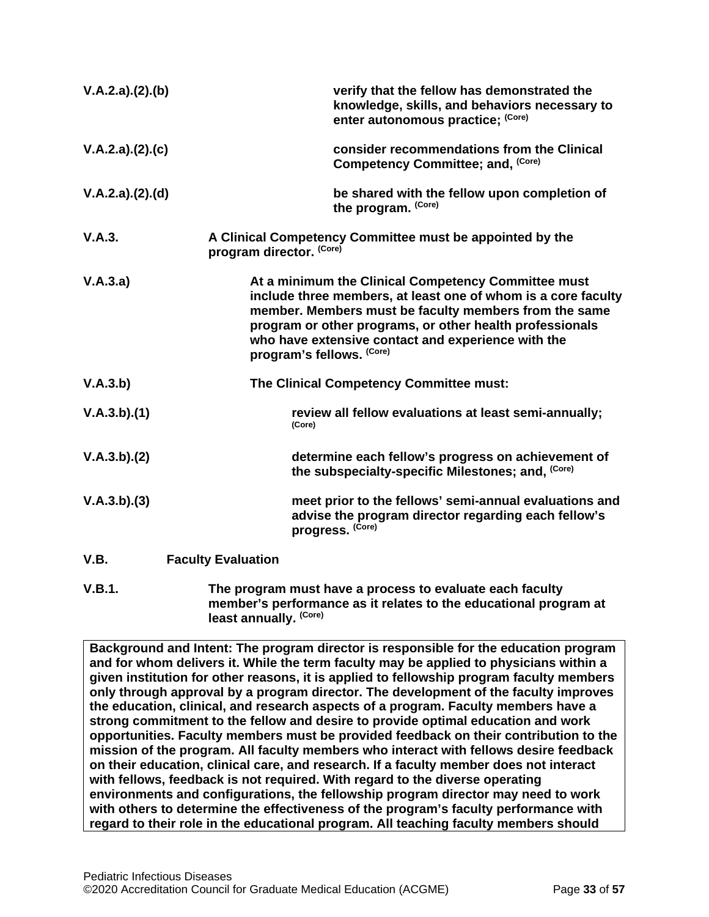| | |
|---|---|
| V.A.2.a).(2).(b) | **verify that the fellow has demonstrated the knowledge, skills, and behaviors necessary to enter autonomous practice;** (Core) |
| V.A.2.a).(2).(c) | **consider recommendations from the Clinical Competency Committee; and,** (Core) |
| V.A.2.a).(2).(d) | **be shared with the fellow upon completion of the program.** (Core) |
| V.A.3. | **A Clinical Competency Committee must be appointed by the program director.** (Core) |
| V.A.3.a) | **At a minimum the Clinical Competency Committee must include three members, at least one of whom is a core faculty member. Members must be faculty members from the same program or other programs, or other health professionals who have extensive contact and experience with the program's fellows.** (Core) |
| V.A.3.b) | **The Clinical Competency Committee must:** |
| V.A.3.b).(1) | **review all fellow evaluations at least semi-annually;** (Core) |
| V.A.3.b).(2) | **determine each fellow's progress on achievement of the subspecialty-specific Milestones; and,** (Core) |
| V.A.3.b).(3) | **meet prior to the fellows' semi-annual evaluations and advise the program director regarding each fellow's progress.** (Core) |

**V.B. Faculty Evaluation**

| | |
|---|---|
| V.B.1. | **The program must have a process to evaluate each faculty member's performance as it relates to the educational program at least annually.** (Core) |

**Background and Intent: The program director is responsible for the education program and for whom delivers it. While the term faculty may be applied to physicians within a given institution for other reasons, it is applied to fellowship program faculty members only through approval by a program director. The development of the faculty improves the education, clinical, and research aspects of a program. Faculty members have a strong commitment to the fellow and desire to provide optimal education and work opportunities. Faculty members must be provided feedback on their contribution to the mission of the program. All faculty members who interact with fellows desire feedback on their education, clinical care, and research. If a faculty member does not interact with fellows, feedback is not required. With regard to the diverse operating environments and configurations, the fellowship program director may need to work with others to determine the effectiveness of the program's faculty performance with regard to their role in the educational program. All teaching faculty members should**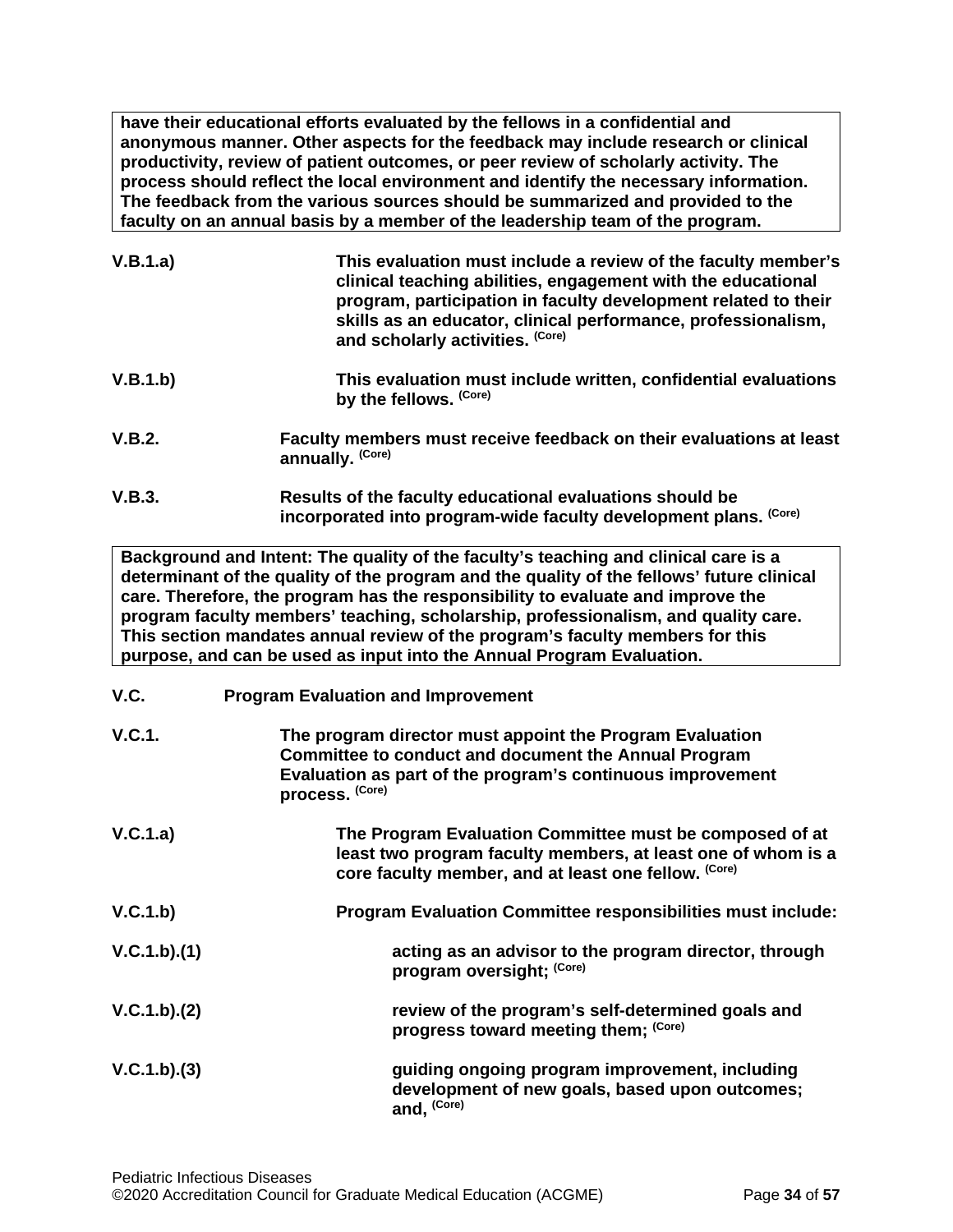**have their educational efforts evaluated by the fellows in a confidential and anonymous manner. Other aspects for the feedback may include research or clinical productivity, review of patient outcomes, or peer review of scholarly activity. The process should reflect the local environment and identify the necessary information. The feedback from the various sources should be summarized and provided to the faculty on an annual basis by a member of the leadership team of the program.**

**V.B.1.a)** **This evaluation must include a review of the faculty member's clinical teaching abilities, engagement with the educational program, participation in faculty development related to their skills as an educator, clinical performance, professionalism, and scholarly activities.** (Core)

**V.B.1.b)** **This evaluation must include written, confidential evaluations by the fellows.** (Core)

**V.B.2.** **Faculty members must receive feedback on their evaluations at least annually.** (Core)

**V.B.3.** **Results of the faculty educational evaluations should be incorporated into program-wide faculty development plans.** (Core)

**Background and Intent: The quality of the faculty's teaching and clinical care is a determinant of the quality of the program and the quality of the fellows' future clinical care. Therefore, the program has the responsibility to evaluate and improve the program faculty members' teaching, scholarship, professionalism, and quality care. This section mandates annual review of the program's faculty members for this purpose, and can be used as input into the Annual Program Evaluation.**

**V.C.** **Program Evaluation and Improvement**

**V.C.1.** **The program director must appoint the Program Evaluation Committee to conduct and document the Annual Program Evaluation as part of the program's continuous improvement process.** (Core)

**V.C.1.a)** **The Program Evaluation Committee must be composed of at least two program faculty members, at least one of whom is a core faculty member, and at least one fellow.** (Core)

**V.C.1.b)** **Program Evaluation Committee responsibilities must include:**

**V.C.1.b).(1)** **acting as an advisor to the program director, through program oversight;** (Core)

**V.C.1.b).(2)** **review of the program's self-determined goals and progress toward meeting them;** (Core)

**V.C.1.b).(3)** **guiding ongoing program improvement, including development of new goals, based upon outcomes; and,** (Core)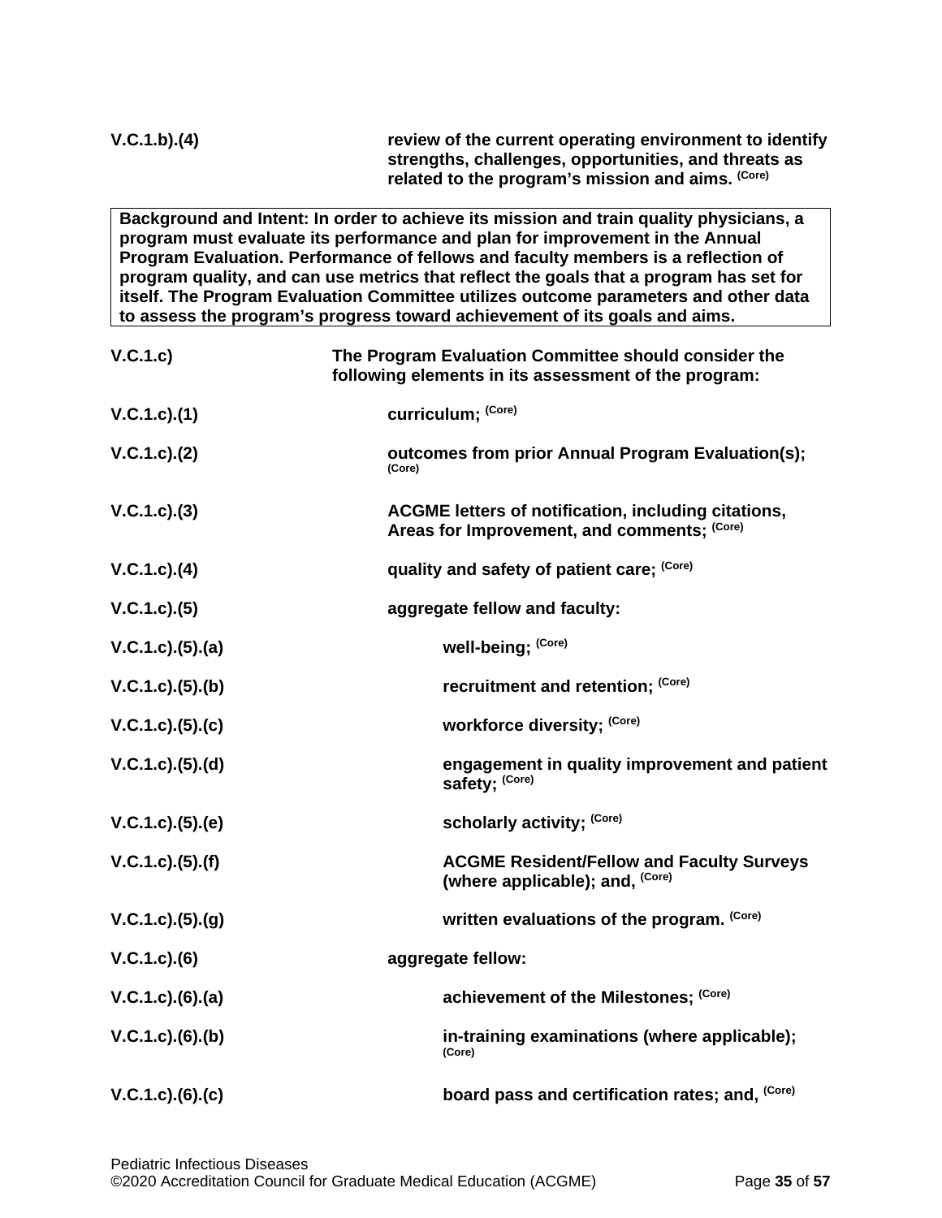**V.C.1.b).(4)** **review of the current operating environment to identify strengths, challenges, opportunities, and threats as related to the program's mission and aims.** (Core)

> **Background and Intent: In order to achieve its mission and train quality physicians, a program must evaluate its performance and plan for improvement in the Annual Program Evaluation. Performance of fellows and faculty members is a reflection of program quality, and can use metrics that reflect the goals that a program has set for itself. The Program Evaluation Committee utilizes outcome parameters and other data to assess the program's progress toward achievement of its goals and aims.**

**V.C.1.c)** **The Program Evaluation Committee should consider the following elements in its assessment of the program:**

**V.C.1.c).(1)** **curriculum;** (Core)

**V.C.1.c).(2)** **outcomes from prior Annual Program Evaluation(s);** (Core)

**V.C.1.c).(3)** **ACGME letters of notification, including citations, Areas for Improvement, and comments;** (Core)

**V.C.1.c).(4)** **quality and safety of patient care;** (Core)

**V.C.1.c).(5)** **aggregate fellow and faculty:**

**V.C.1.c).(5).(a)** **well-being;** (Core)

**V.C.1.c).(5).(b)** **recruitment and retention;** (Core)

**V.C.1.c).(5).(c)** **workforce diversity;** (Core)

**V.C.1.c).(5).(d)** **engagement in quality improvement and patient safety;** (Core)

**V.C.1.c).(5).(e)** **scholarly activity;** (Core)

**V.C.1.c).(5).(f)** **ACGME Resident/Fellow and Faculty Surveys (where applicable); and,** (Core)

**V.C.1.c).(5).(g)** **written evaluations of the program.** (Core)

**V.C.1.c).(6)** **aggregate fellow:**

**V.C.1.c).(6).(a)** **achievement of the Milestones;** (Core)

**V.C.1.c).(6).(b)** **in-training examinations (where applicable);** (Core)

**V.C.1.c).(6).(c)** **board pass and certification rates; and,** (Core)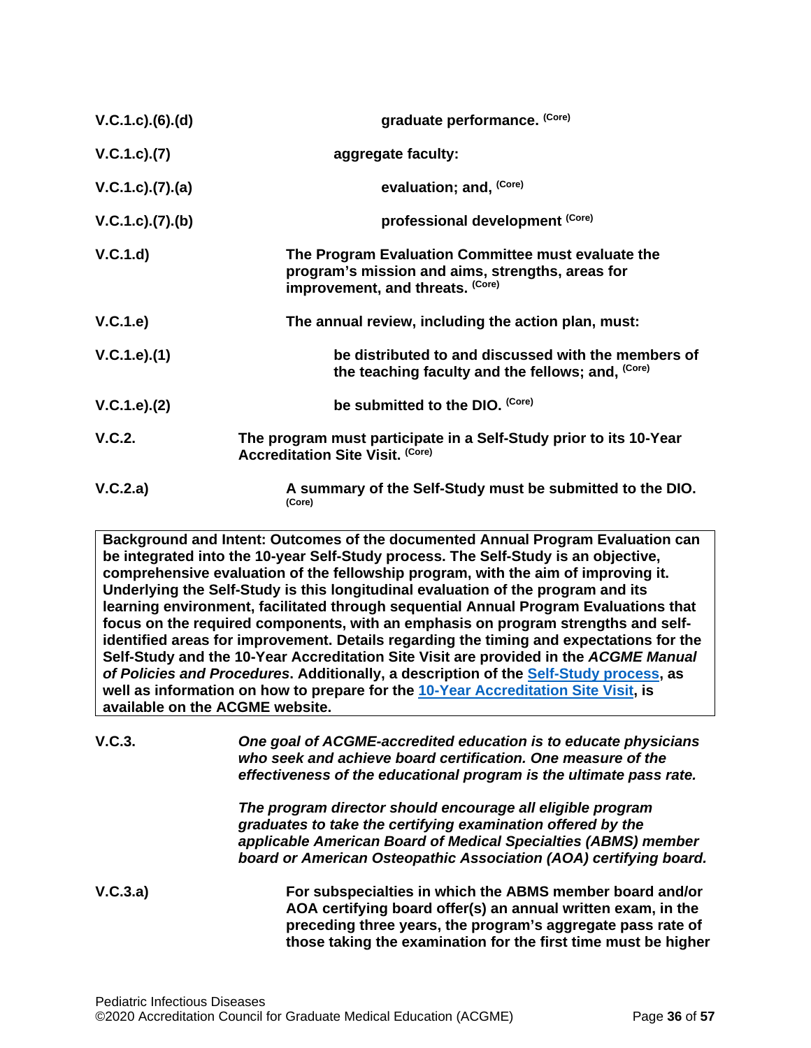| | |
|---|---|
| V.C.1.c).(6).(d) | **graduate performance.** (Core) |
| V.C.1.c).(7) | **aggregate faculty:** |
| V.C.1.c).(7).(a) | **evaluation; and,** (Core) |
| V.C.1.c).(7).(b) | **professional development** (Core) |
| V.C.1.d) | **The Program Evaluation Committee must evaluate the program's mission and aims, strengths, areas for improvement, and threats.** (Core) |
| V.C.1.e) | **The annual review, including the action plan, must:** |
| V.C.1.e).(1) | **be distributed to and discussed with the members of the teaching faculty and the fellows; and,** (Core) |
| V.C.1.e).(2) | **be submitted to the DIO.** (Core) |
| V.C.2. | **The program must participate in a Self-Study prior to its 10-Year Accreditation Site Visit.** (Core) |
| V.C.2.a) | **A summary of the Self-Study must be submitted to the DIO.** (Core) |

**Background and Intent: Outcomes of the documented Annual Program Evaluation can be integrated into the 10-year Self-Study process. The Self-Study is an objective, comprehensive evaluation of the fellowship program, with the aim of improving it. Underlying the Self-Study is this longitudinal evaluation of the program and its learning environment, facilitated through sequential Annual Program Evaluations that focus on the required components, with an emphasis on program strengths and self-identified areas for improvement. Details regarding the timing and expectations for the Self-Study and the 10-Year Accreditation Site Visit are provided in the *ACGME Manual of Policies and Procedures*. Additionally, a description of the Self-Study process, as well as information on how to prepare for the 10-Year Accreditation Site Visit, is available on the ACGME website.**

| | |
|---|---|
| V.C.3. | *One goal of ACGME-accredited education is to educate physicians who seek and achieve board certification. One measure of the effectiveness of the educational program is the ultimate pass rate.*<br><br>*The program director should encourage all eligible program graduates to take the certifying examination offered by the applicable American Board of Medical Specialties (ABMS) member board or American Osteopathic Association (AOA) certifying board.* |
| V.C.3.a) | **For subspecialties in which the ABMS member board and/or AOA certifying board offer(s) an annual written exam, in the preceding three years, the program's aggregate pass rate of those taking the examination for the first time must be higher** |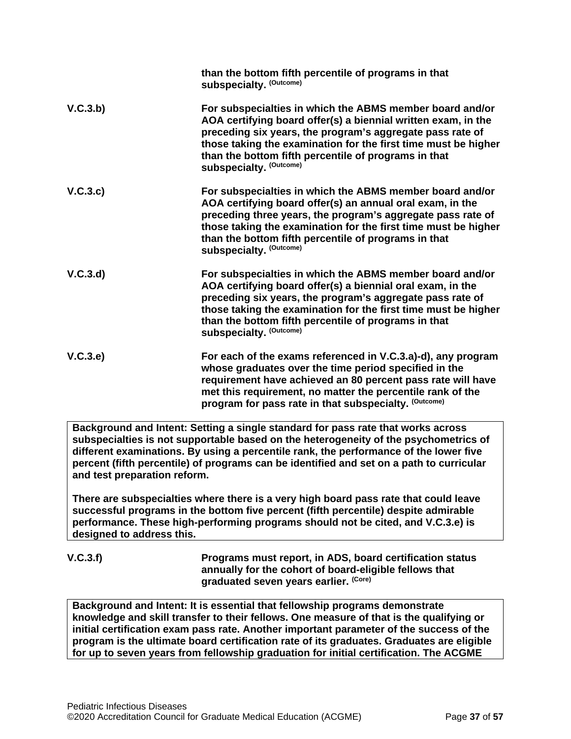**than the bottom fifth percentile of programs in that subspecialty.** (Outcome)

**V.C.3.b)** **For subspecialties in which the ABMS member board and/or AOA certifying board offer(s) a biennial written exam, in the preceding six years, the program's aggregate pass rate of those taking the examination for the first time must be higher than the bottom fifth percentile of programs in that subspecialty.** (Outcome)

**V.C.3.c)** **For subspecialties in which the ABMS member board and/or AOA certifying board offer(s) an annual oral exam, in the preceding three years, the program's aggregate pass rate of those taking the examination for the first time must be higher than the bottom fifth percentile of programs in that subspecialty.** (Outcome)

**V.C.3.d)** **For subspecialties in which the ABMS member board and/or AOA certifying board offer(s) a biennial oral exam, in the preceding six years, the program's aggregate pass rate of those taking the examination for the first time must be higher than the bottom fifth percentile of programs in that subspecialty.** (Outcome)

**V.C.3.e)** **For each of the exams referenced in V.C.3.a)-d), any program whose graduates over the time period specified in the requirement have achieved an 80 percent pass rate will have met this requirement, no matter the percentile rank of the program for pass rate in that subspecialty.** (Outcome)

| **Background and Intent:** Setting a single standard for pass rate that works across subspecialties is not supportable based on the heterogeneity of the psychometrics of different examinations. By using a percentile rank, the performance of the lower five percent (fifth percentile) of programs can be identified and set on a path to curricular and test preparation reform.<br><br>There are subspecialties where there is a very high board pass rate that could leave successful programs in the bottom five percent (fifth percentile) despite admirable performance. These high-performing programs should not be cited, and V.C.3.e) is designed to address this. |
|---|

**V.C.3.f)** **Programs must report, in ADS, board certification status annually for the cohort of board-eligible fellows that graduated seven years earlier.** (Core)

| **Background and Intent:** It is essential that fellowship programs demonstrate knowledge and skill transfer to their fellows. One measure of that is the qualifying or initial certification exam pass rate. Another important parameter of the success of the program is the ultimate board certification rate of its graduates. Graduates are eligible for up to seven years from fellowship graduation for initial certification. The ACGME |
|---|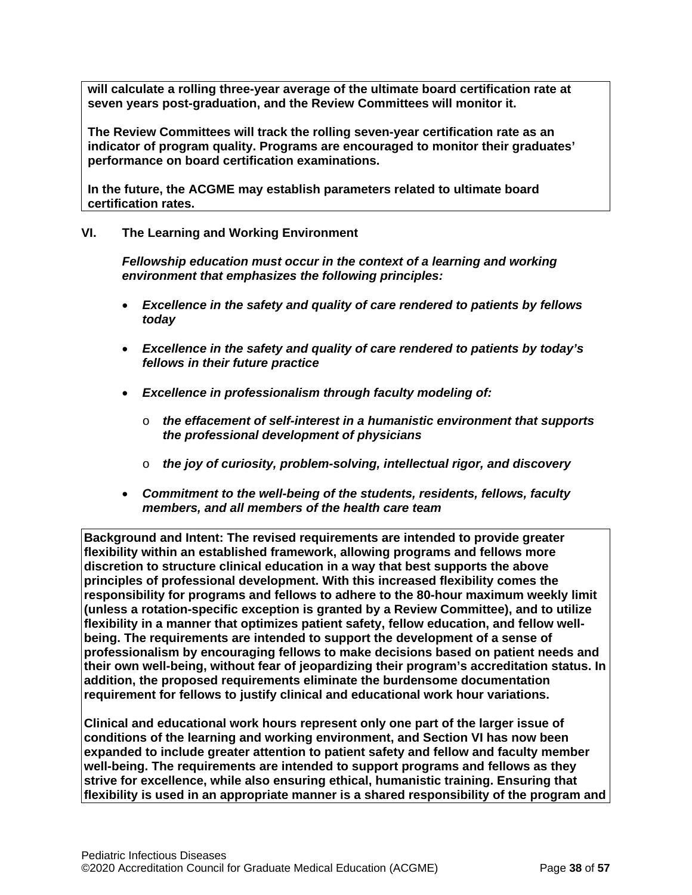**will calculate a rolling three-year average of the ultimate board certification rate at seven years post-graduation, and the Review Committees will monitor it.**

**The Review Committees will track the rolling seven-year certification rate as an indicator of program quality. Programs are encouraged to monitor their graduates' performance on board certification examinations.**

**In the future, the ACGME may establish parameters related to ultimate board certification rates.**

## VI. The Learning and Working Environment

***Fellowship education must occur in the context of a learning and working environment that emphasizes the following principles:***

- ***Excellence in the safety and quality of care rendered to patients by fellows today***
- ***Excellence in the safety and quality of care rendered to patients by today's fellows in their future practice***
- ***Excellence in professionalism through faculty modeling of:***
  - ***the effacement of self-interest in a humanistic environment that supports the professional development of physicians***
  - ***the joy of curiosity, problem-solving, intellectual rigor, and discovery***
- ***Commitment to the well-being of the students, residents, fellows, faculty members, and all members of the health care team***

**Background and Intent: The revised requirements are intended to provide greater flexibility within an established framework, allowing programs and fellows more discretion to structure clinical education in a way that best supports the above principles of professional development. With this increased flexibility comes the responsibility for programs and fellows to adhere to the 80-hour maximum weekly limit (unless a rotation-specific exception is granted by a Review Committee), and to utilize flexibility in a manner that optimizes patient safety, fellow education, and fellow well-being. The requirements are intended to support the development of a sense of professionalism by encouraging fellows to make decisions based on patient needs and their own well-being, without fear of jeopardizing their program's accreditation status. In addition, the proposed requirements eliminate the burdensome documentation requirement for fellows to justify clinical and educational work hour variations.**

**Clinical and educational work hours represent only one part of the larger issue of conditions of the learning and working environment, and Section VI has now been expanded to include greater attention to patient safety and fellow and faculty member well-being. The requirements are intended to support programs and fellows as they strive for excellence, while also ensuring ethical, humanistic training. Ensuring that flexibility is used in an appropriate manner is a shared responsibility of the program and**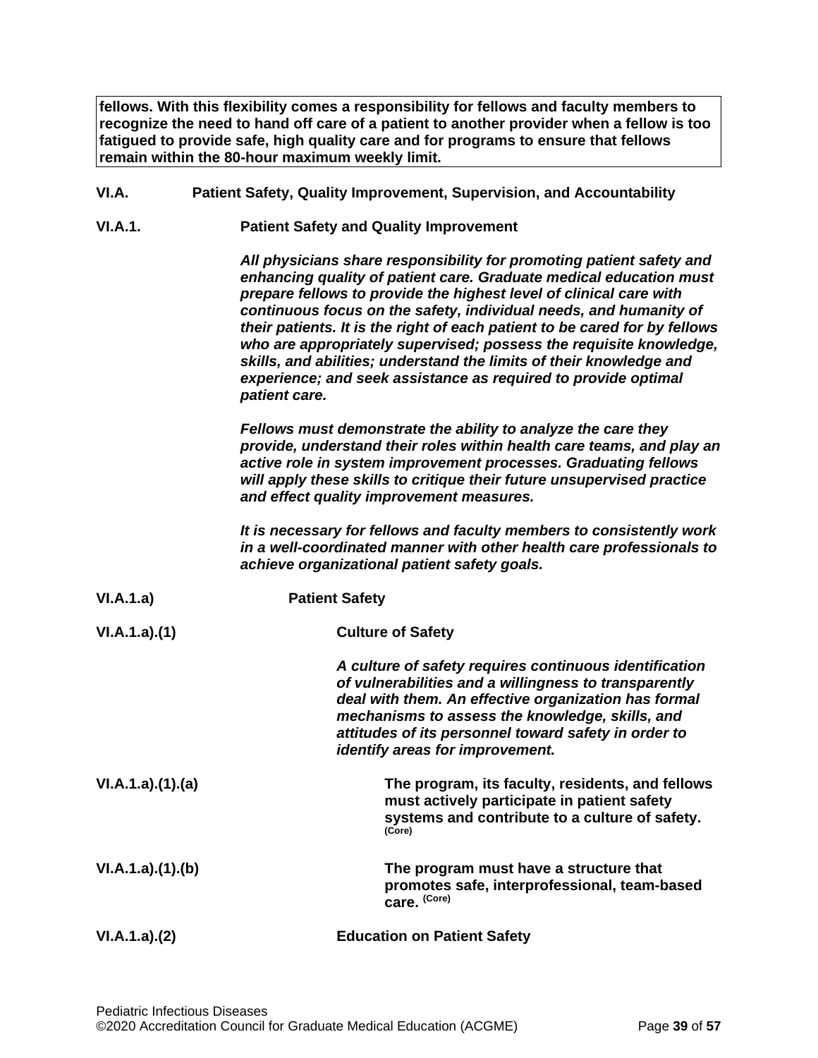**fellows. With this flexibility comes a responsibility for fellows and faculty members to recognize the need to hand off care of a patient to another provider when a fellow is too fatigued to provide safe, high quality care and for programs to ensure that fellows remain within the 80-hour maximum weekly limit.**

**VI.A. Patient Safety, Quality Improvement, Supervision, and Accountability**

**VI.A.1. Patient Safety and Quality Improvement**

***All physicians share responsibility for promoting patient safety and enhancing quality of patient care. Graduate medical education must prepare fellows to provide the highest level of clinical care with continuous focus on the safety, individual needs, and humanity of their patients. It is the right of each patient to be cared for by fellows who are appropriately supervised; possess the requisite knowledge, skills, and abilities; understand the limits of their knowledge and experience; and seek assistance as required to provide optimal patient care.***

***Fellows must demonstrate the ability to analyze the care they provide, understand their roles within health care teams, and play an active role in system improvement processes. Graduating fellows will apply these skills to critique their future unsupervised practice and effect quality improvement measures.***

***It is necessary for fellows and faculty members to consistently work in a well-coordinated manner with other health care professionals to achieve organizational patient safety goals.***

**VI.A.1.a) Patient Safety**

**VI.A.1.a).(1) Culture of Safety**

***A culture of safety requires continuous identification of vulnerabilities and a willingness to transparently deal with them. An effective organization has formal mechanisms to assess the knowledge, skills, and attitudes of its personnel toward safety in order to identify areas for improvement.***

**VI.A.1.a).(1).(a)** **The program, its faculty, residents, and fellows must actively participate in patient safety systems and contribute to a culture of safety.** (Core)

**VI.A.1.a).(1).(b)** **The program must have a structure that promotes safe, interprofessional, team-based care.** (Core)

**VI.A.1.a).(2) Education on Patient Safety**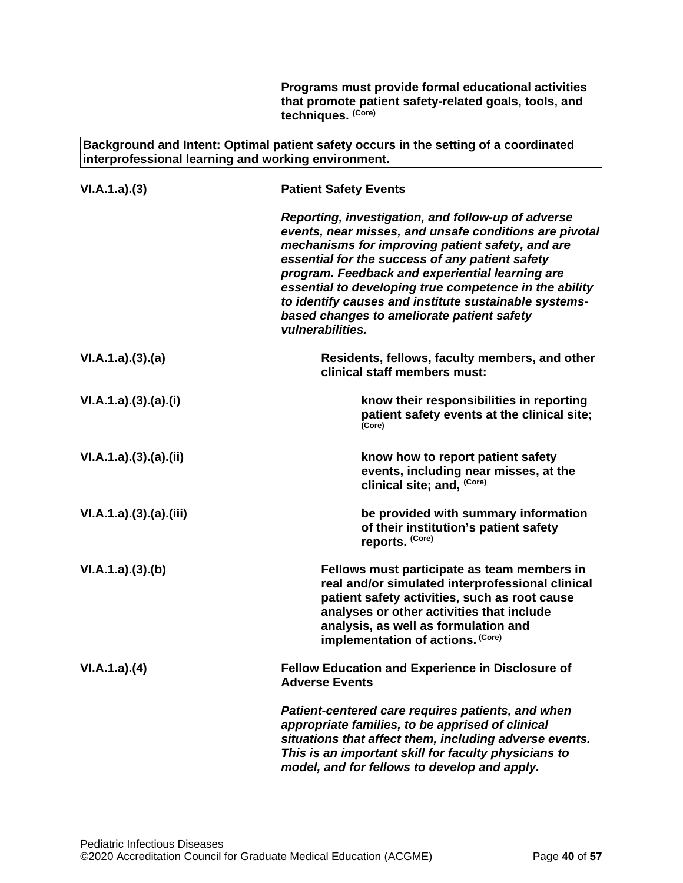**Programs must provide formal educational activities that promote patient safety-related goals, tools, and techniques.** **(Core)**

> **Background and Intent: Optimal patient safety occurs in the setting of a coordinated interprofessional learning and working environment.**

**VI.A.1.a).(3)** **Patient Safety Events**

***Reporting, investigation, and follow-up of adverse events, near misses, and unsafe conditions are pivotal mechanisms for improving patient safety, and are essential for the success of any patient safety program. Feedback and experiential learning are essential to developing true competence in the ability to identify causes and institute sustainable systems-based changes to ameliorate patient safety vulnerabilities.***

**VI.A.1.a).(3).(a)** **Residents, fellows, faculty members, and other clinical staff members must:**

**VI.A.1.a).(3).(a).(i)** **know their responsibilities in reporting patient safety events at the clinical site;** **(Core)**

**VI.A.1.a).(3).(a).(ii)** **know how to report patient safety events, including near misses, at the clinical site; and,** **(Core)**

**VI.A.1.a).(3).(a).(iii)** **be provided with summary information of their institution's patient safety reports.** **(Core)**

**VI.A.1.a).(3).(b)** **Fellows must participate as team members in real and/or simulated interprofessional clinical patient safety activities, such as root cause analyses or other activities that include analysis, as well as formulation and implementation of actions.** **(Core)**

**VI.A.1.a).(4)** **Fellow Education and Experience in Disclosure of Adverse Events**

***Patient-centered care requires patients, and when appropriate families, to be apprised of clinical situations that affect them, including adverse events. This is an important skill for faculty physicians to model, and for fellows to develop and apply.***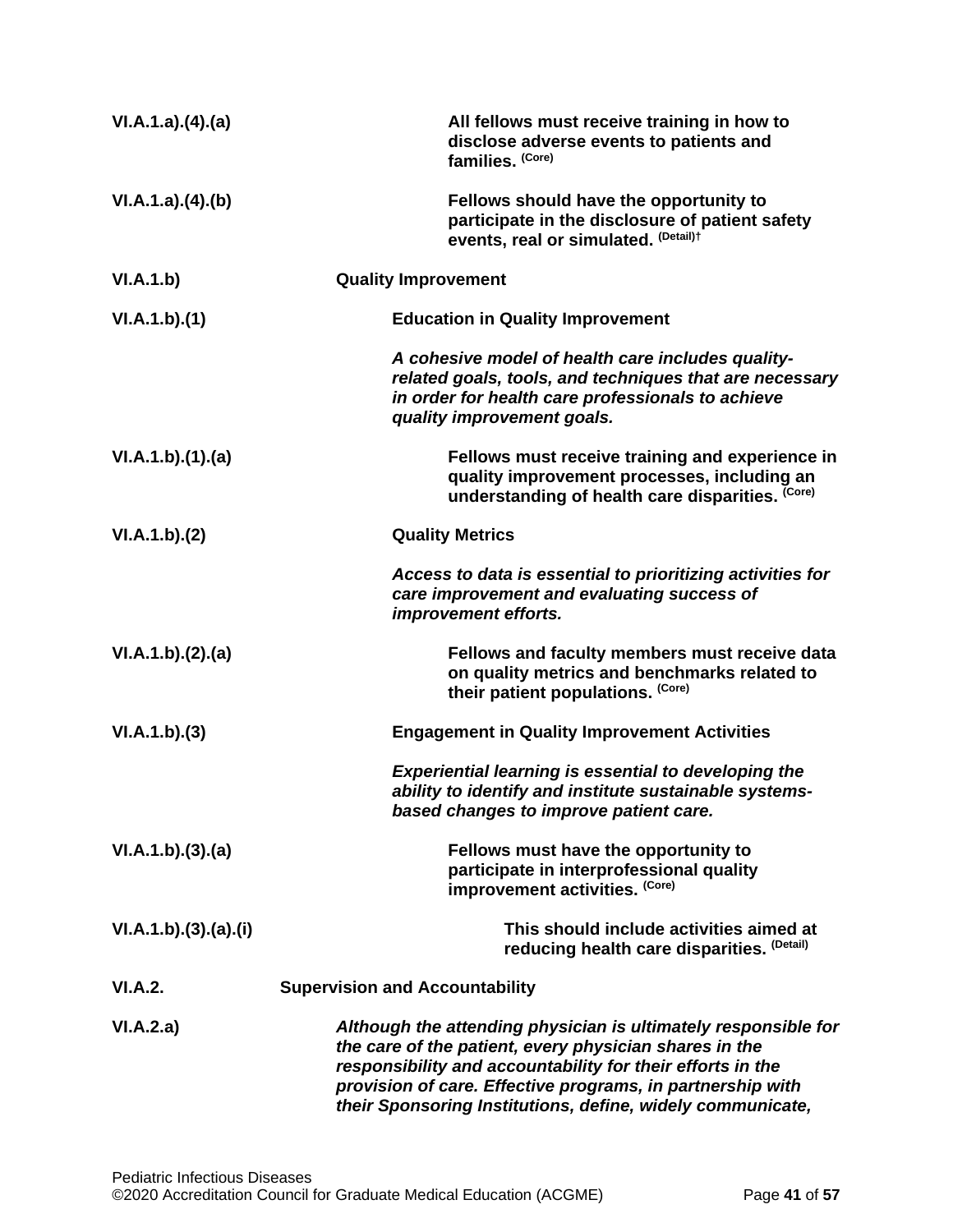| | |
|---|---|
| VI.A.1.a).(4).(a) | **All fellows must receive training in how to disclose adverse events to patients and families.** (Core) |
| VI.A.1.a).(4).(b) | **Fellows should have the opportunity to participate in the disclosure of patient safety events, real or simulated.** (Detail)† |
| VI.A.1.b) | **Quality Improvement** |
| VI.A.1.b).(1) | **Education in Quality Improvement** |
| | ***A cohesive model of health care includes quality-related goals, tools, and techniques that are necessary in order for health care professionals to achieve quality improvement goals.*** |
| VI.A.1.b).(1).(a) | **Fellows must receive training and experience in quality improvement processes, including an understanding of health care disparities.** (Core) |
| VI.A.1.b).(2) | **Quality Metrics** |
| | ***Access to data is essential to prioritizing activities for care improvement and evaluating success of improvement efforts.*** |
| VI.A.1.b).(2).(a) | **Fellows and faculty members must receive data on quality metrics and benchmarks related to their patient populations.** (Core) |
| VI.A.1.b).(3) | **Engagement in Quality Improvement Activities** |
| | ***Experiential learning is essential to developing the ability to identify and institute sustainable systems-based changes to improve patient care.*** |
| VI.A.1.b).(3).(a) | **Fellows must have the opportunity to participate in interprofessional quality improvement activities.** (Core) |
| VI.A.1.b).(3).(a).(i) | **This should include activities aimed at reducing health care disparities.** (Detail) |
| VI.A.2. | **Supervision and Accountability** |
| VI.A.2.a) | ***Although the attending physician is ultimately responsible for the care of the patient, every physician shares in the responsibility and accountability for their efforts in the provision of care. Effective programs, in partnership with their Sponsoring Institutions, define, widely communicate,*** |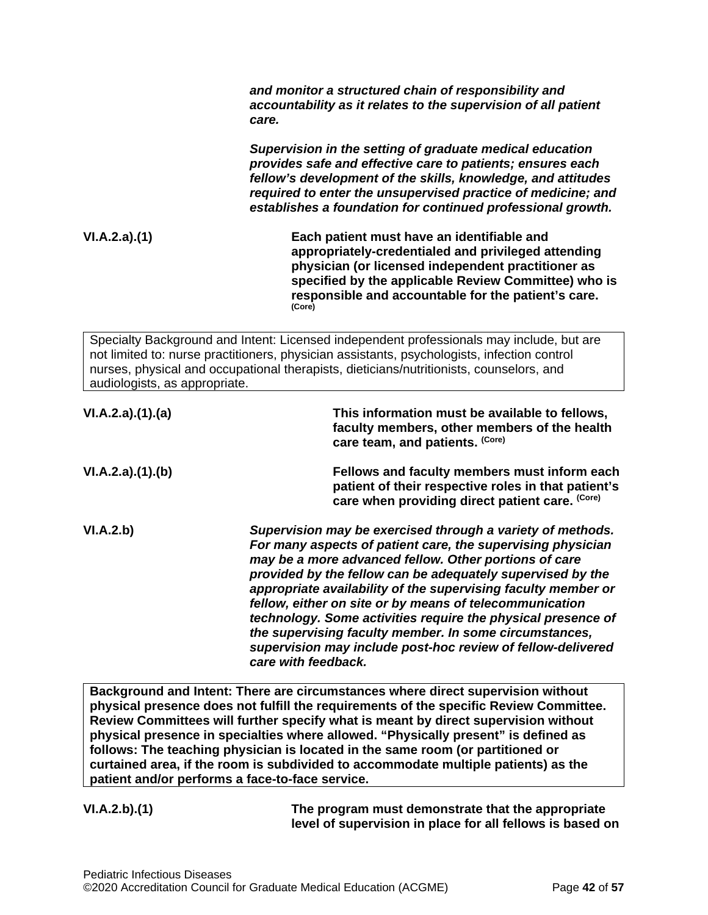***and monitor a structured chain of responsibility and accountability as it relates to the supervision of all patient care.***

***Supervision in the setting of graduate medical education provides safe and effective care to patients; ensures each fellow's development of the skills, knowledge, and attitudes required to enter the unsupervised practice of medicine; and establishes a foundation for continued professional growth.***

**VI.A.2.a).(1)** **Each patient must have an identifiable and appropriately-credentialed and privileged attending physician (or licensed independent practitioner as specified by the applicable Review Committee) who is responsible and accountable for the patient's care.** **(Core)**

| Specialty Background and Intent: Licensed independent professionals may include, but are not limited to: nurse practitioners, physician assistants, psychologists, infection control nurses, physical and occupational therapists, dieticians/nutritionists, counselors, and audiologists, as appropriate. |
|---|

**VI.A.2.a).(1).(a)** **This information must be available to fellows, faculty members, other members of the health care team, and patients.** **(Core)**

**VI.A.2.a).(1).(b)** **Fellows and faculty members must inform each patient of their respective roles in that patient's care when providing direct patient care.** **(Core)**

**VI.A.2.b)** ***Supervision may be exercised through a variety of methods. For many aspects of patient care, the supervising physician may be a more advanced fellow. Other portions of care provided by the fellow can be adequately supervised by the appropriate availability of the supervising faculty member or fellow, either on site or by means of telecommunication technology. Some activities require the physical presence of the supervising faculty member. In some circumstances, supervision may include post-hoc review of fellow-delivered care with feedback.***

| **Background and Intent: There are circumstances where direct supervision without physical presence does not fulfill the requirements of the specific Review Committee. Review Committees will further specify what is meant by direct supervision without physical presence in specialties where allowed. "Physically present" is defined as follows: The teaching physician is located in the same room (or partitioned or curtained area, if the room is subdivided to accommodate multiple patients) as the patient and/or performs a face-to-face service.** |
|---|

**VI.A.2.b).(1)** **The program must demonstrate that the appropriate level of supervision in place for all fellows is based on**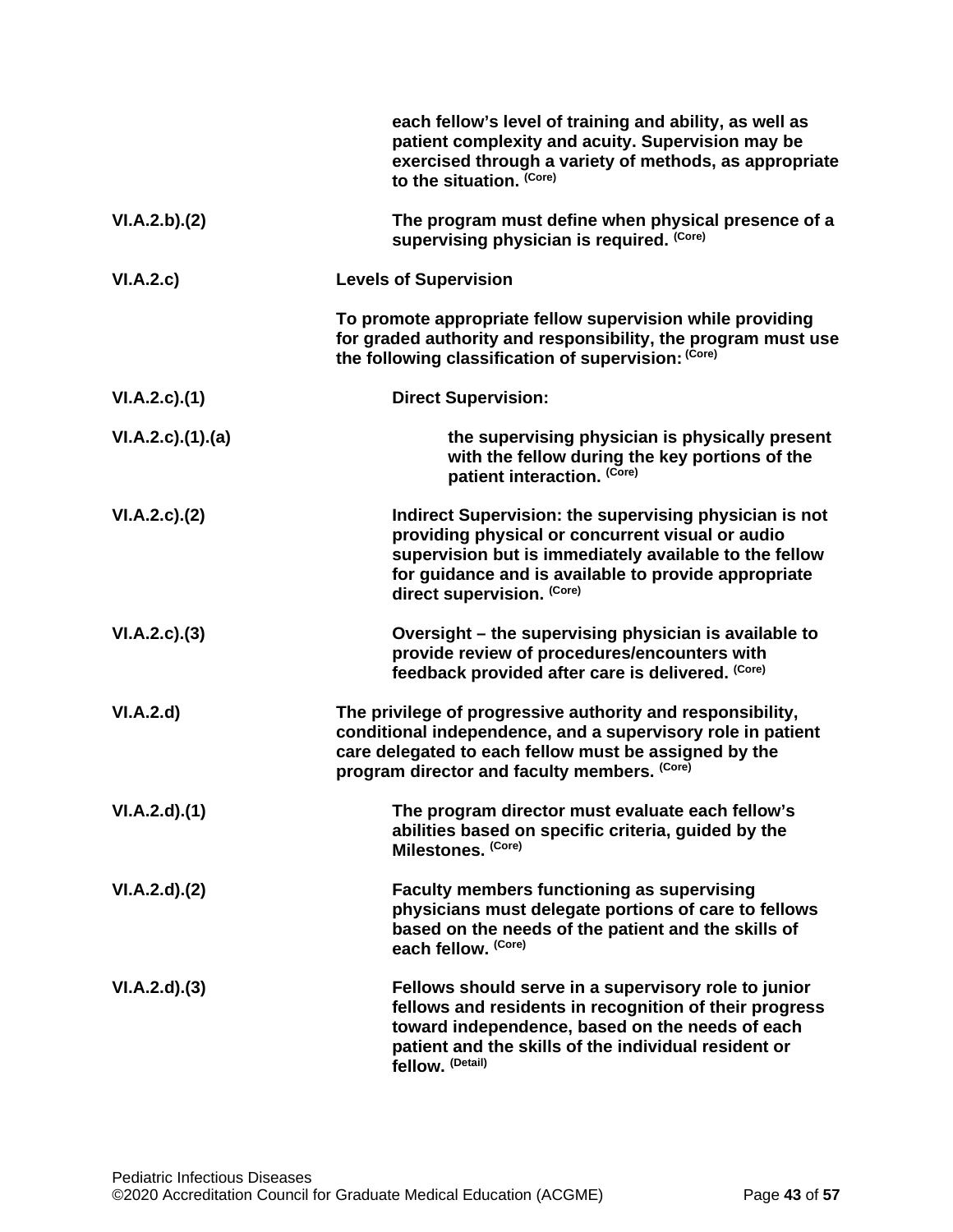each fellow's level of training and ability, as well as patient complexity and acuity. Supervision may be exercised through a variety of methods, as appropriate to the situation. (Core)

| | |
|---|---|
| VI.A.2.b).(2) | **The program must define when physical presence of a supervising physician is required.** (Core) |
| VI.A.2.c) | **Levels of Supervision** |
| | **To promote appropriate fellow supervision while providing for graded authority and responsibility, the program must use the following classification of supervision:** (Core) |
| VI.A.2.c).(1) | **Direct Supervision:** |
| VI.A.2.c).(1).(a) | **the supervising physician is physically present with the fellow during the key portions of the patient interaction.** (Core) |
| VI.A.2.c).(2) | **Indirect Supervision: the supervising physician is not providing physical or concurrent visual or audio supervision but is immediately available to the fellow for guidance and is available to provide appropriate direct supervision.** (Core) |
| VI.A.2.c).(3) | **Oversight – the supervising physician is available to provide review of procedures/encounters with feedback provided after care is delivered.** (Core) |
| VI.A.2.d) | **The privilege of progressive authority and responsibility, conditional independence, and a supervisory role in patient care delegated to each fellow must be assigned by the program director and faculty members.** (Core) |
| VI.A.2.d).(1) | **The program director must evaluate each fellow's abilities based on specific criteria, guided by the Milestones.** (Core) |
| VI.A.2.d).(2) | **Faculty members functioning as supervising physicians must delegate portions of care to fellows based on the needs of the patient and the skills of each fellow.** (Core) |
| VI.A.2.d).(3) | **Fellows should serve in a supervisory role to junior fellows and residents in recognition of their progress toward independence, based on the needs of each patient and the skills of the individual resident or fellow.** (Detail) |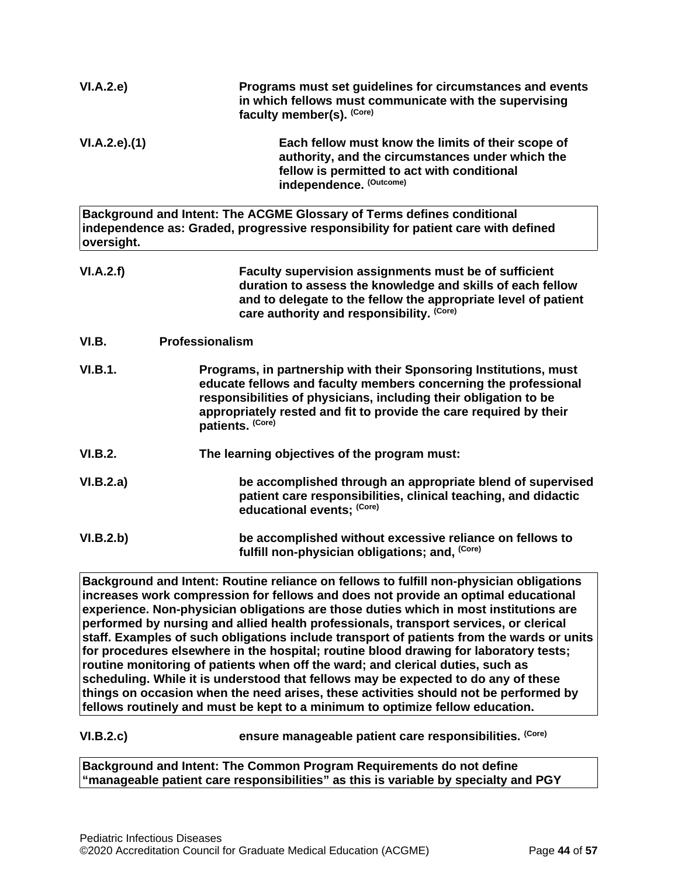**VI.A.2.e)** **Programs must set guidelines for circumstances and events in which fellows must communicate with the supervising faculty member(s).** (Core)

**VI.A.2.e).(1)** **Each fellow must know the limits of their scope of authority, and the circumstances under which the fellow is permitted to act with conditional independence.** (Outcome)

> **Background and Intent: The ACGME Glossary of Terms defines conditional independence as: Graded, progressive responsibility for patient care with defined oversight.**

**VI.A.2.f)** **Faculty supervision assignments must be of sufficient duration to assess the knowledge and skills of each fellow and to delegate to the fellow the appropriate level of patient care authority and responsibility.** (Core)

**VI.B. Professionalism**

**VI.B.1.** **Programs, in partnership with their Sponsoring Institutions, must educate fellows and faculty members concerning the professional responsibilities of physicians, including their obligation to be appropriately rested and fit to provide the care required by their patients.** (Core)

**VI.B.2.** **The learning objectives of the program must:**

**VI.B.2.a)** **be accomplished through an appropriate blend of supervised patient care responsibilities, clinical teaching, and didactic educational events;** (Core)

**VI.B.2.b)** **be accomplished without excessive reliance on fellows to fulfill non-physician obligations; and,** (Core)

> **Background and Intent: Routine reliance on fellows to fulfill non-physician obligations increases work compression for fellows and does not provide an optimal educational experience. Non-physician obligations are those duties which in most institutions are performed by nursing and allied health professionals, transport services, or clerical staff. Examples of such obligations include transport of patients from the wards or units for procedures elsewhere in the hospital; routine blood drawing for laboratory tests; routine monitoring of patients when off the ward; and clerical duties, such as scheduling. While it is understood that fellows may be expected to do any of these things on occasion when the need arises, these activities should not be performed by fellows routinely and must be kept to a minimum to optimize fellow education.**

**VI.B.2.c)** **ensure manageable patient care responsibilities.** (Core)

> **Background and Intent: The Common Program Requirements do not define "manageable patient care responsibilities" as this is variable by specialty and PGY**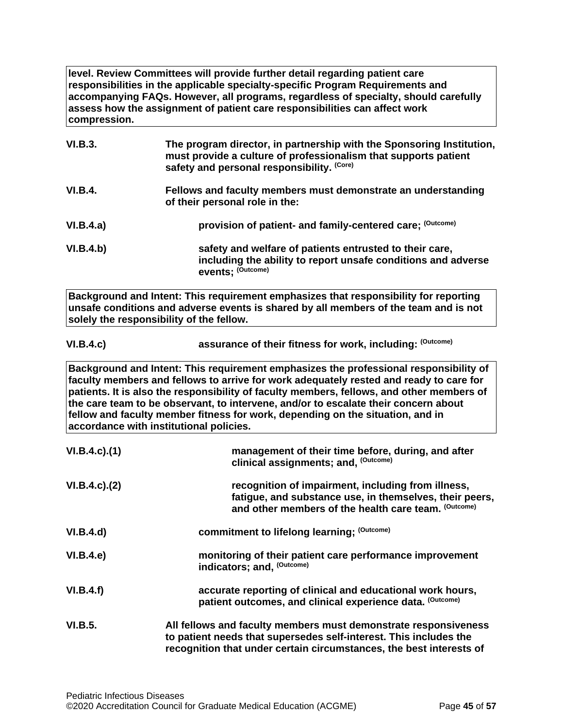**level. Review Committees will provide further detail regarding patient care responsibilities in the applicable specialty-specific Program Requirements and accompanying FAQs. However, all programs, regardless of specialty, should carefully assess how the assignment of patient care responsibilities can affect work compression.**

**VI.B.3.** **The program director, in partnership with the Sponsoring Institution, must provide a culture of professionalism that supports patient safety and personal responsibility.** (Core)

**VI.B.4.** **Fellows and faculty members must demonstrate an understanding of their personal role in the:**

**VI.B.4.a)** **provision of patient- and family-centered care;** (Outcome)

**VI.B.4.b)** **safety and welfare of patients entrusted to their care, including the ability to report unsafe conditions and adverse events;** (Outcome)

**Background and Intent: This requirement emphasizes that responsibility for reporting unsafe conditions and adverse events is shared by all members of the team and is not solely the responsibility of the fellow.**

**VI.B.4.c)** **assurance of their fitness for work, including:** (Outcome)

**Background and Intent: This requirement emphasizes the professional responsibility of faculty members and fellows to arrive for work adequately rested and ready to care for patients. It is also the responsibility of faculty members, fellows, and other members of the care team to be observant, to intervene, and/or to escalate their concern about fellow and faculty member fitness for work, depending on the situation, and in accordance with institutional policies.**

**VI.B.4.c).(1)** **management of their time before, during, and after clinical assignments; and,** (Outcome)

**VI.B.4.c).(2)** **recognition of impairment, including from illness, fatigue, and substance use, in themselves, their peers, and other members of the health care team.** (Outcome)

**VI.B.4.d)** **commitment to lifelong learning;** (Outcome)

**VI.B.4.e)** **monitoring of their patient care performance improvement indicators; and,** (Outcome)

**VI.B.4.f)** **accurate reporting of clinical and educational work hours, patient outcomes, and clinical experience data.** (Outcome)

**VI.B.5.** **All fellows and faculty members must demonstrate responsiveness to patient needs that supersedes self-interest. This includes the recognition that under certain circumstances, the best interests of**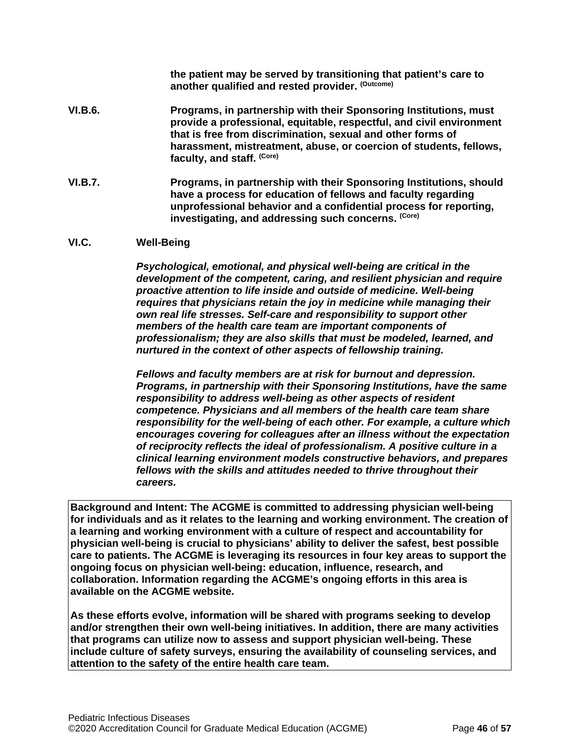**the patient may be served by transitioning that patient's care to another qualified and rested provider.** (Outcome)

**VI.B.6.** **Programs, in partnership with their Sponsoring Institutions, must provide a professional, equitable, respectful, and civil environment that is free from discrimination, sexual and other forms of harassment, mistreatment, abuse, or coercion of students, fellows, faculty, and staff.** (Core)

**VI.B.7.** **Programs, in partnership with their Sponsoring Institutions, should have a process for education of fellows and faculty regarding unprofessional behavior and a confidential process for reporting, investigating, and addressing such concerns.** (Core)

## VI.C. Well-Being

***Psychological, emotional, and physical well-being are critical in the development of the competent, caring, and resilient physician and require proactive attention to life inside and outside of medicine. Well-being requires that physicians retain the joy in medicine while managing their own real life stresses. Self-care and responsibility to support other members of the health care team are important components of professionalism; they are also skills that must be modeled, learned, and nurtured in the context of other aspects of fellowship training.***

***Fellows and faculty members are at risk for burnout and depression. Programs, in partnership with their Sponsoring Institutions, have the same responsibility to address well-being as other aspects of resident competence. Physicians and all members of the health care team share responsibility for the well-being of each other. For example, a culture which encourages covering for colleagues after an illness without the expectation of reciprocity reflects the ideal of professionalism. A positive culture in a clinical learning environment models constructive behaviors, and prepares fellows with the skills and attitudes needed to thrive throughout their careers.***

| **Background and Intent: The ACGME is committed to addressing physician well-being for individuals and as it relates to the learning and working environment. The creation of a learning and working environment with a culture of respect and accountability for physician well-being is crucial to physicians' ability to deliver the safest, best possible care to patients. The ACGME is leveraging its resources in four key areas to support the ongoing focus on physician well-being: education, influence, research, and collaboration. Information regarding the ACGME's ongoing efforts in this area is available on the ACGME website.**<br><br>**As these efforts evolve, information will be shared with programs seeking to develop and/or strengthen their own well-being initiatives. In addition, there are many activities that programs can utilize now to assess and support physician well-being. These include culture of safety surveys, ensuring the availability of counseling services, and attention to the safety of the entire health care team.** |
|---|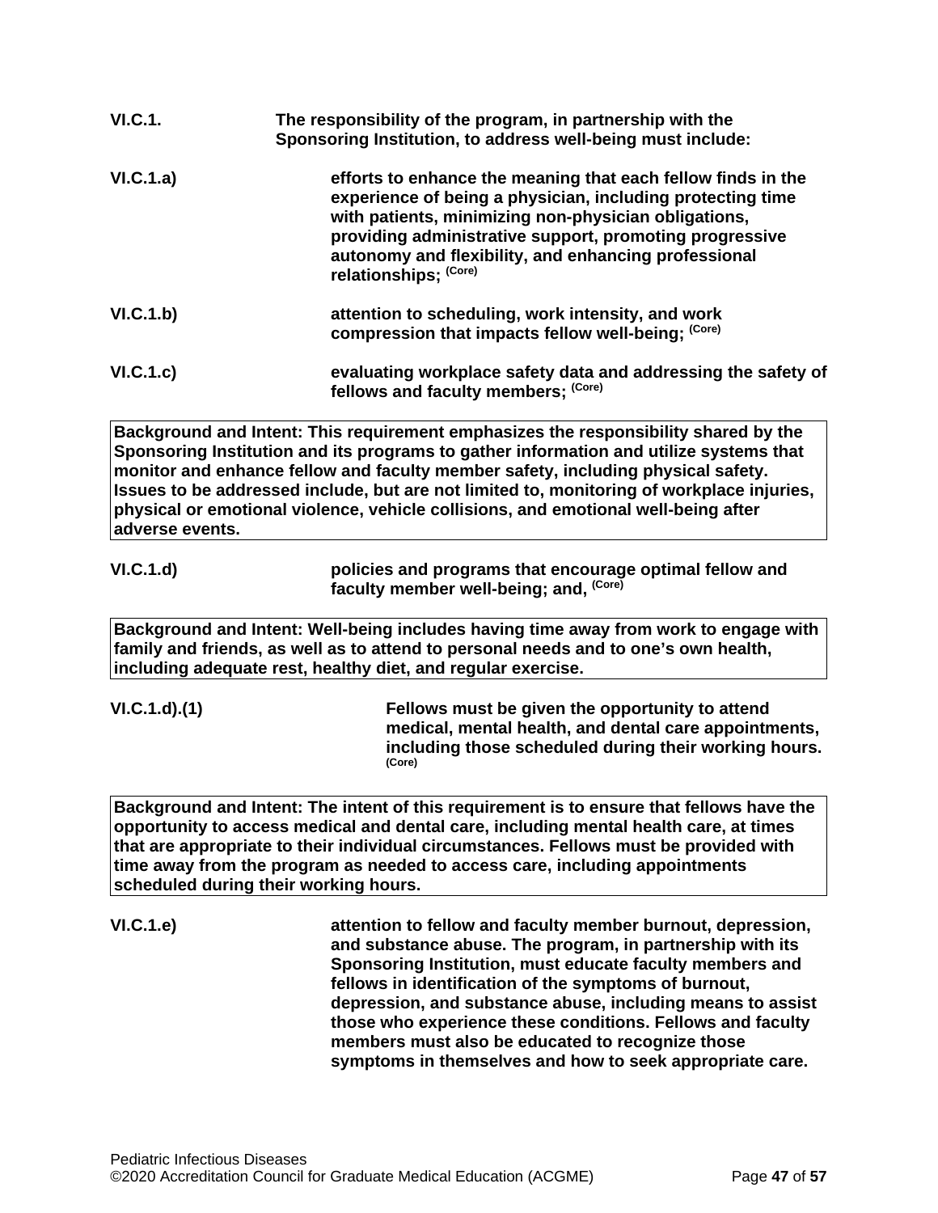**VI.C.1.** **The responsibility of the program, in partnership with the Sponsoring Institution, to address well-being must include:**

**VI.C.1.a)** **efforts to enhance the meaning that each fellow finds in the experience of being a physician, including protecting time with patients, minimizing non-physician obligations, providing administrative support, promoting progressive autonomy and flexibility, and enhancing professional relationships; (Core)**

**VI.C.1.b)** **attention to scheduling, work intensity, and work compression that impacts fellow well-being; (Core)**

**VI.C.1.c)** **evaluating workplace safety data and addressing the safety of fellows and faculty members; (Core)**

> **Background and Intent: This requirement emphasizes the responsibility shared by the Sponsoring Institution and its programs to gather information and utilize systems that monitor and enhance fellow and faculty member safety, including physical safety. Issues to be addressed include, but are not limited to, monitoring of workplace injuries, physical or emotional violence, vehicle collisions, and emotional well-being after adverse events.**

**VI.C.1.d)** **policies and programs that encourage optimal fellow and faculty member well-being; and, (Core)**

> **Background and Intent: Well-being includes having time away from work to engage with family and friends, as well as to attend to personal needs and to one's own health, including adequate rest, healthy diet, and regular exercise.**

**VI.C.1.d).(1)** **Fellows must be given the opportunity to attend medical, mental health, and dental care appointments, including those scheduled during their working hours. (Core)**

> **Background and Intent: The intent of this requirement is to ensure that fellows have the opportunity to access medical and dental care, including mental health care, at times that are appropriate to their individual circumstances. Fellows must be provided with time away from the program as needed to access care, including appointments scheduled during their working hours.**

**VI.C.1.e)** **attention to fellow and faculty member burnout, depression, and substance abuse. The program, in partnership with its Sponsoring Institution, must educate faculty members and fellows in identification of the symptoms of burnout, depression, and substance abuse, including means to assist those who experience these conditions. Fellows and faculty members must also be educated to recognize those symptoms in themselves and how to seek appropriate care.**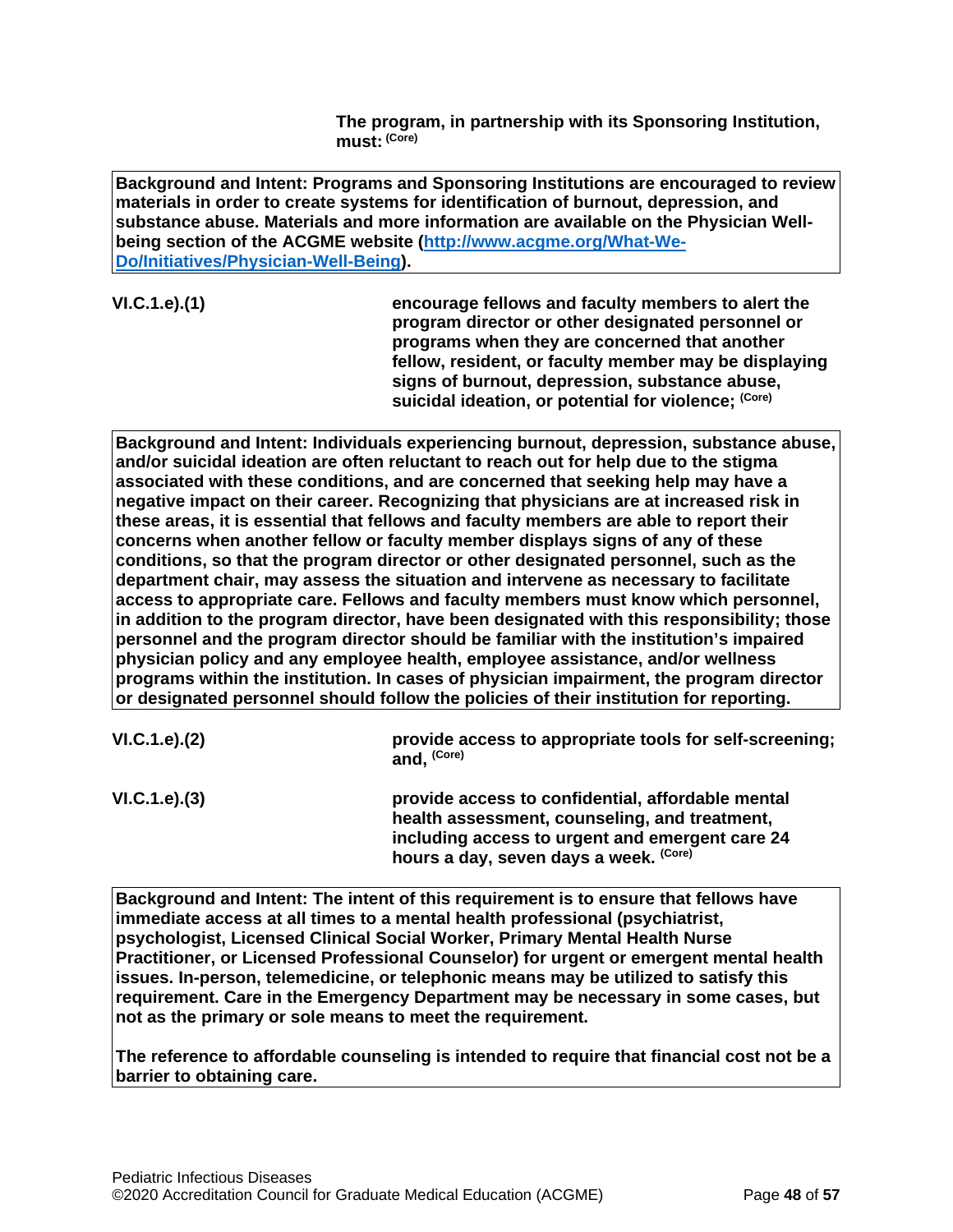**The program, in partnership with its Sponsoring Institution, must:** (Core)

**Background and Intent: Programs and Sponsoring Institutions are encouraged to review materials in order to create systems for identification of burnout, depression, and substance abuse. Materials and more information are available on the Physician Well-being section of the ACGME website ([http://www.acgme.org/What-We-Do/Initiatives/Physician-Well-Being](http://www.acgme.org/What-We-Do/Initiatives/Physician-Well-Being)).**

**VI.C.1.e).(1)** **encourage fellows and faculty members to alert the program director or other designated personnel or programs when they are concerned that another fellow, resident, or faculty member may be displaying signs of burnout, depression, substance abuse, suicidal ideation, or potential for violence;** (Core)

**Background and Intent: Individuals experiencing burnout, depression, substance abuse, and/or suicidal ideation are often reluctant to reach out for help due to the stigma associated with these conditions, and are concerned that seeking help may have a negative impact on their career. Recognizing that physicians are at increased risk in these areas, it is essential that fellows and faculty members are able to report their concerns when another fellow or faculty member displays signs of any of these conditions, so that the program director or other designated personnel, such as the department chair, may assess the situation and intervene as necessary to facilitate access to appropriate care. Fellows and faculty members must know which personnel, in addition to the program director, have been designated with this responsibility; those personnel and the program director should be familiar with the institution's impaired physician policy and any employee health, employee assistance, and/or wellness programs within the institution. In cases of physician impairment, the program director or designated personnel should follow the policies of their institution for reporting.**

**VI.C.1.e).(2)** **provide access to appropriate tools for self-screening; and,** (Core)

**VI.C.1.e).(3)** **provide access to confidential, affordable mental health assessment, counseling, and treatment, including access to urgent and emergent care 24 hours a day, seven days a week.** (Core)

**Background and Intent: The intent of this requirement is to ensure that fellows have immediate access at all times to a mental health professional (psychiatrist, psychologist, Licensed Clinical Social Worker, Primary Mental Health Nurse Practitioner, or Licensed Professional Counselor) for urgent or emergent mental health issues. In-person, telemedicine, or telephonic means may be utilized to satisfy this requirement. Care in the Emergency Department may be necessary in some cases, but not as the primary or sole means to meet the requirement.**

**The reference to affordable counseling is intended to require that financial cost not be a barrier to obtaining care.**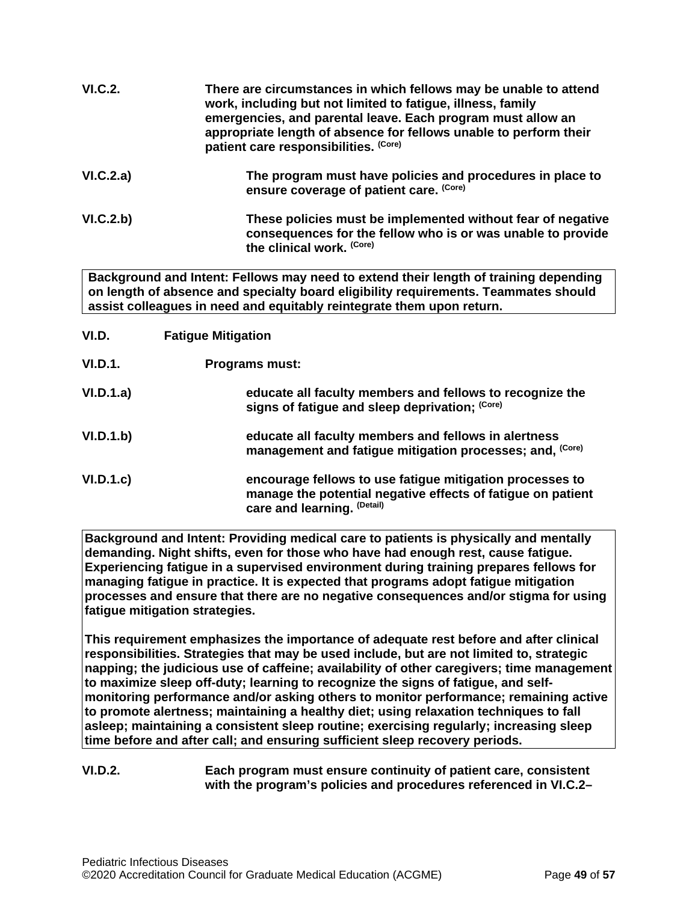**VI.C.2.** **There are circumstances in which fellows may be unable to attend work, including but not limited to fatigue, illness, family emergencies, and parental leave. Each program must allow an appropriate length of absence for fellows unable to perform their patient care responsibilities.** **(Core)**

**VI.C.2.a)** **The program must have policies and procedures in place to ensure coverage of patient care.** **(Core)**

**VI.C.2.b)** **These policies must be implemented without fear of negative consequences for the fellow who is or was unable to provide the clinical work.** **(Core)**

> **Background and Intent: Fellows may need to extend their length of training depending on length of absence and specialty board eligibility requirements. Teammates should assist colleagues in need and equitably reintegrate them upon return.**

**VI.D.** **Fatigue Mitigation**

**VI.D.1.** **Programs must:**

**VI.D.1.a)** **educate all faculty members and fellows to recognize the signs of fatigue and sleep deprivation;** **(Core)**

**VI.D.1.b)** **educate all faculty members and fellows in alertness management and fatigue mitigation processes; and,** **(Core)**

**VI.D.1.c)** **encourage fellows to use fatigue mitigation processes to manage the potential negative effects of fatigue on patient care and learning.** **(Detail)**

> **Background and Intent: Providing medical care to patients is physically and mentally demanding. Night shifts, even for those who have had enough rest, cause fatigue. Experiencing fatigue in a supervised environment during training prepares fellows for managing fatigue in practice. It is expected that programs adopt fatigue mitigation processes and ensure that there are no negative consequences and/or stigma for using fatigue mitigation strategies.**
>
> **This requirement emphasizes the importance of adequate rest before and after clinical responsibilities. Strategies that may be used include, but are not limited to, strategic napping; the judicious use of caffeine; availability of other caregivers; time management to maximize sleep off-duty; learning to recognize the signs of fatigue, and self-monitoring performance and/or asking others to monitor performance; remaining active to promote alertness; maintaining a healthy diet; using relaxation techniques to fall asleep; maintaining a consistent sleep routine; exercising regularly; increasing sleep time before and after call; and ensuring sufficient sleep recovery periods.**

**VI.D.2.** **Each program must ensure continuity of patient care, consistent with the program's policies and procedures referenced in VI.C.2–**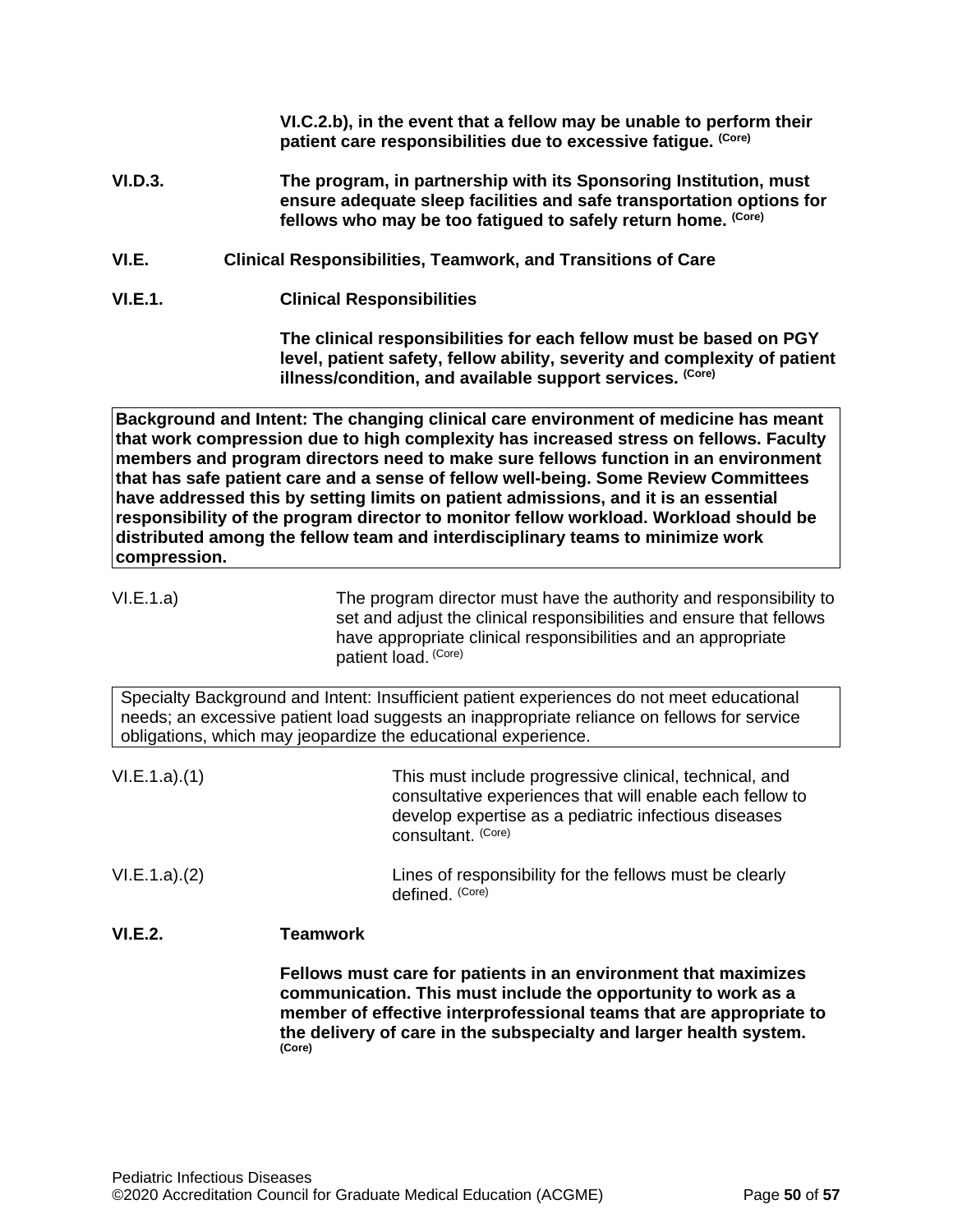**VI.C.2.b), in the event that a fellow may be unable to perform their patient care responsibilities due to excessive fatigue.** (Core)

**VI.D.3.** **The program, in partnership with its Sponsoring Institution, must ensure adequate sleep facilities and safe transportation options for fellows who may be too fatigued to safely return home.** (Core)

**VI.E. Clinical Responsibilities, Teamwork, and Transitions of Care**

**VI.E.1. Clinical Responsibilities**

**The clinical responsibilities for each fellow must be based on PGY level, patient safety, fellow ability, severity and complexity of patient illness/condition, and available support services.** (Core)

> **Background and Intent: The changing clinical care environment of medicine has meant that work compression due to high complexity has increased stress on fellows. Faculty members and program directors need to make sure fellows function in an environment that has safe patient care and a sense of fellow well-being. Some Review Committees have addressed this by setting limits on patient admissions, and it is an essential responsibility of the program director to monitor fellow workload. Workload should be distributed among the fellow team and interdisciplinary teams to minimize work compression.**

VI.E.1.a) The program director must have the authority and responsibility to set and adjust the clinical responsibilities and ensure that fellows have appropriate clinical responsibilities and an appropriate patient load. (Core)

> Specialty Background and Intent: Insufficient patient experiences do not meet educational needs; an excessive patient load suggests an inappropriate reliance on fellows for service obligations, which may jeopardize the educational experience.

VI.E.1.a).(1) This must include progressive clinical, technical, and consultative experiences that will enable each fellow to develop expertise as a pediatric infectious diseases consultant. (Core)

VI.E.1.a).(2) Lines of responsibility for the fellows must be clearly defined. (Core)

**VI.E.2. Teamwork**

**Fellows must care for patients in an environment that maximizes communication. This must include the opportunity to work as a member of effective interprofessional teams that are appropriate to the delivery of care in the subspecialty and larger health system. (Core)**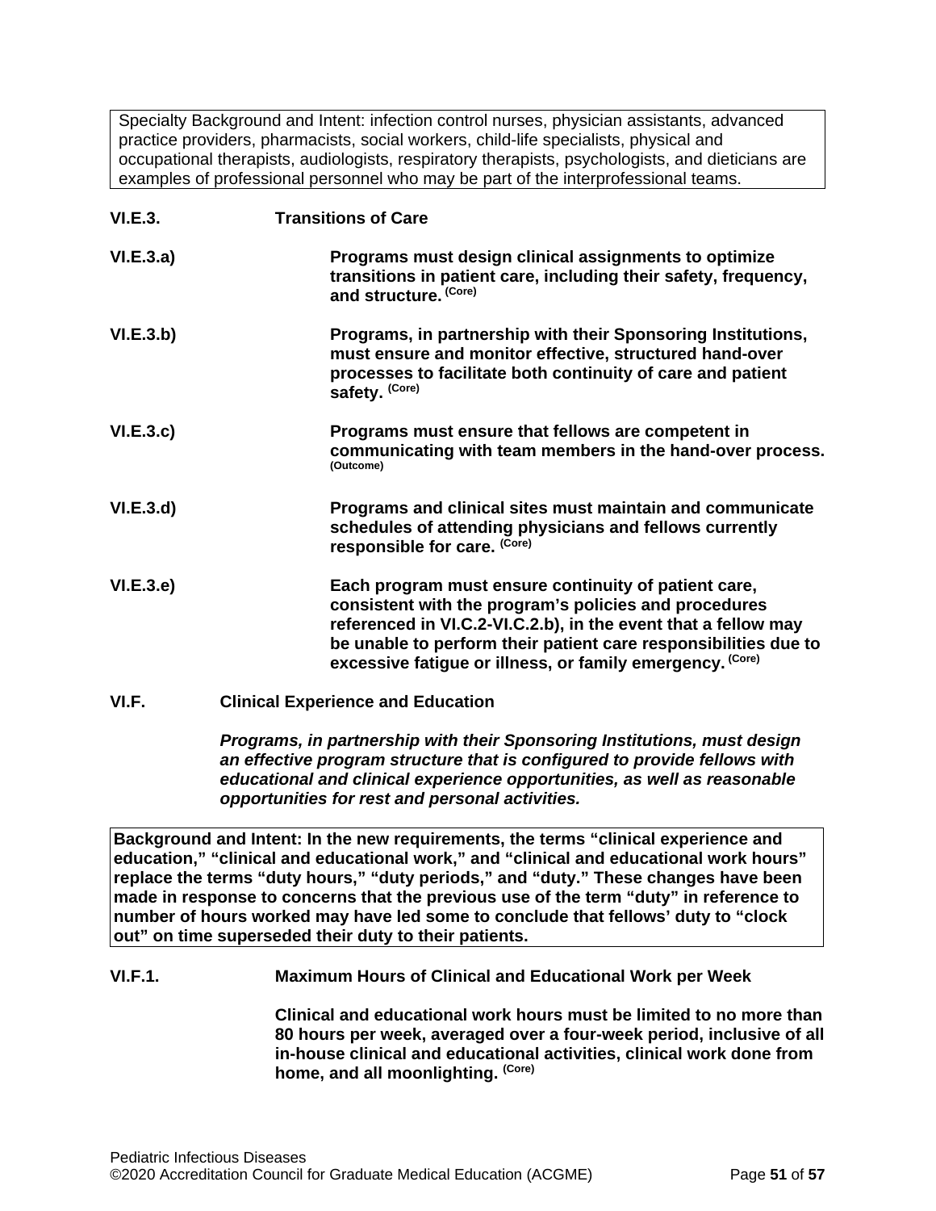Specialty Background and Intent: infection control nurses, physician assistants, advanced practice providers, pharmacists, social workers, child-life specialists, physical and occupational therapists, audiologists, respiratory therapists, psychologists, and dieticians are examples of professional personnel who may be part of the interprofessional teams.

**VI.E.3. Transitions of Care**

**VI.E.3.a) Programs must design clinical assignments to optimize transitions in patient care, including their safety, frequency, and structure.** (Core)

**VI.E.3.b) Programs, in partnership with their Sponsoring Institutions, must ensure and monitor effective, structured hand-over processes to facilitate both continuity of care and patient safety.** (Core)

**VI.E.3.c) Programs must ensure that fellows are competent in communicating with team members in the hand-over process.** (Outcome)

**VI.E.3.d) Programs and clinical sites must maintain and communicate schedules of attending physicians and fellows currently responsible for care.** (Core)

**VI.E.3.e) Each program must ensure continuity of patient care, consistent with the program's policies and procedures referenced in VI.C.2-VI.C.2.b), in the event that a fellow may be unable to perform their patient care responsibilities due to excessive fatigue or illness, or family emergency.** (Core)

**VI.F. Clinical Experience and Education**

***Programs, in partnership with their Sponsoring Institutions, must design an effective program structure that is configured to provide fellows with educational and clinical experience opportunities, as well as reasonable opportunities for rest and personal activities.***

**Background and Intent: In the new requirements, the terms "clinical experience and education," "clinical and educational work," and "clinical and educational work hours" replace the terms "duty hours," "duty periods," and "duty." These changes have been made in response to concerns that the previous use of the term "duty" in reference to number of hours worked may have led some to conclude that fellows' duty to "clock out" on time superseded their duty to their patients.**

**VI.F.1. Maximum Hours of Clinical and Educational Work per Week**

**Clinical and educational work hours must be limited to no more than 80 hours per week, averaged over a four-week period, inclusive of all in-house clinical and educational activities, clinical work done from home, and all moonlighting.** (Core)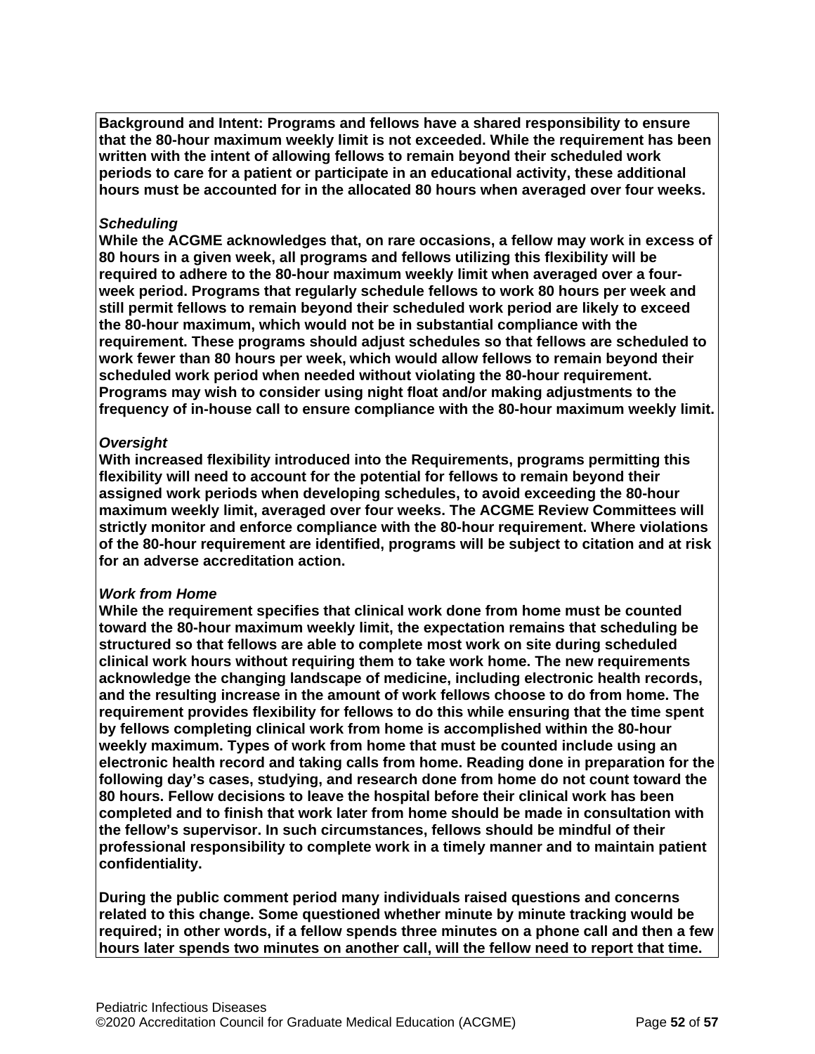**Background and Intent: Programs and fellows have a shared responsibility to ensure that the 80-hour maximum weekly limit is not exceeded. While the requirement has been written with the intent of allowing fellows to remain beyond their scheduled work periods to care for a patient or participate in an educational activity, these additional hours must be accounted for in the allocated 80 hours when averaged over four weeks.**

***Scheduling***

**While the ACGME acknowledges that, on rare occasions, a fellow may work in excess of 80 hours in a given week, all programs and fellows utilizing this flexibility will be required to adhere to the 80-hour maximum weekly limit when averaged over a four-week period. Programs that regularly schedule fellows to work 80 hours per week and still permit fellows to remain beyond their scheduled work period are likely to exceed the 80-hour maximum, which would not be in substantial compliance with the requirement. These programs should adjust schedules so that fellows are scheduled to work fewer than 80 hours per week, which would allow fellows to remain beyond their scheduled work period when needed without violating the 80-hour requirement. Programs may wish to consider using night float and/or making adjustments to the frequency of in-house call to ensure compliance with the 80-hour maximum weekly limit.**

***Oversight***

**With increased flexibility introduced into the Requirements, programs permitting this flexibility will need to account for the potential for fellows to remain beyond their assigned work periods when developing schedules, to avoid exceeding the 80-hour maximum weekly limit, averaged over four weeks. The ACGME Review Committees will strictly monitor and enforce compliance with the 80-hour requirement. Where violations of the 80-hour requirement are identified, programs will be subject to citation and at risk for an adverse accreditation action.**

***Work from Home***

**While the requirement specifies that clinical work done from home must be counted toward the 80-hour maximum weekly limit, the expectation remains that scheduling be structured so that fellows are able to complete most work on site during scheduled clinical work hours without requiring them to take work home. The new requirements acknowledge the changing landscape of medicine, including electronic health records, and the resulting increase in the amount of work fellows choose to do from home. The requirement provides flexibility for fellows to do this while ensuring that the time spent by fellows completing clinical work from home is accomplished within the 80-hour weekly maximum. Types of work from home that must be counted include using an electronic health record and taking calls from home. Reading done in preparation for the following day's cases, studying, and research done from home do not count toward the 80 hours. Fellow decisions to leave the hospital before their clinical work has been completed and to finish that work later from home should be made in consultation with the fellow's supervisor. In such circumstances, fellows should be mindful of their professional responsibility to complete work in a timely manner and to maintain patient confidentiality.**

**During the public comment period many individuals raised questions and concerns related to this change. Some questioned whether minute by minute tracking would be required; in other words, if a fellow spends three minutes on a phone call and then a few hours later spends two minutes on another call, will the fellow need to report that time.**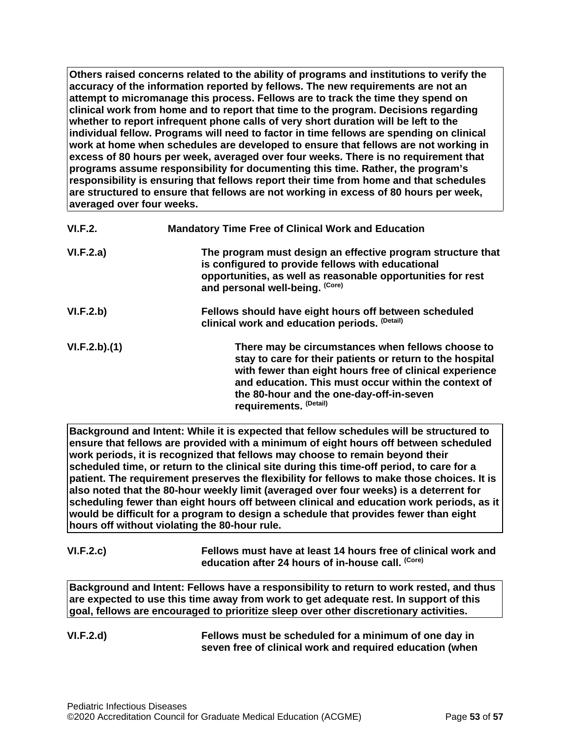**Others raised concerns related to the ability of programs and institutions to verify the accuracy of the information reported by fellows. The new requirements are not an attempt to micromanage this process. Fellows are to track the time they spend on clinical work from home and to report that time to the program. Decisions regarding whether to report infrequent phone calls of very short duration will be left to the individual fellow. Programs will need to factor in time fellows are spending on clinical work at home when schedules are developed to ensure that fellows are not working in excess of 80 hours per week, averaged over four weeks. There is no requirement that programs assume responsibility for documenting this time. Rather, the program's responsibility is ensuring that fellows report their time from home and that schedules are structured to ensure that fellows are not working in excess of 80 hours per week, averaged over four weeks.**

**VI.F.2.** **Mandatory Time Free of Clinical Work and Education**

**VI.F.2.a)** **The program must design an effective program structure that is configured to provide fellows with educational opportunities, as well as reasonable opportunities for rest and personal well-being.** (Core)

**VI.F.2.b)** **Fellows should have eight hours off between scheduled clinical work and education periods.** (Detail)

**VI.F.2.b).(1)** **There may be circumstances when fellows choose to stay to care for their patients or return to the hospital with fewer than eight hours free of clinical experience and education. This must occur within the context of the 80-hour and the one-day-off-in-seven requirements.** (Detail)

**Background and Intent: While it is expected that fellow schedules will be structured to ensure that fellows are provided with a minimum of eight hours off between scheduled work periods, it is recognized that fellows may choose to remain beyond their scheduled time, or return to the clinical site during this time-off period, to care for a patient. The requirement preserves the flexibility for fellows to make those choices. It is also noted that the 80-hour weekly limit (averaged over four weeks) is a deterrent for scheduling fewer than eight hours off between clinical and education work periods, as it would be difficult for a program to design a schedule that provides fewer than eight hours off without violating the 80-hour rule.**

**VI.F.2.c)** **Fellows must have at least 14 hours free of clinical work and education after 24 hours of in-house call.** (Core)

**Background and Intent: Fellows have a responsibility to return to work rested, and thus are expected to use this time away from work to get adequate rest. In support of this goal, fellows are encouraged to prioritize sleep over other discretionary activities.**

**VI.F.2.d)** **Fellows must be scheduled for a minimum of one day in seven free of clinical work and required education (when**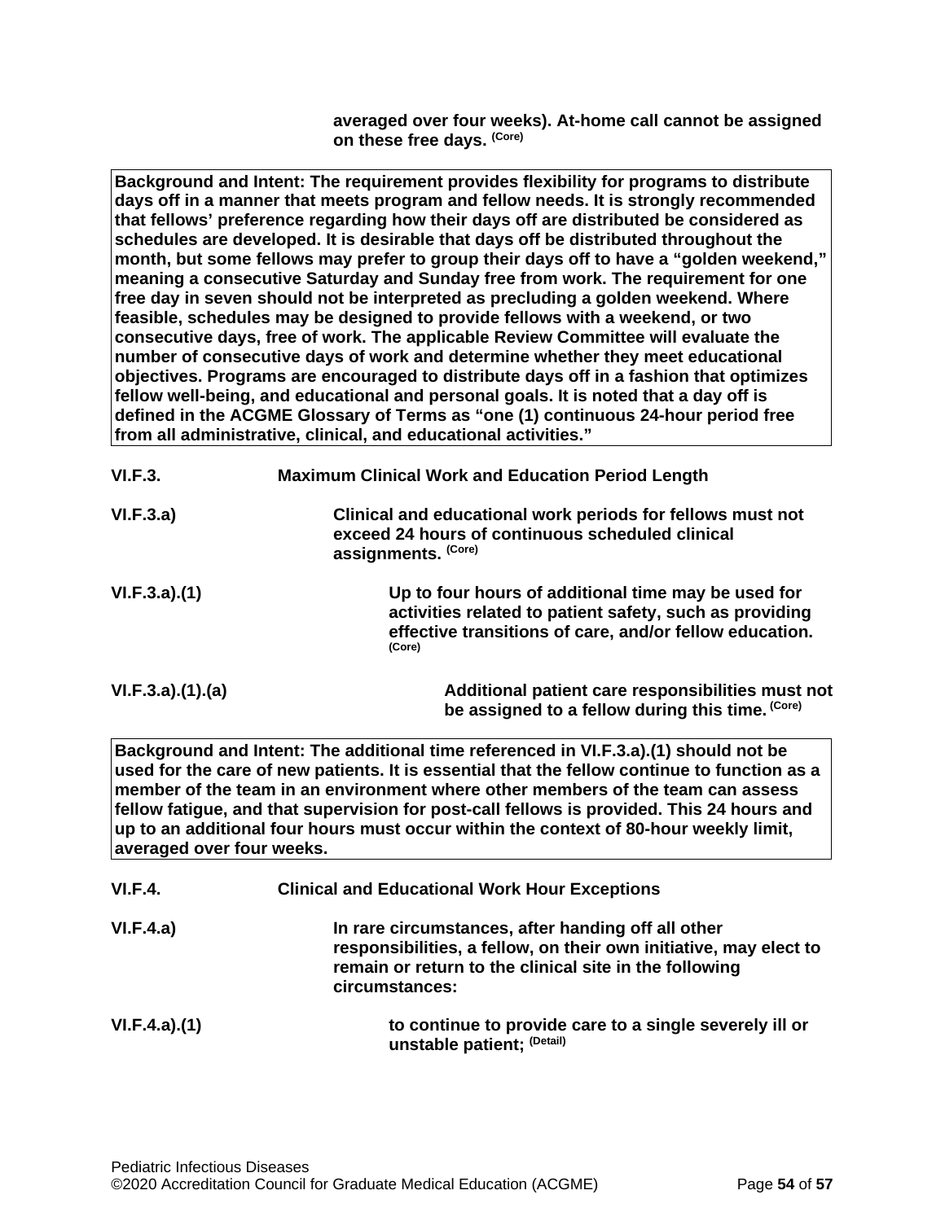**averaged over four weeks). At-home call cannot be assigned on these free days.** (Core)

> **Background and Intent: The requirement provides flexibility for programs to distribute days off in a manner that meets program and fellow needs. It is strongly recommended that fellows' preference regarding how their days off are distributed be considered as schedules are developed. It is desirable that days off be distributed throughout the month, but some fellows may prefer to group their days off to have a "golden weekend," meaning a consecutive Saturday and Sunday free from work. The requirement for one free day in seven should not be interpreted as precluding a golden weekend. Where feasible, schedules may be designed to provide fellows with a weekend, or two consecutive days, free of work. The applicable Review Committee will evaluate the number of consecutive days of work and determine whether they meet educational objectives. Programs are encouraged to distribute days off in a fashion that optimizes fellow well-being, and educational and personal goals. It is noted that a day off is defined in the ACGME Glossary of Terms as "one (1) continuous 24-hour period free from all administrative, clinical, and educational activities."**

**VI.F.3. Maximum Clinical Work and Education Period Length**

**VI.F.3.a)** **Clinical and educational work periods for fellows must not exceed 24 hours of continuous scheduled clinical assignments.** (Core)

**VI.F.3.a).(1)** **Up to four hours of additional time may be used for activities related to patient safety, such as providing effective transitions of care, and/or fellow education.** (Core)

**VI.F.3.a).(1).(a)** **Additional patient care responsibilities must not be assigned to a fellow during this time.** (Core)

> **Background and Intent: The additional time referenced in VI.F.3.a).(1) should not be used for the care of new patients. It is essential that the fellow continue to function as a member of the team in an environment where other members of the team can assess fellow fatigue, and that supervision for post-call fellows is provided. This 24 hours and up to an additional four hours must occur within the context of 80-hour weekly limit, averaged over four weeks.**

**VI.F.4. Clinical and Educational Work Hour Exceptions**

**VI.F.4.a)** **In rare circumstances, after handing off all other responsibilities, a fellow, on their own initiative, may elect to remain or return to the clinical site in the following circumstances:**

**VI.F.4.a).(1)** **to continue to provide care to a single severely ill or unstable patient;** (Detail)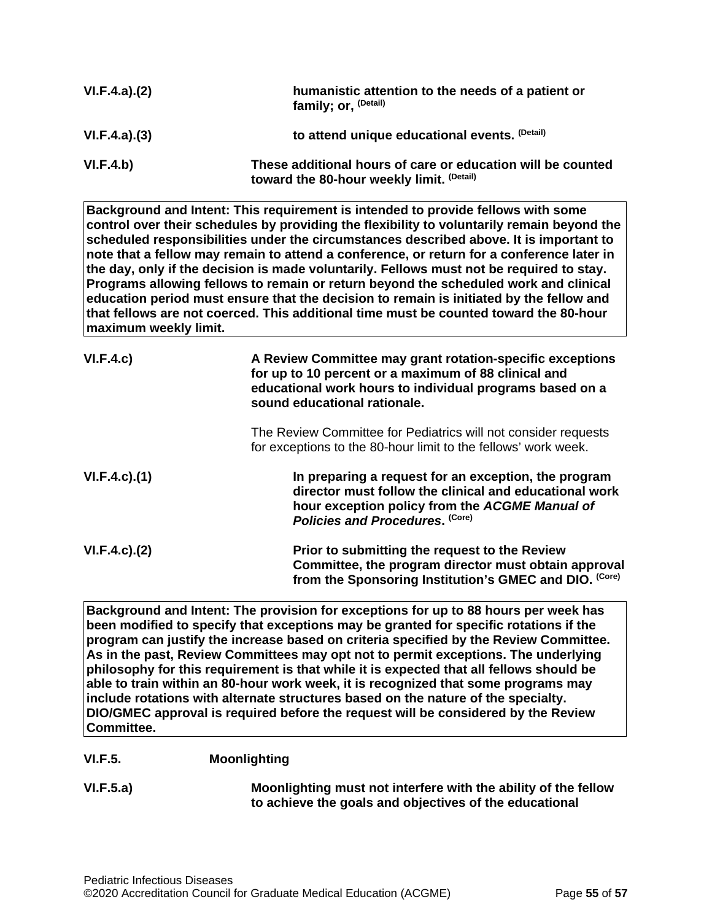| | |
|---|---|
| VI.F.4.a).(2) | **humanistic attention to the needs of a patient or family; or,** (Detail) |
| VI.F.4.a).(3) | **to attend unique educational events.** (Detail) |
| VI.F.4.b) | **These additional hours of care or education will be counted toward the 80-hour weekly limit.** (Detail) |

**Background and Intent: This requirement is intended to provide fellows with some control over their schedules by providing the flexibility to voluntarily remain beyond the scheduled responsibilities under the circumstances described above. It is important to note that a fellow may remain to attend a conference, or return for a conference later in the day, only if the decision is made voluntarily. Fellows must not be required to stay. Programs allowing fellows to remain or return beyond the scheduled work and clinical education period must ensure that the decision to remain is initiated by the fellow and that fellows are not coerced. This additional time must be counted toward the 80-hour maximum weekly limit.**

| | |
|---|---|
| VI.F.4.c) | **A Review Committee may grant rotation-specific exceptions for up to 10 percent or a maximum of 88 clinical and educational work hours to individual programs based on a sound educational rationale.**<br><br>The Review Committee for Pediatrics will not consider requests for exceptions to the 80-hour limit to the fellows' work week. |
| VI.F.4.c).(1) | **In preparing a request for an exception, the program director must follow the clinical and educational work hour exception policy from the *ACGME Manual of Policies and Procedures*.** (Core) |
| VI.F.4.c).(2) | **Prior to submitting the request to the Review Committee, the program director must obtain approval from the Sponsoring Institution's GMEC and DIO.** (Core) |

**Background and Intent: The provision for exceptions for up to 88 hours per week has been modified to specify that exceptions may be granted for specific rotations if the program can justify the increase based on criteria specified by the Review Committee. As in the past, Review Committees may opt not to permit exceptions. The underlying philosophy for this requirement is that while it is expected that all fellows should be able to train within an 80-hour work week, it is recognized that some programs may include rotations with alternate structures based on the nature of the specialty. DIO/GMEC approval is required before the request will be considered by the Review Committee.**

| | |
|---|---|
| VI.F.5. | **Moonlighting** |
| VI.F.5.a) | **Moonlighting must not interfere with the ability of the fellow to achieve the goals and objectives of the educational** |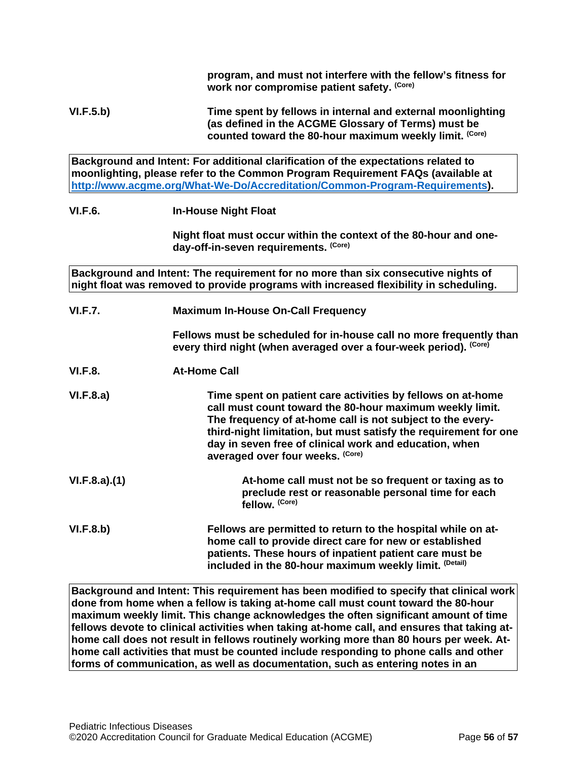program, and must not interfere with the fellow's fitness for work nor compromise patient safety. (Core)

**VI.F.5.b)** Time spent by fellows in internal and external moonlighting (as defined in the ACGME Glossary of Terms) must be counted toward the 80-hour maximum weekly limit. (Core)

> **Background and Intent:** For additional clarification of the expectations related to moonlighting, please refer to the Common Program Requirement FAQs (available at [http://www.acgme.org/What-We-Do/Accreditation/Common-Program-Requirements](http://www.acgme.org/What-We-Do/Accreditation/Common-Program-Requirements)).

**VI.F.6.** **In-House Night Float**

Night float must occur within the context of the 80-hour and one-day-off-in-seven requirements. (Core)

> **Background and Intent:** The requirement for no more than six consecutive nights of night float was removed to provide programs with increased flexibility in scheduling.

**VI.F.7.** **Maximum In-House On-Call Frequency**

Fellows must be scheduled for in-house call no more frequently than every third night (when averaged over a four-week period). (Core)

**VI.F.8.** **At-Home Call**

**VI.F.8.a)** Time spent on patient care activities by fellows on at-home call must count toward the 80-hour maximum weekly limit. The frequency of at-home call is not subject to the every-third-night limitation, but must satisfy the requirement for one day in seven free of clinical work and education, when averaged over four weeks. (Core)

**VI.F.8.a).(1)** At-home call must not be so frequent or taxing as to preclude rest or reasonable personal time for each fellow. (Core)

**VI.F.8.b)** Fellows are permitted to return to the hospital while on at-home call to provide direct care for new or established patients. These hours of inpatient patient care must be included in the 80-hour maximum weekly limit. (Detail)

> **Background and Intent:** This requirement has been modified to specify that clinical work done from home when a fellow is taking at-home call must count toward the 80-hour maximum weekly limit. This change acknowledges the often significant amount of time fellows devote to clinical activities when taking at-home call, and ensures that taking at-home call does not result in fellows routinely working more than 80 hours per week. At-home call activities that must be counted include responding to phone calls and other forms of communication, as well as documentation, such as entering notes in an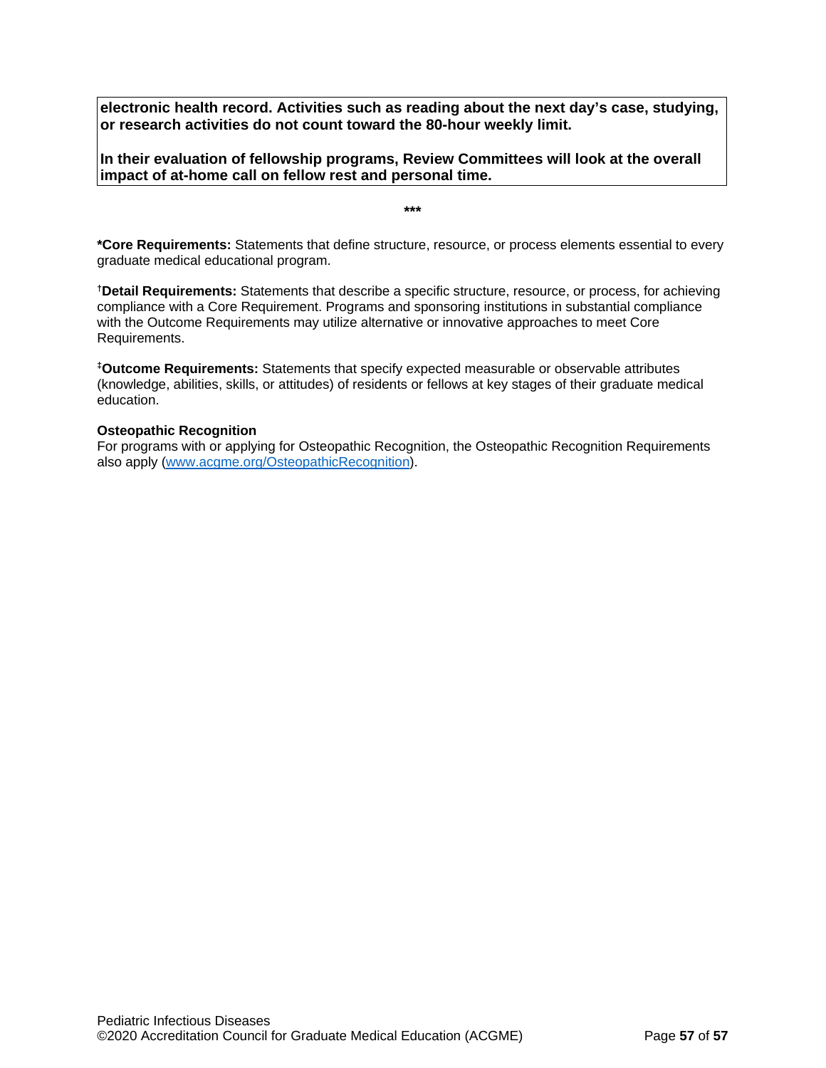**electronic health record. Activities such as reading about the next day's case, studying, or research activities do not count toward the 80-hour weekly limit.**

**In their evaluation of fellowship programs, Review Committees will look at the overall impact of at-home call on fellow rest and personal time.**

\*\*\*

**\*Core Requirements:** Statements that define structure, resource, or process elements essential to every graduate medical educational program.

**†Detail Requirements:** Statements that describe a specific structure, resource, or process, for achieving compliance with a Core Requirement. Programs and sponsoring institutions in substantial compliance with the Outcome Requirements may utilize alternative or innovative approaches to meet Core Requirements.

**‡Outcome Requirements:** Statements that specify expected measurable or observable attributes (knowledge, abilities, skills, or attitudes) of residents or fellows at key stages of their graduate medical education.

**Osteopathic Recognition**
For programs with or applying for Osteopathic Recognition, the Osteopathic Recognition Requirements also apply (www.acgme.org/OsteopathicRecognition).